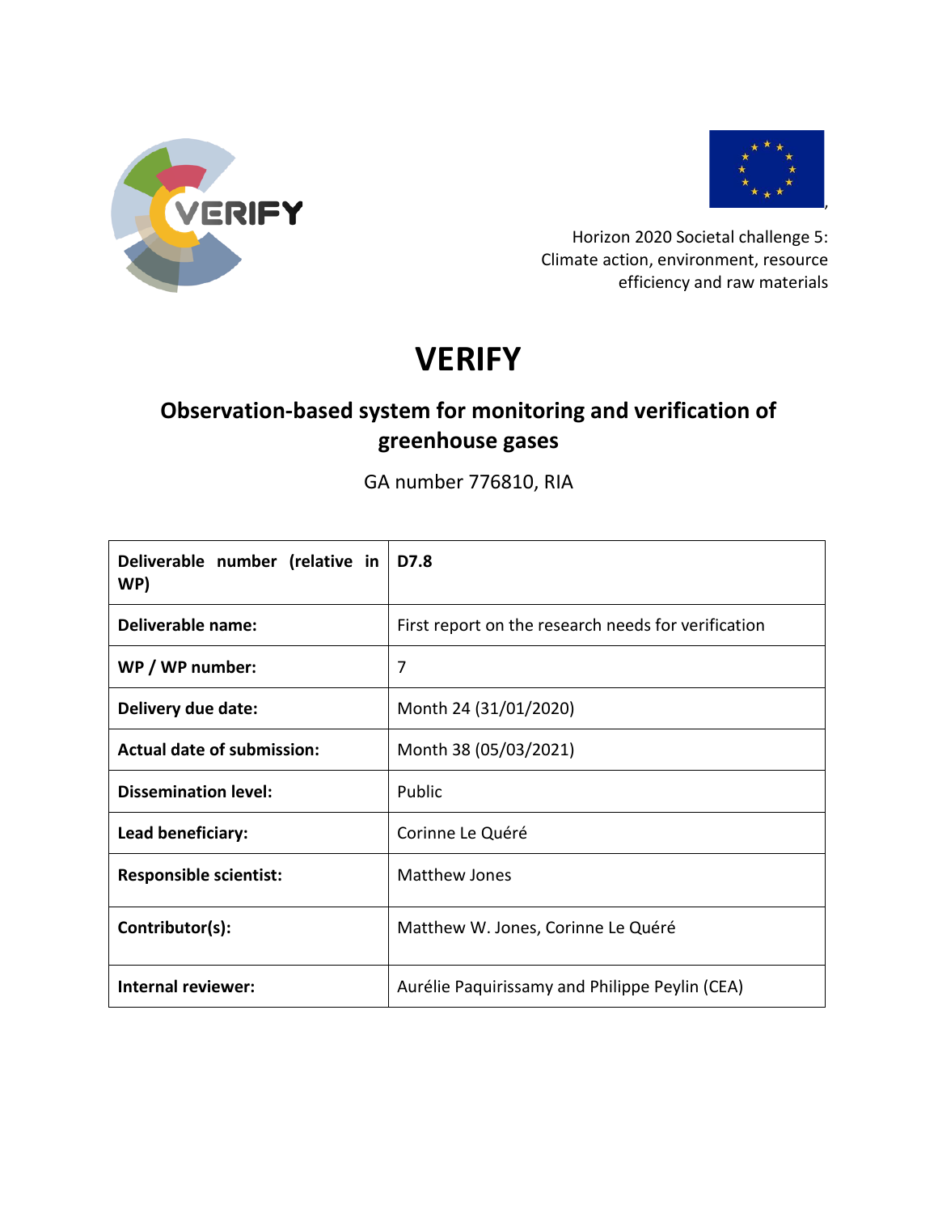Horizon 2020 Societal challenge 5:
Climate action, environment, resource efficiency and raw materials

# VERIFY

## Observation-based system for monitoring and verification of greenhouse gases

GA number 776810, RIA

| | |
|---|---|
| **Deliverable number (relative in WP)** | **D7.8** |
| **Deliverable name:** | First report on the research needs for verification |
| **WP / WP number:** | 7 |
| **Delivery due date:** | Month 24 (31/01/2020) |
| **Actual date of submission:** | Month 38 (05/03/2021) |
| **Dissemination level:** | Public |
| **Lead beneficiary:** | Corinne Le Quéré |
| **Responsible scientist:** | Matthew Jones |
| **Contributor(s):** | Matthew W. Jones, Corinne Le Quéré |
| **Internal reviewer:** | Aurélie Paquirissamy and Philippe Peylin (CEA) |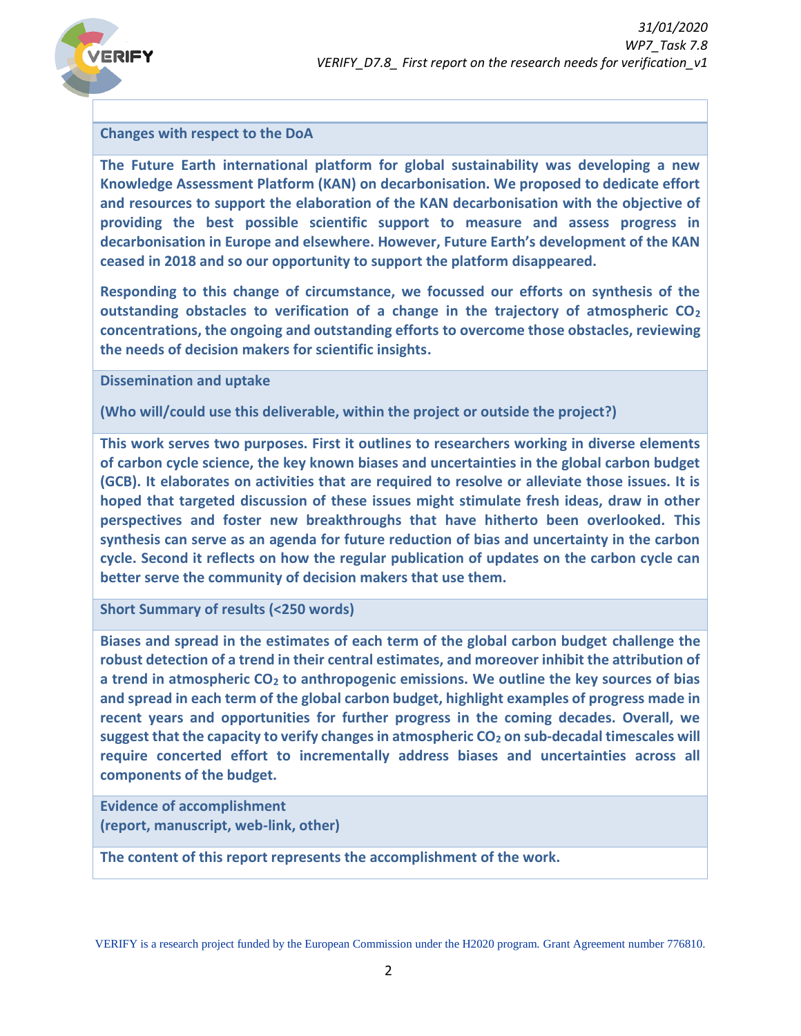**Changes with respect to the DoA**

**The Future Earth international platform for global sustainability was developing a new Knowledge Assessment Platform (KAN) on decarbonisation. We proposed to dedicate effort and resources to support the elaboration of the KAN decarbonisation with the objective of providing the best possible scientific support to measure and assess progress in decarbonisation in Europe and elsewhere. However, Future Earth's development of the KAN ceased in 2018 and so our opportunity to support the platform disappeared.**

**Responding to this change of circumstance, we focussed our efforts on synthesis of the outstanding obstacles to verification of a change in the trajectory of atmospheric $CO_2$ concentrations, the ongoing and outstanding efforts to overcome those obstacles, reviewing the needs of decision makers for scientific insights.**

**Dissemination and uptake**

**(Who will/could use this deliverable, within the project or outside the project?)**

**This work serves two purposes. First it outlines to researchers working in diverse elements of carbon cycle science, the key known biases and uncertainties in the global carbon budget (GCB). It elaborates on activities that are required to resolve or alleviate those issues. It is hoped that targeted discussion of these issues might stimulate fresh ideas, draw in other perspectives and foster new breakthroughs that have hitherto been overlooked. This synthesis can serve as an agenda for future reduction of bias and uncertainty in the carbon cycle. Second it reflects on how the regular publication of updates on the carbon cycle can better serve the community of decision makers that use them.**

**Short Summary of results (<250 words)**

**Biases and spread in the estimates of each term of the global carbon budget challenge the robust detection of a trend in their central estimates, and moreover inhibit the attribution of a trend in atmospheric $CO_2$ to anthropogenic emissions. We outline the key sources of bias and spread in each term of the global carbon budget, highlight examples of progress made in recent years and opportunities for further progress in the coming decades. Overall, we suggest that the capacity to verify changes in atmospheric $CO_2$ on sub-decadal timescales will require concerted effort to incrementally address biases and uncertainties across all components of the budget.**

**Evidence of accomplishment**
**(report, manuscript, web-link, other)**

**The content of this report represents the accomplishment of the work.**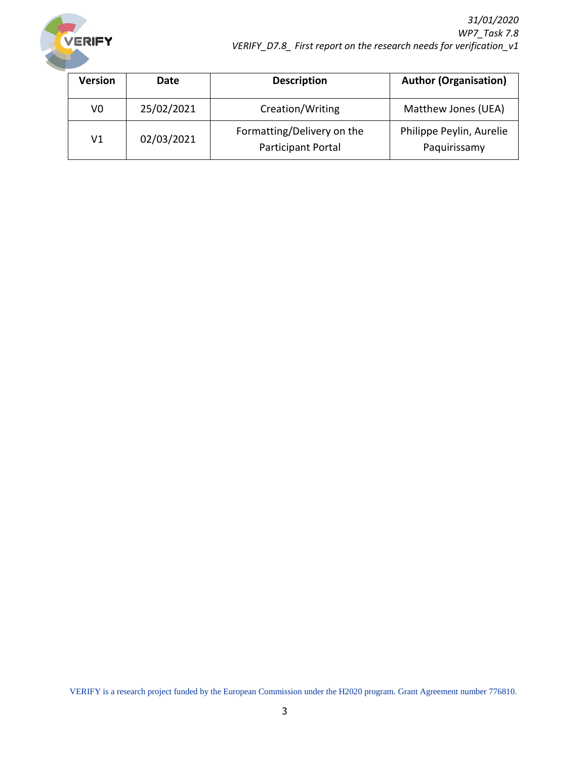| Version | Date | Description | Author (Organisation) |
|---|---|---|---|
| V0 | 25/02/2021 | Creation/Writing | Matthew Jones (UEA) |
| V1 | 02/03/2021 | Formatting/Delivery on the Participant Portal | Philippe Peylin, Aurelie Paquirissamy |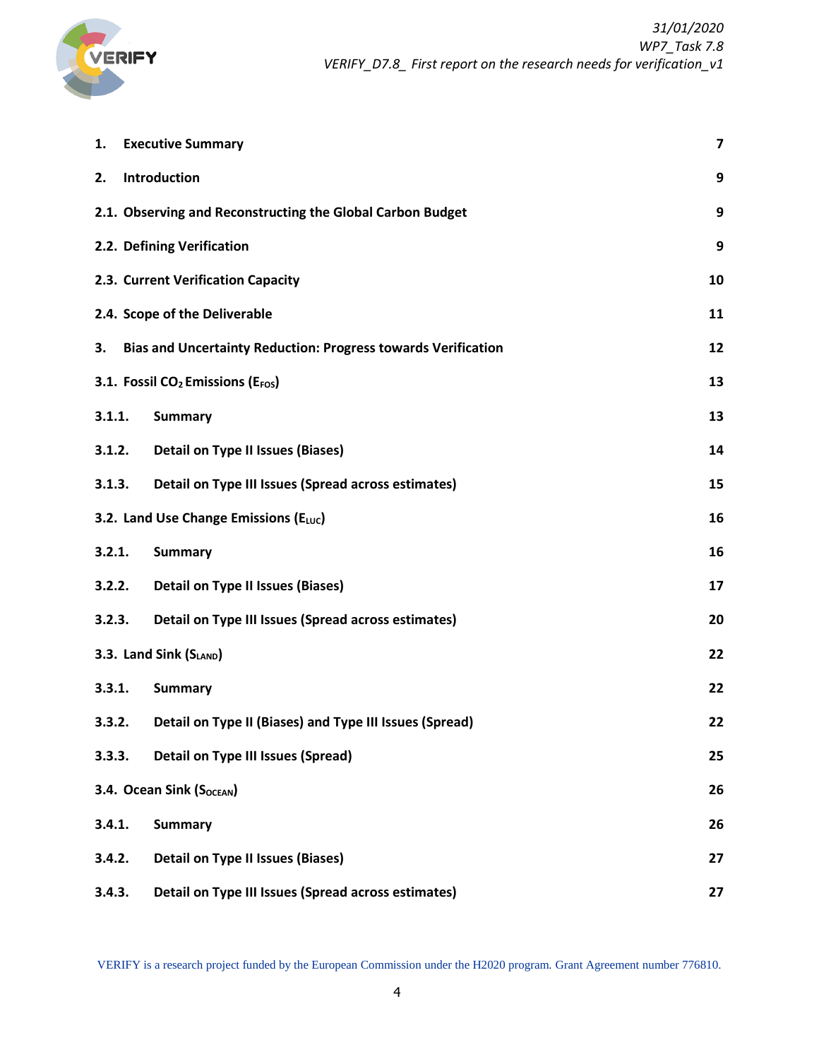| | | |
|---|---|---|
| 1. | Executive Summary | 7 |
| 2. | Introduction | 9 |
| 2.1. | Observing and Reconstructing the Global Carbon Budget | 9 |
| 2.2. | Defining Verification | 9 |
| 2.3. | Current Verification Capacity | 10 |
| 2.4. | Scope of the Deliverable | 11 |
| 3. | Bias and Uncertainty Reduction: Progress towards Verification | 12 |
| 3.1. | Fossil $CO_2$ Emissions ($E_{FOS}$) | 13 |
| 3.1.1. | Summary | 13 |
| 3.1.2. | Detail on Type II Issues (Biases) | 14 |
| 3.1.3. | Detail on Type III Issues (Spread across estimates) | 15 |
| 3.2. | Land Use Change Emissions ($E_{LUC}$) | 16 |
| 3.2.1. | Summary | 16 |
| 3.2.2. | Detail on Type II Issues (Biases) | 17 |
| 3.2.3. | Detail on Type III Issues (Spread across estimates) | 20 |
| 3.3. | Land Sink ($S_{LAND}$) | 22 |
| 3.3.1. | Summary | 22 |
| 3.3.2. | Detail on Type II (Biases) and Type III Issues (Spread) | 22 |
| 3.3.3. | Detail on Type III Issues (Spread) | 25 |
| 3.4. | Ocean Sink ($S_{OCEAN}$) | 26 |
| 3.4.1. | Summary | 26 |
| 3.4.2. | Detail on Type II Issues (Biases) | 27 |
| 3.4.3. | Detail on Type III Issues (Spread across estimates) | 27 |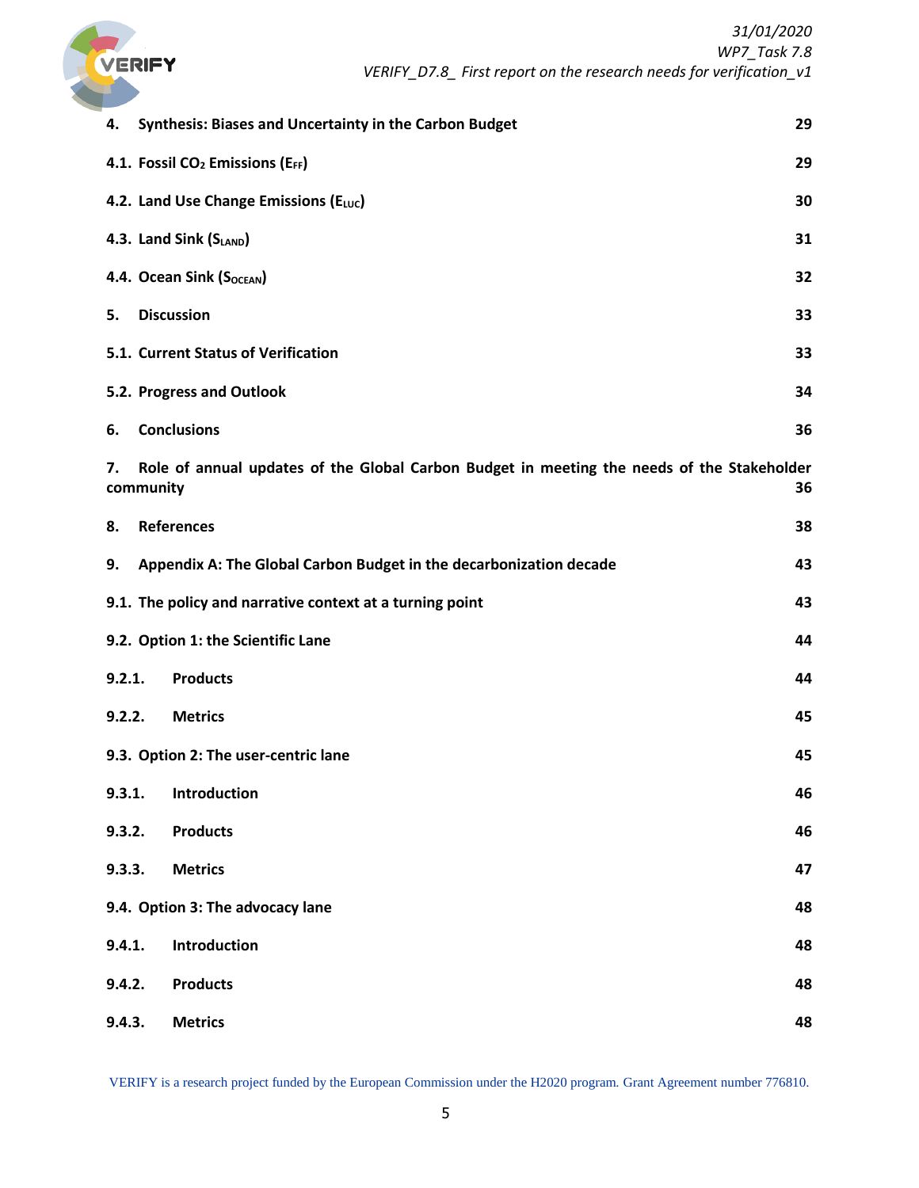4. **Synthesis: Biases and Uncertainty in the Carbon Budget** 29

4.1. **Fossil $CO_2$ Emissions ($E_{FF}$)** 29

4.2. **Land Use Change Emissions ($E_{LUC}$)** 30

4.3. **Land Sink ($S_{LAND}$)** 31

4.4. **Ocean Sink ($S_{OCEAN}$)** 32

5. **Discussion** 33

5.1. **Current Status of Verification** 33

5.2. **Progress and Outlook** 34

6. **Conclusions** 36

7. **Role of annual updates of the Global Carbon Budget in meeting the needs of the Stakeholder community** 36

8. **References** 38

9. **Appendix A: The Global Carbon Budget in the decarbonization decade** 43

9.1. **The policy and narrative context at a turning point** 43

9.2. **Option 1: the Scientific Lane** 44

9.2.1. **Products** 44

9.2.2. **Metrics** 45

9.3. **Option 2: The user-centric lane** 45

9.3.1. **Introduction** 46

9.3.2. **Products** 46

9.3.3. **Metrics** 47

9.4. **Option 3: The advocacy lane** 48

9.4.1. **Introduction** 48

9.4.2. **Products** 48

9.4.3. **Metrics** 48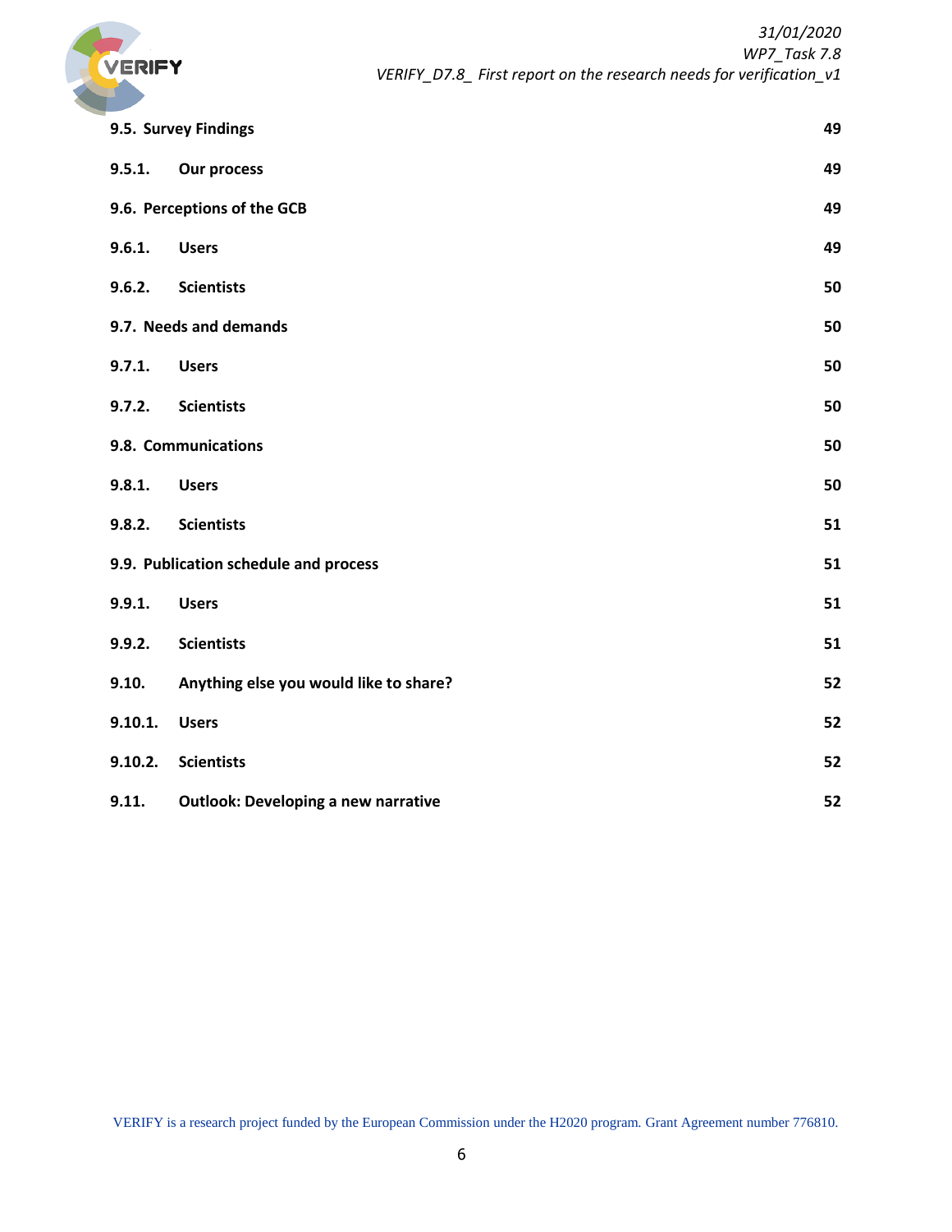9.5. Survey Findings 49

9.5.1. Our process 49

9.6. Perceptions of the GCB 49

9.6.1. Users 49

9.6.2. Scientists 50

9.7. Needs and demands 50

9.7.1. Users 50

9.7.2. Scientists 50

9.8. Communications 50

9.8.1. Users 50

9.8.2. Scientists 51

9.9. Publication schedule and process 51

9.9.1. Users 51

9.9.2. Scientists 51

9.10. Anything else you would like to share? 52

9.10.1. Users 52

9.10.2. Scientists 52

9.11. Outlook: Developing a new narrative 52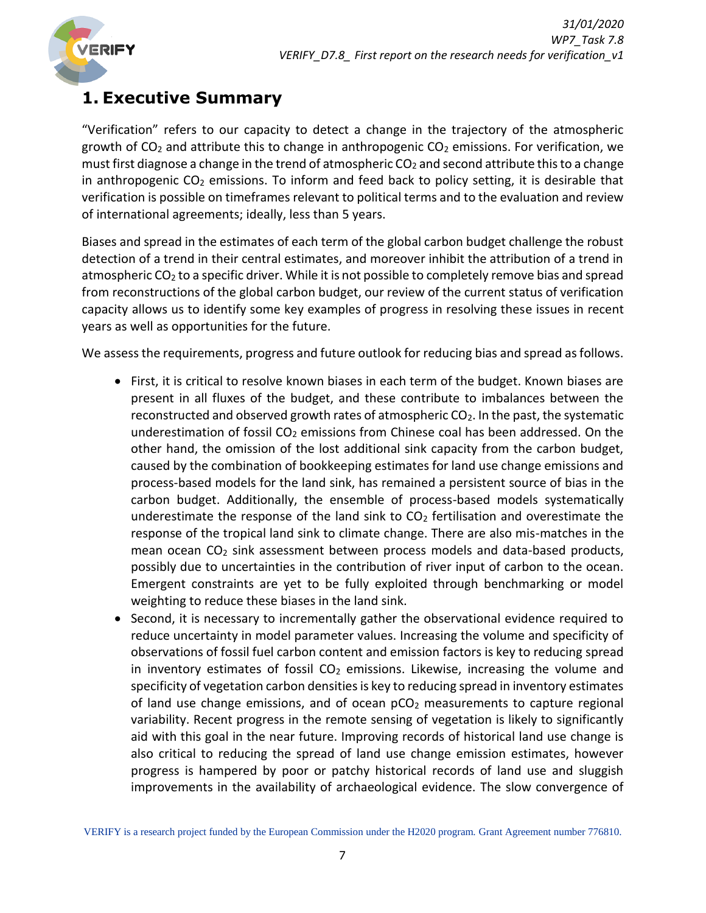# 1. Executive Summary

"Verification" refers to our capacity to detect a change in the trajectory of the atmospheric growth of $CO_2$ and attribute this to change in anthropogenic $CO_2$ emissions. For verification, we must first diagnose a change in the trend of atmospheric $CO_2$ and second attribute this to a change in anthropogenic $CO_2$ emissions. To inform and feed back to policy setting, it is desirable that verification is possible on timeframes relevant to political terms and to the evaluation and review of international agreements; ideally, less than 5 years.

Biases and spread in the estimates of each term of the global carbon budget challenge the robust detection of a trend in their central estimates, and moreover inhibit the attribution of a trend in atmospheric $CO_2$ to a specific driver. While it is not possible to completely remove bias and spread from reconstructions of the global carbon budget, our review of the current status of verification capacity allows us to identify some key examples of progress in resolving these issues in recent years as well as opportunities for the future.

We assess the requirements, progress and future outlook for reducing bias and spread as follows.

- First, it is critical to resolve known biases in each term of the budget. Known biases are present in all fluxes of the budget, and these contribute to imbalances between the reconstructed and observed growth rates of atmospheric $CO_2$. In the past, the systematic underestimation of fossil $CO_2$ emissions from Chinese coal has been addressed. On the other hand, the omission of the lost additional sink capacity from the carbon budget, caused by the combination of bookkeeping estimates for land use change emissions and process-based models for the land sink, has remained a persistent source of bias in the carbon budget. Additionally, the ensemble of process-based models systematically underestimate the response of the land sink to $CO_2$ fertilisation and overestimate the response of the tropical land sink to climate change. There are also mis-matches in the mean ocean $CO_2$ sink assessment between process models and data-based products, possibly due to uncertainties in the contribution of river input of carbon to the ocean. Emergent constraints are yet to be fully exploited through benchmarking or model weighting to reduce these biases in the land sink.
- Second, it is necessary to incrementally gather the observational evidence required to reduce uncertainty in model parameter values. Increasing the volume and specificity of observations of fossil fuel carbon content and emission factors is key to reducing spread in inventory estimates of fossil $CO_2$ emissions. Likewise, increasing the volume and specificity of vegetation carbon densities is key to reducing spread in inventory estimates of land use change emissions, and of ocean $pCO_2$ measurements to capture regional variability. Recent progress in the remote sensing of vegetation is likely to significantly aid with this goal in the near future. Improving records of historical land use change is also critical to reducing the spread of land use change emission estimates, however progress is hampered by poor or patchy historical records of land use and sluggish improvements in the availability of archaeological evidence. The slow convergence of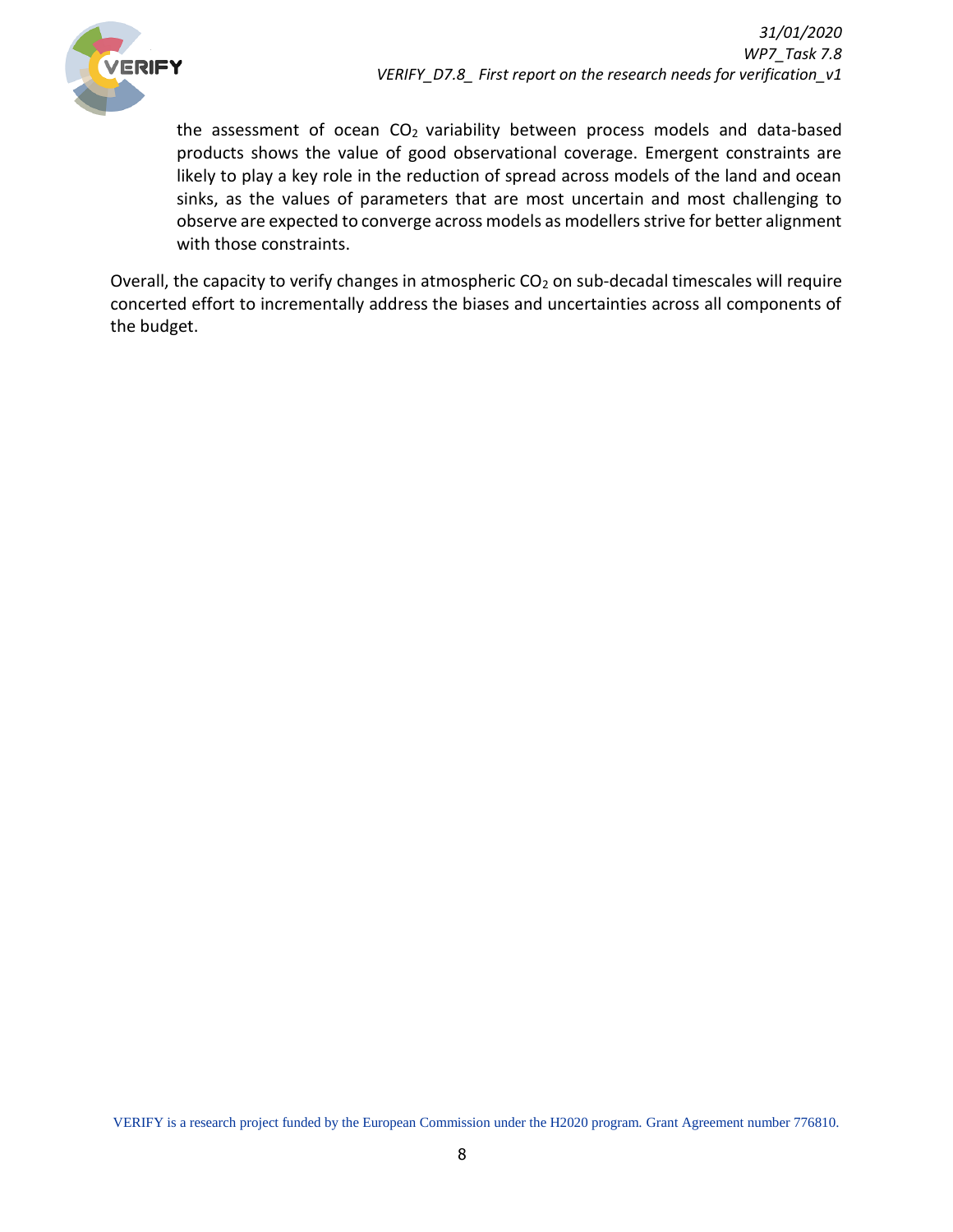the assessment of ocean $CO_2$ variability between process models and data-based products shows the value of good observational coverage. Emergent constraints are likely to play a key role in the reduction of spread across models of the land and ocean sinks, as the values of parameters that are most uncertain and most challenging to observe are expected to converge across models as modellers strive for better alignment with those constraints.

Overall, the capacity to verify changes in atmospheric $CO_2$ on sub-decadal timescales will require concerted effort to incrementally address the biases and uncertainties across all components of the budget.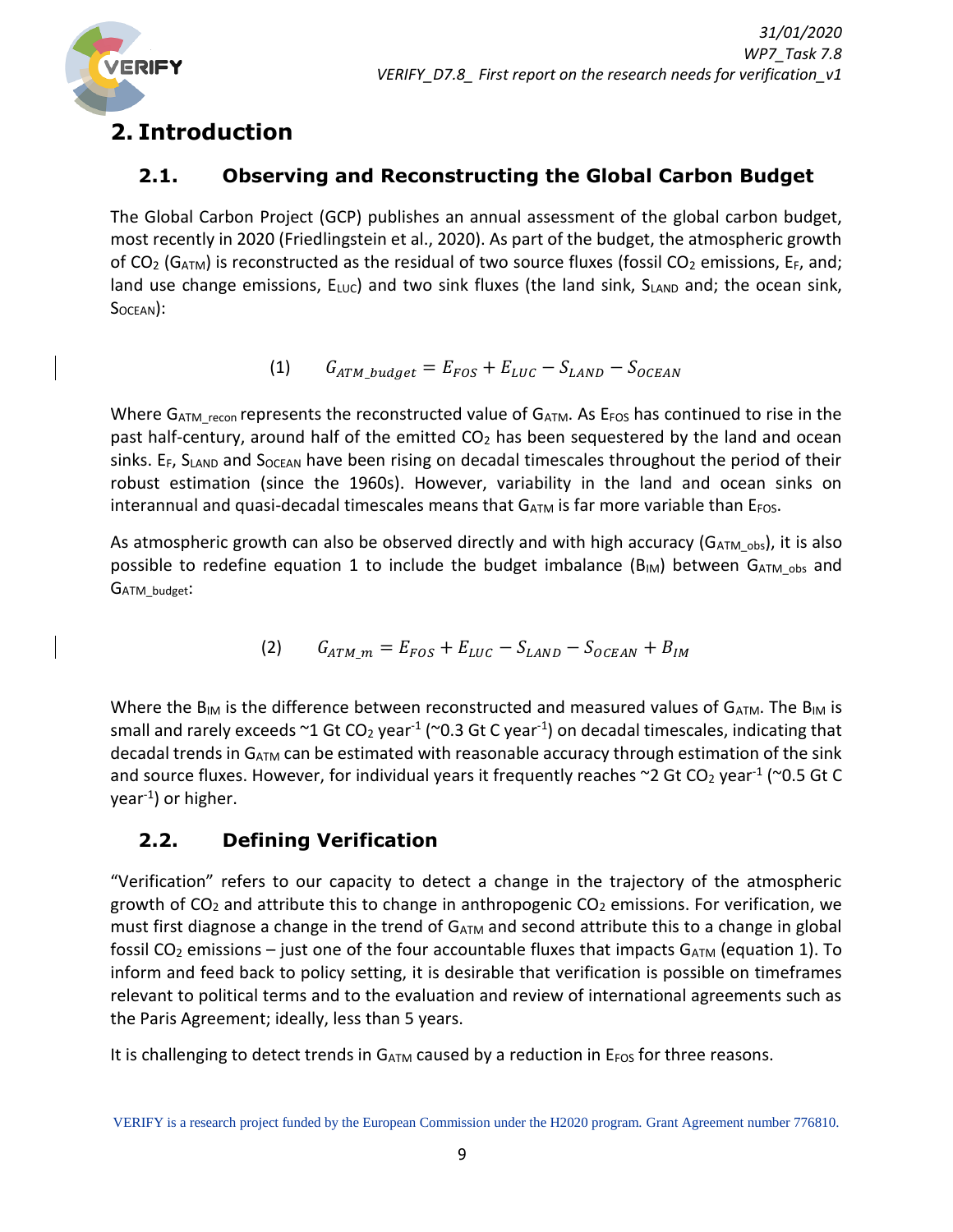# 2. Introduction

## 2.1. Observing and Reconstructing the Global Carbon Budget

The Global Carbon Project (GCP) publishes an annual assessment of the global carbon budget, most recently in 2020 (Friedlingstein et al., 2020). As part of the budget, the atmospheric growth of $CO_2$ ($G_{ATM}$) is reconstructed as the residual of two source fluxes (fossil $CO_2$ emissions, $E_F$, and; land use change emissions, $E_{LUC}$) and two sink fluxes (the land sink, $S_{LAND}$ and; the ocean sink, $S_{OCEAN}$):

$$(1) \qquad G_{ATM\_budget} = E_{FOS} + E_{LUC} - S_{LAND} - S_{OCEAN}$$

Where $G_{ATM\_recon}$ represents the reconstructed value of $G_{ATM}$. As $E_{FOS}$ has continued to rise in the past half-century, around half of the emitted $CO_2$ has been sequestered by the land and ocean sinks. $E_F$, $S_{LAND}$ and $S_{OCEAN}$ have been rising on decadal timescales throughout the period of their robust estimation (since the 1960s). However, variability in the land and ocean sinks on interannual and quasi-decadal timescales means that $G_{ATM}$ is far more variable than $E_{FOS}$.

As atmospheric growth can also be observed directly and with high accuracy ($G_{ATM\_obs}$), it is also possible to redefine equation 1 to include the budget imbalance ($B_{IM}$) between $G_{ATM\_obs}$ and $G_{ATM\_budget}$:

$$(2) \qquad G_{ATM\_m} = E_{FOS} + E_{LUC} - S_{LAND} - S_{OCEAN} + B_{IM}$$

Where the $B_{IM}$ is the difference between reconstructed and measured values of $G_{ATM}$. The $B_{IM}$ is small and rarely exceeds ~1 Gt $CO_2$ year$^{-1}$ (~0.3 Gt C year$^{-1}$) on decadal timescales, indicating that decadal trends in $G_{ATM}$ can be estimated with reasonable accuracy through estimation of the sink and source fluxes. However, for individual years it frequently reaches ~2 Gt $CO_2$ year$^{-1}$ (~0.5 Gt C year$^{-1}$) or higher.

## 2.2. Defining Verification

"Verification" refers to our capacity to detect a change in the trajectory of the atmospheric growth of $CO_2$ and attribute this to change in anthropogenic $CO_2$ emissions. For verification, we must first diagnose a change in the trend of $G_{ATM}$ and second attribute this to a change in global fossil $CO_2$ emissions – just one of the four accountable fluxes that impacts $G_{ATM}$ (equation 1). To inform and feed back to policy setting, it is desirable that verification is possible on timeframes relevant to political terms and to the evaluation and review of international agreements such as the Paris Agreement; ideally, less than 5 years.

It is challenging to detect trends in $G_{ATM}$ caused by a reduction in $E_{FOS}$ for three reasons.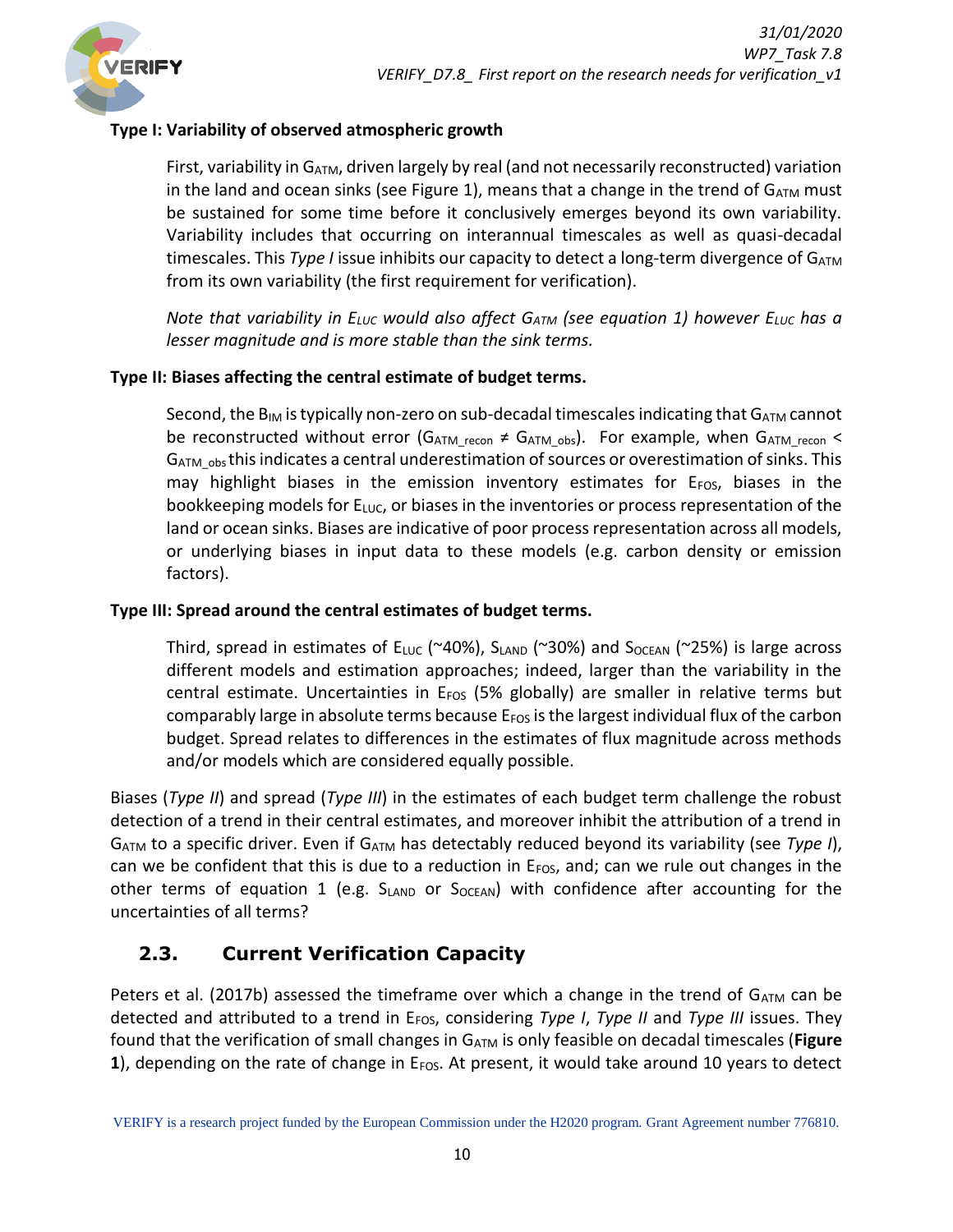**Type I: Variability of observed atmospheric growth**

First, variability in $G_{ATM}$, driven largely by real (and not necessarily reconstructed) variation in the land and ocean sinks (see Figure 1), means that a change in the trend of $G_{ATM}$ must be sustained for some time before it conclusively emerges beyond its own variability. Variability includes that occurring on interannual timescales as well as quasi-decadal timescales. This *Type I* issue inhibits our capacity to detect a long-term divergence of $G_{ATM}$ from its own variability (the first requirement for verification).

*Note that variability in $E_{LUC}$ would also affect $G_{ATM}$ (see equation 1) however $E_{LUC}$ has a lesser magnitude and is more stable than the sink terms.*

**Type II: Biases affecting the central estimate of budget terms.**

Second, the $B_{IM}$ is typically non-zero on sub-decadal timescales indicating that $G_{ATM}$ cannot be reconstructed without error ($G_{ATM\_recon} \neq G_{ATM\_obs}$). For example, when $G_{ATM\_recon} < G_{ATM\_obs}$ this indicates a central underestimation of sources or overestimation of sinks. This may highlight biases in the emission inventory estimates for $E_{FOS}$, biases in the bookkeeping models for $E_{LUC}$, or biases in the inventories or process representation of the land or ocean sinks. Biases are indicative of poor process representation across all models, or underlying biases in input data to these models (e.g. carbon density or emission factors).

**Type III: Spread around the central estimates of budget terms.**

Third, spread in estimates of $E_{LUC}$ (~40%), $S_{LAND}$ (~30%) and $S_{OCEAN}$ (~25%) is large across different models and estimation approaches; indeed, larger than the variability in the central estimate. Uncertainties in $E_{FOS}$ (5% globally) are smaller in relative terms but comparably large in absolute terms because $E_{FOS}$ is the largest individual flux of the carbon budget. Spread relates to differences in the estimates of flux magnitude across methods and/or models which are considered equally possible.

Biases (*Type II*) and spread (*Type III*) in the estimates of each budget term challenge the robust detection of a trend in their central estimates, and moreover inhibit the attribution of a trend in $G_{ATM}$ to a specific driver. Even if $G_{ATM}$ has detectably reduced beyond its variability (see *Type I*), can we be confident that this is due to a reduction in $E_{FOS}$, and; can we rule out changes in the other terms of equation 1 (e.g. $S_{LAND}$ or $S_{OCEAN}$) with confidence after accounting for the uncertainties of all terms?

## 2.3. Current Verification Capacity

Peters et al. (2017b) assessed the timeframe over which a change in the trend of $G_{ATM}$ can be detected and attributed to a trend in $E_{FOS}$, considering *Type I*, *Type II* and *Type III* issues. They found that the verification of small changes in $G_{ATM}$ is only feasible on decadal timescales (**Figure 1**), depending on the rate of change in $E_{FOS}$. At present, it would take around 10 years to detect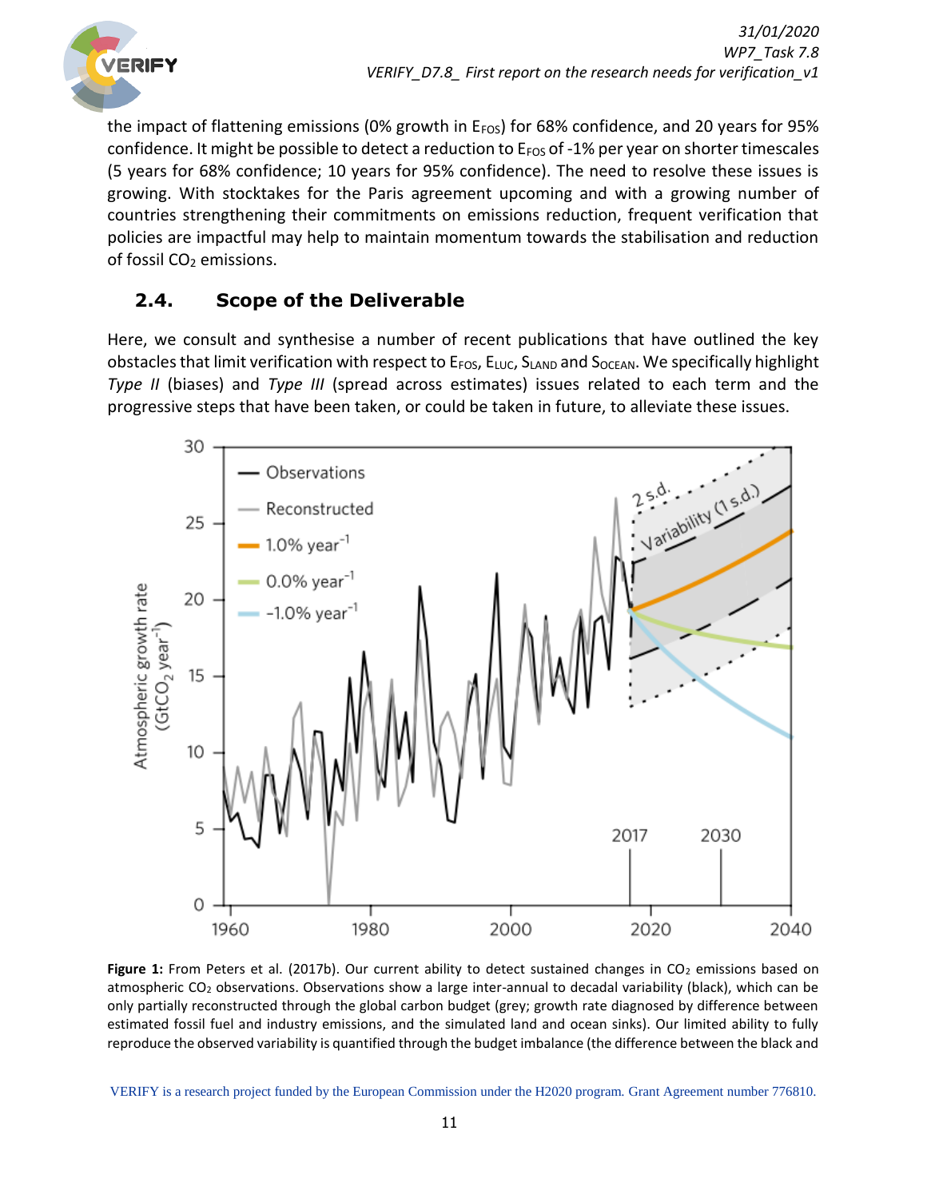the impact of flattening emissions (0% growth in $E_{FOS}$) for 68% confidence, and 20 years for 95% confidence. It might be possible to detect a reduction to $E_{FOS}$ of -1% per year on shorter timescales (5 years for 68% confidence; 10 years for 95% confidence). The need to resolve these issues is growing. With stocktakes for the Paris agreement upcoming and with a growing number of countries strengthening their commitments on emissions reduction, frequent verification that policies are impactful may help to maintain momentum towards the stabilisation and reduction of fossil $CO_2$ emissions.

## 2.4. Scope of the Deliverable

Here, we consult and synthesise a number of recent publications that have outlined the key obstacles that limit verification with respect to $E_{FOS}$, $E_{LUC}$, $S_{LAND}$ and $S_{OCEAN}$. We specifically highlight *Type II* (biases) and *Type III* (spread across estimates) issues related to each term and the progressive steps that have been taken, or could be taken in future, to alleviate these issues.

**Figure 1:** From Peters et al. (2017b). Our current ability to detect sustained changes in $CO_2$ emissions based on atmospheric $CO_2$ observations. Observations show a large inter-annual to decadal variability (black), which can be only partially reconstructed through the global carbon budget (grey; growth rate diagnosed by difference between estimated fossil fuel and industry emissions, and the simulated land and ocean sinks). Our limited ability to fully reproduce the observed variability is quantified through the budget imbalance (the difference between the black and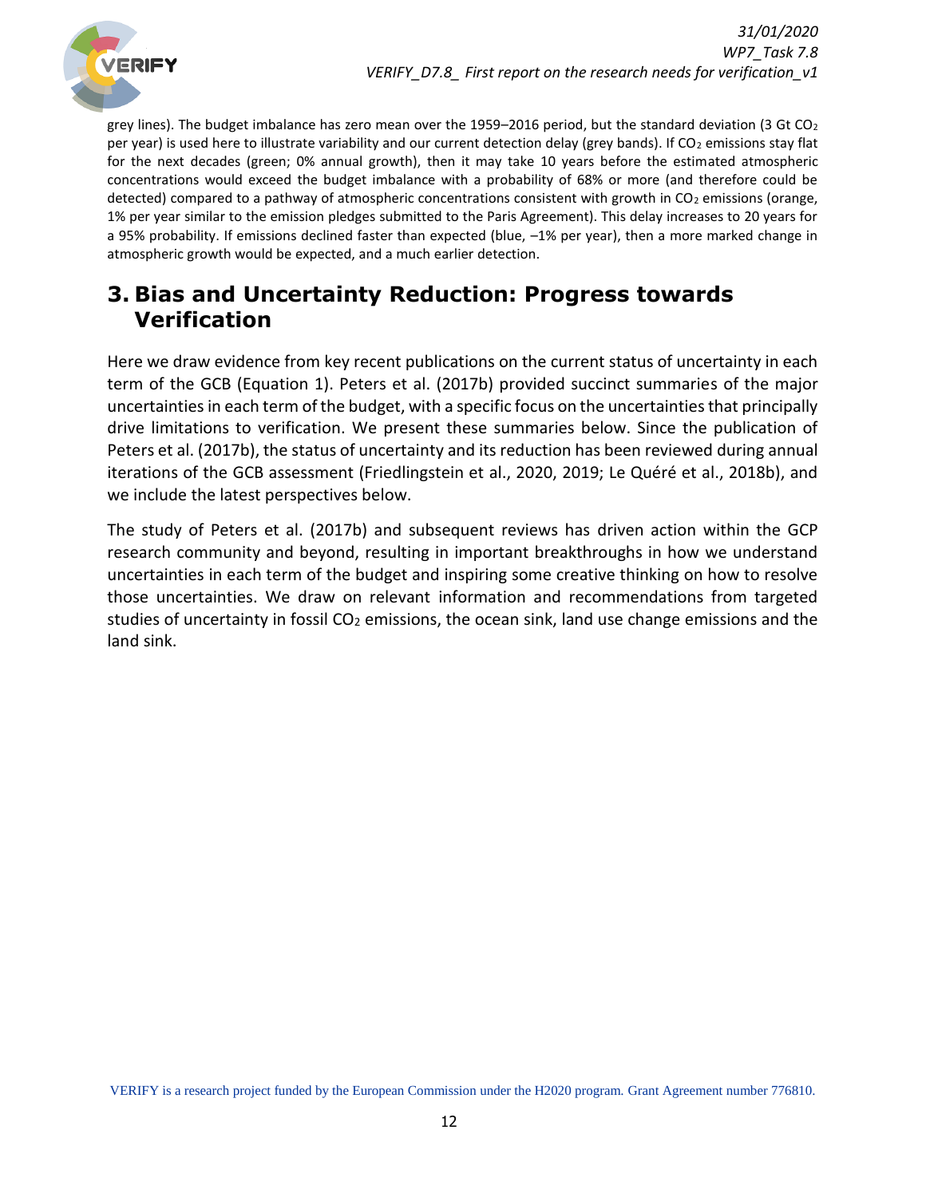grey lines). The budget imbalance has zero mean over the 1959–2016 period, but the standard deviation (3 Gt $CO_2$ per year) is used here to illustrate variability and our current detection delay (grey bands). If $CO_2$ emissions stay flat for the next decades (green; 0% annual growth), then it may take 10 years before the estimated atmospheric concentrations would exceed the budget imbalance with a probability of 68% or more (and therefore could be detected) compared to a pathway of atmospheric concentrations consistent with growth in $CO_2$ emissions (orange, 1% per year similar to the emission pledges submitted to the Paris Agreement). This delay increases to 20 years for a 95% probability. If emissions declined faster than expected (blue, –1% per year), then a more marked change in atmospheric growth would be expected, and a much earlier detection.

# 3. Bias and Uncertainty Reduction: Progress towards Verification

Here we draw evidence from key recent publications on the current status of uncertainty in each term of the GCB (Equation 1). Peters et al. (2017b) provided succinct summaries of the major uncertainties in each term of the budget, with a specific focus on the uncertainties that principally drive limitations to verification. We present these summaries below. Since the publication of Peters et al. (2017b), the status of uncertainty and its reduction has been reviewed during annual iterations of the GCB assessment (Friedlingstein et al., 2020, 2019; Le Quéré et al., 2018b), and we include the latest perspectives below.

The study of Peters et al. (2017b) and subsequent reviews has driven action within the GCP research community and beyond, resulting in important breakthroughs in how we understand uncertainties in each term of the budget and inspiring some creative thinking on how to resolve those uncertainties. We draw on relevant information and recommendations from targeted studies of uncertainty in fossil $CO_2$ emissions, the ocean sink, land use change emissions and the land sink.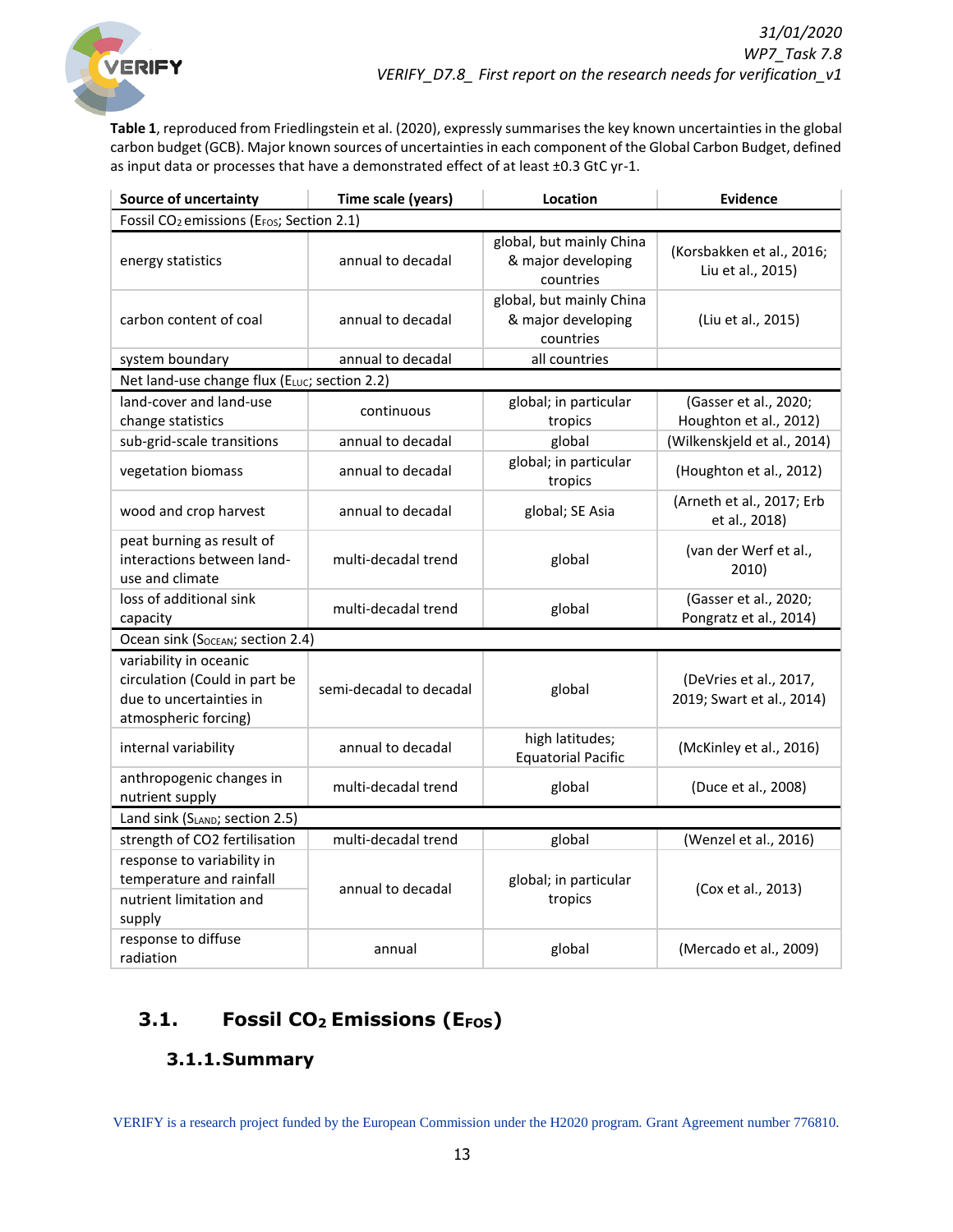**Table 1**, reproduced from Friedlingstein et al. (2020), expressly summarises the key known uncertainties in the global carbon budget (GCB). Major known sources of uncertainties in each component of the Global Carbon Budget, defined as input data or processes that have a demonstrated effect of at least ±0.3 GtC yr-1.

| Source of uncertainty | Time scale (years) | Location | Evidence |
|---|---|---|---|
| Fossil $CO_2$ emissions ($E_{FOS}$; Section 2.1) | | | |
| energy statistics | annual to decadal | global, but mainly China & major developing countries | (Korsbakken et al., 2016; Liu et al., 2015) |
| carbon content of coal | annual to decadal | global, but mainly China & major developing countries | (Liu et al., 2015) |
| system boundary | annual to decadal | all countries | |
| Net land-use change flux ($E_{LUC}$; section 2.2) | | | |
| land-cover and land-use change statistics | continuous | global; in particular tropics | (Gasser et al., 2020; Houghton et al., 2012) |
| sub-grid-scale transitions | annual to decadal | global | (Wilkenskjeld et al., 2014) |
| vegetation biomass | annual to decadal | global; in particular tropics | (Houghton et al., 2012) |
| wood and crop harvest | annual to decadal | global; SE Asia | (Arneth et al., 2017; Erb et al., 2018) |
| peat burning as result of interactions between land-use and climate | multi-decadal trend | global | (van der Werf et al., 2010) |
| loss of additional sink capacity | multi-decadal trend | global | (Gasser et al., 2020; Pongratz et al., 2014) |
| Ocean sink ($S_{OCEAN}$; section 2.4) | | | |
| variability in oceanic circulation (Could in part be due to uncertainties in atmospheric forcing) | semi-decadal to decadal | global | (DeVries et al., 2017, 2019; Swart et al., 2014) |
| internal variability | annual to decadal | high latitudes; Equatorial Pacific | (McKinley et al., 2016) |
| anthropogenic changes in nutrient supply | multi-decadal trend | global | (Duce et al., 2008) |
| Land sink ($S_{LAND}$; section 2.5) | | | |
| strength of CO2 fertilisation | multi-decadal trend | global | (Wenzel et al., 2016) |
| response to variability in temperature and rainfall | annual to decadal | global; in particular tropics | (Cox et al., 2013) |
| nutrient limitation and supply | annual to decadal | global; in particular tropics | (Cox et al., 2013) |
| response to diffuse radiation | annual | global | (Mercado et al., 2009) |

## 3.1. Fossil $CO_2$ Emissions ($E_{FOS}$)

### 3.1.1. Summary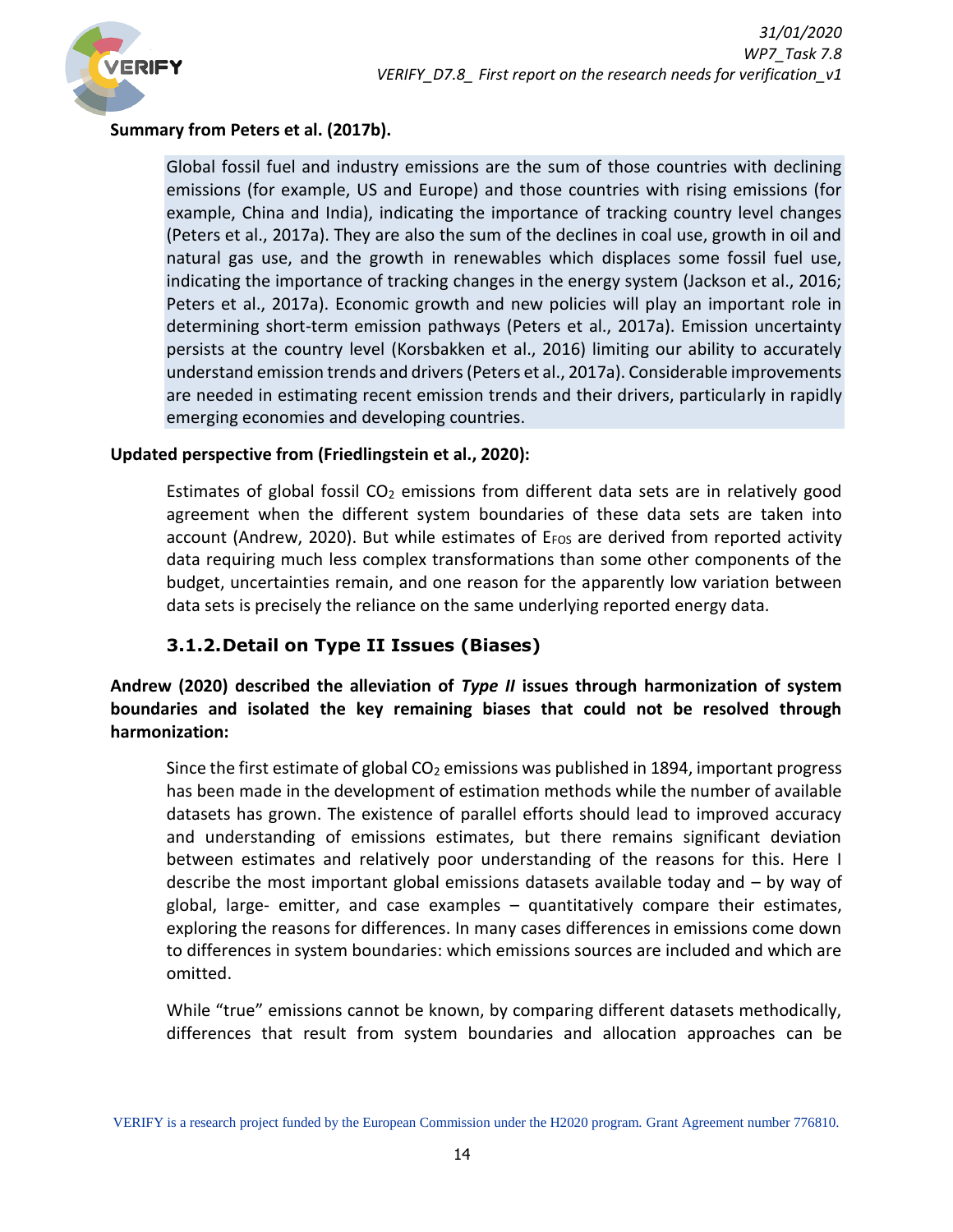**Summary from Peters et al. (2017b).**

> Global fossil fuel and industry emissions are the sum of those countries with declining emissions (for example, US and Europe) and those countries with rising emissions (for example, China and India), indicating the importance of tracking country level changes (Peters et al., 2017a). They are also the sum of the declines in coal use, growth in oil and natural gas use, and the growth in renewables which displaces some fossil fuel use, indicating the importance of tracking changes in the energy system (Jackson et al., 2016; Peters et al., 2017a). Economic growth and new policies will play an important role in determining short-term emission pathways (Peters et al., 2017a). Emission uncertainty persists at the country level (Korsbakken et al., 2016) limiting our ability to accurately understand emission trends and drivers (Peters et al., 2017a). Considerable improvements are needed in estimating recent emission trends and their drivers, particularly in rapidly emerging economies and developing countries.

**Updated perspective from (Friedlingstein et al., 2020):**

> Estimates of global fossil $CO_2$ emissions from different data sets are in relatively good agreement when the different system boundaries of these data sets are taken into account (Andrew, 2020). But while estimates of $E_{FOS}$ are derived from reported activity data requiring much less complex transformations than some other components of the budget, uncertainties remain, and one reason for the apparently low variation between data sets is precisely the reliance on the same underlying reported energy data.

### 3.1.2. Detail on Type II Issues (Biases)

**Andrew (2020) described the alleviation of *Type II* issues through harmonization of system boundaries and isolated the key remaining biases that could not be resolved through harmonization:**

> Since the first estimate of global $CO_2$ emissions was published in 1894, important progress has been made in the development of estimation methods while the number of available datasets has grown. The existence of parallel efforts should lead to improved accuracy and understanding of emissions estimates, but there remains significant deviation between estimates and relatively poor understanding of the reasons for this. Here I describe the most important global emissions datasets available today and – by way of global, large- emitter, and case examples – quantitatively compare their estimates, exploring the reasons for differences. In many cases differences in emissions come down to differences in system boundaries: which emissions sources are included and which are omitted.
>
> While "true" emissions cannot be known, by comparing different datasets methodically, differences that result from system boundaries and allocation approaches can be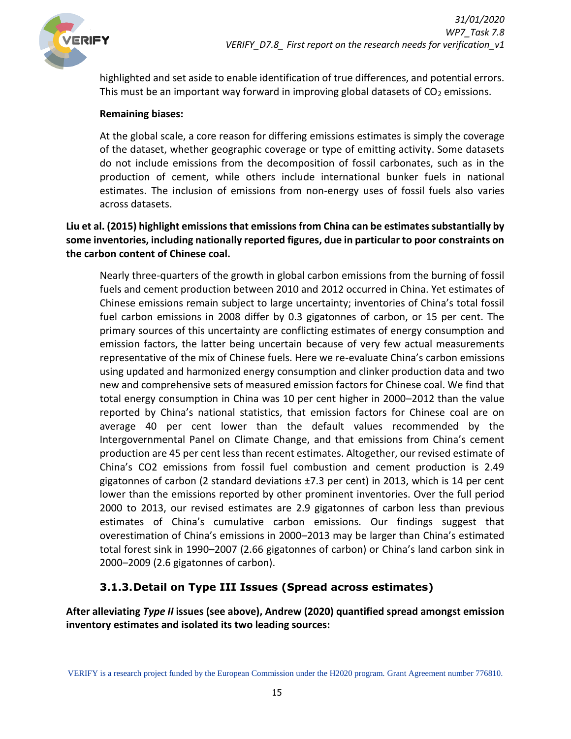highlighted and set aside to enable identification of true differences, and potential errors. This must be an important way forward in improving global datasets of $CO_2$ emissions.

**Remaining biases:**

At the global scale, a core reason for differing emissions estimates is simply the coverage of the dataset, whether geographic coverage or type of emitting activity. Some datasets do not include emissions from the decomposition of fossil carbonates, such as in the production of cement, while others include international bunker fuels in national estimates. The inclusion of emissions from non-energy uses of fossil fuels also varies across datasets.

**Liu et al. (2015) highlight emissions that emissions from China can be estimates substantially by some inventories, including nationally reported figures, due in particular to poor constraints on the carbon content of Chinese coal.**

Nearly three-quarters of the growth in global carbon emissions from the burning of fossil fuels and cement production between 2010 and 2012 occurred in China. Yet estimates of Chinese emissions remain subject to large uncertainty; inventories of China's total fossil fuel carbon emissions in 2008 differ by 0.3 gigatonnes of carbon, or 15 per cent. The primary sources of this uncertainty are conflicting estimates of energy consumption and emission factors, the latter being uncertain because of very few actual measurements representative of the mix of Chinese fuels. Here we re-evaluate China's carbon emissions using updated and harmonized energy consumption and clinker production data and two new and comprehensive sets of measured emission factors for Chinese coal. We find that total energy consumption in China was 10 per cent higher in 2000–2012 than the value reported by China's national statistics, that emission factors for Chinese coal are on average 40 per cent lower than the default values recommended by the Intergovernmental Panel on Climate Change, and that emissions from China's cement production are 45 per cent less than recent estimates. Altogether, our revised estimate of China's CO2 emissions from fossil fuel combustion and cement production is 2.49 gigatonnes of carbon (2 standard deviations ±7.3 per cent) in 2013, which is 14 per cent lower than the emissions reported by other prominent inventories. Over the full period 2000 to 2013, our revised estimates are 2.9 gigatonnes of carbon less than previous estimates of China's cumulative carbon emissions. Our findings suggest that overestimation of China's emissions in 2000–2013 may be larger than China's estimated total forest sink in 1990–2007 (2.66 gigatonnes of carbon) or China's land carbon sink in 2000–2009 (2.6 gigatonnes of carbon).

### 3.1.3. Detail on Type III Issues (Spread across estimates)

**After alleviating *Type II* issues (see above), Andrew (2020) quantified spread amongst emission inventory estimates and isolated its two leading sources:**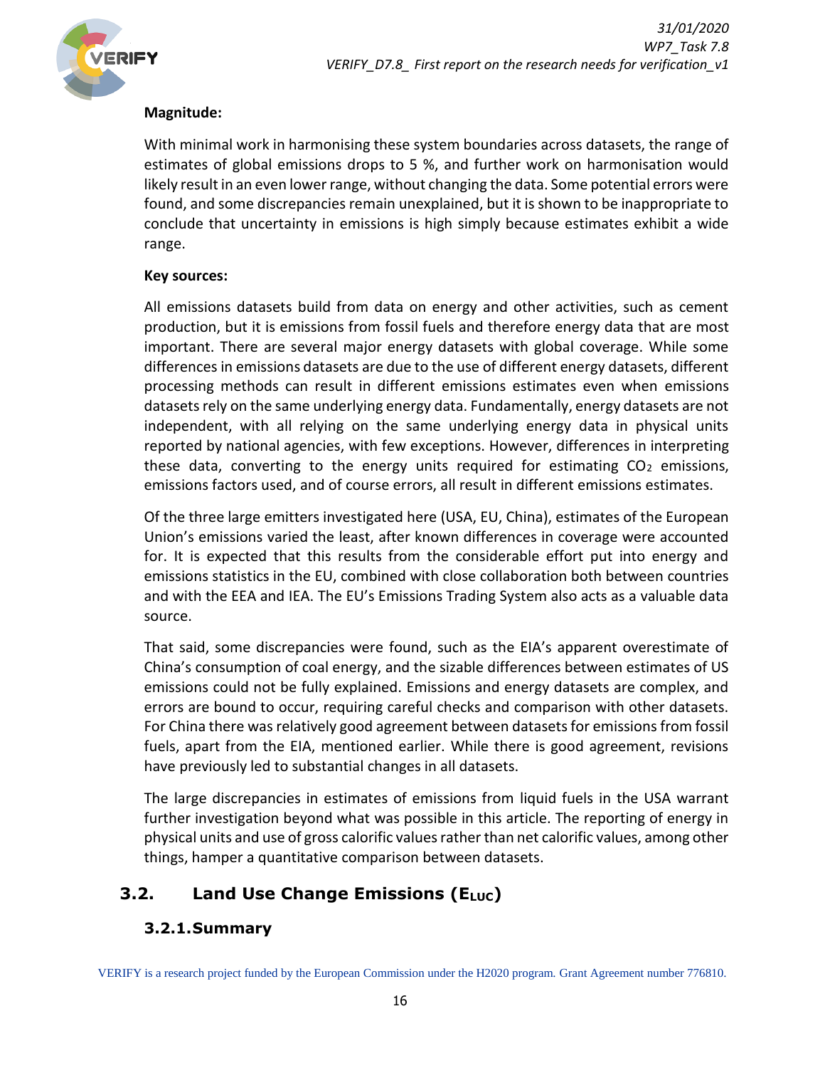**Magnitude:**

With minimal work in harmonising these system boundaries across datasets, the range of estimates of global emissions drops to 5 %, and further work on harmonisation would likely result in an even lower range, without changing the data. Some potential errors were found, and some discrepancies remain unexplained, but it is shown to be inappropriate to conclude that uncertainty in emissions is high simply because estimates exhibit a wide range.

**Key sources:**

All emissions datasets build from data on energy and other activities, such as cement production, but it is emissions from fossil fuels and therefore energy data that are most important. There are several major energy datasets with global coverage. While some differences in emissions datasets are due to the use of different energy datasets, different processing methods can result in different emissions estimates even when emissions datasets rely on the same underlying energy data. Fundamentally, energy datasets are not independent, with all relying on the same underlying energy data in physical units reported by national agencies, with few exceptions. However, differences in interpreting these data, converting to the energy units required for estimating $CO_2$ emissions, emissions factors used, and of course errors, all result in different emissions estimates.

Of the three large emitters investigated here (USA, EU, China), estimates of the European Union's emissions varied the least, after known differences in coverage were accounted for. It is expected that this results from the considerable effort put into energy and emissions statistics in the EU, combined with close collaboration both between countries and with the EEA and IEA. The EU's Emissions Trading System also acts as a valuable data source.

That said, some discrepancies were found, such as the EIA's apparent overestimate of China's consumption of coal energy, and the sizable differences between estimates of US emissions could not be fully explained. Emissions and energy datasets are complex, and errors are bound to occur, requiring careful checks and comparison with other datasets. For China there was relatively good agreement between datasets for emissions from fossil fuels, apart from the EIA, mentioned earlier. While there is good agreement, revisions have previously led to substantial changes in all datasets.

The large discrepancies in estimates of emissions from liquid fuels in the USA warrant further investigation beyond what was possible in this article. The reporting of energy in physical units and use of gross calorific values rather than net calorific values, among other things, hamper a quantitative comparison between datasets.

## 3.2. Land Use Change Emissions ($E_{LUC}$)

### 3.2.1. Summary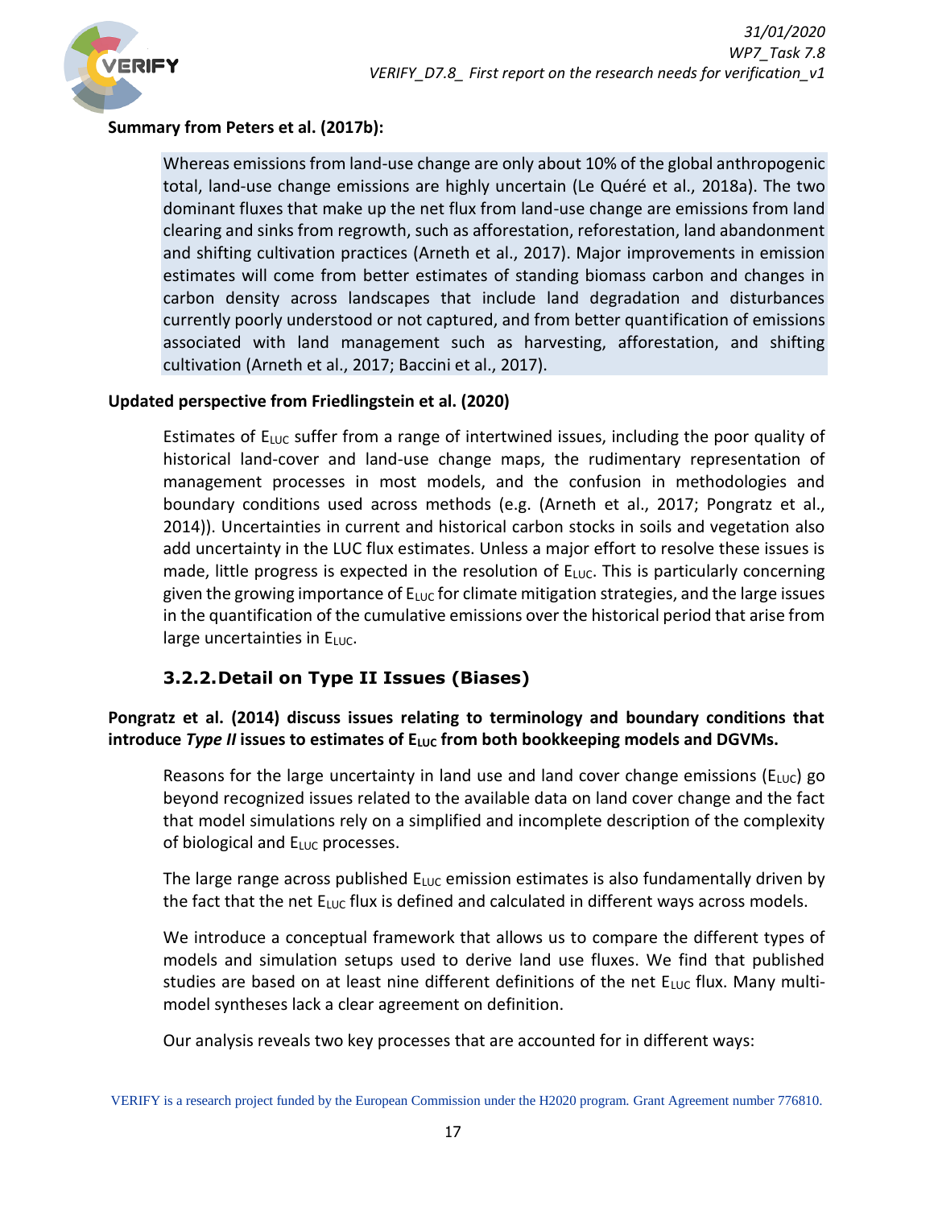**Summary from Peters et al. (2017b):**

> Whereas emissions from land-use change are only about 10% of the global anthropogenic total, land-use change emissions are highly uncertain (Le Quéré et al., 2018a). The two dominant fluxes that make up the net flux from land-use change are emissions from land clearing and sinks from regrowth, such as afforestation, reforestation, land abandonment and shifting cultivation practices (Arneth et al., 2017). Major improvements in emission estimates will come from better estimates of standing biomass carbon and changes in carbon density across landscapes that include land degradation and disturbances currently poorly understood or not captured, and from better quantification of emissions associated with land management such as harvesting, afforestation, and shifting cultivation (Arneth et al., 2017; Baccini et al., 2017).

**Updated perspective from Friedlingstein et al. (2020)**

> Estimates of $E_{LUC}$ suffer from a range of intertwined issues, including the poor quality of historical land-cover and land-use change maps, the rudimentary representation of management processes in most models, and the confusion in methodologies and boundary conditions used across methods (e.g. (Arneth et al., 2017; Pongratz et al., 2014)). Uncertainties in current and historical carbon stocks in soils and vegetation also add uncertainty in the LUC flux estimates. Unless a major effort to resolve these issues is made, little progress is expected in the resolution of $E_{LUC}$. This is particularly concerning given the growing importance of $E_{LUC}$ for climate mitigation strategies, and the large issues in the quantification of the cumulative emissions over the historical period that arise from large uncertainties in $E_{LUC}$.

### 3.2.2. Detail on Type II Issues (Biases)

**Pongratz et al. (2014) discuss issues relating to terminology and boundary conditions that introduce *Type II* issues to estimates of $E_{LUC}$ from both bookkeeping models and DGVMs.**

> Reasons for the large uncertainty in land use and land cover change emissions ($E_{LUC}$) go beyond recognized issues related to the available data on land cover change and the fact that model simulations rely on a simplified and incomplete description of the complexity of biological and $E_{LUC}$ processes.
>
> The large range across published $E_{LUC}$ emission estimates is also fundamentally driven by the fact that the net $E_{LUC}$ flux is defined and calculated in different ways across models.
>
> We introduce a conceptual framework that allows us to compare the different types of models and simulation setups used to derive land use fluxes. We find that published studies are based on at least nine different definitions of the net $E_{LUC}$ flux. Many multi-model syntheses lack a clear agreement on definition.
>
> Our analysis reveals two key processes that are accounted for in different ways: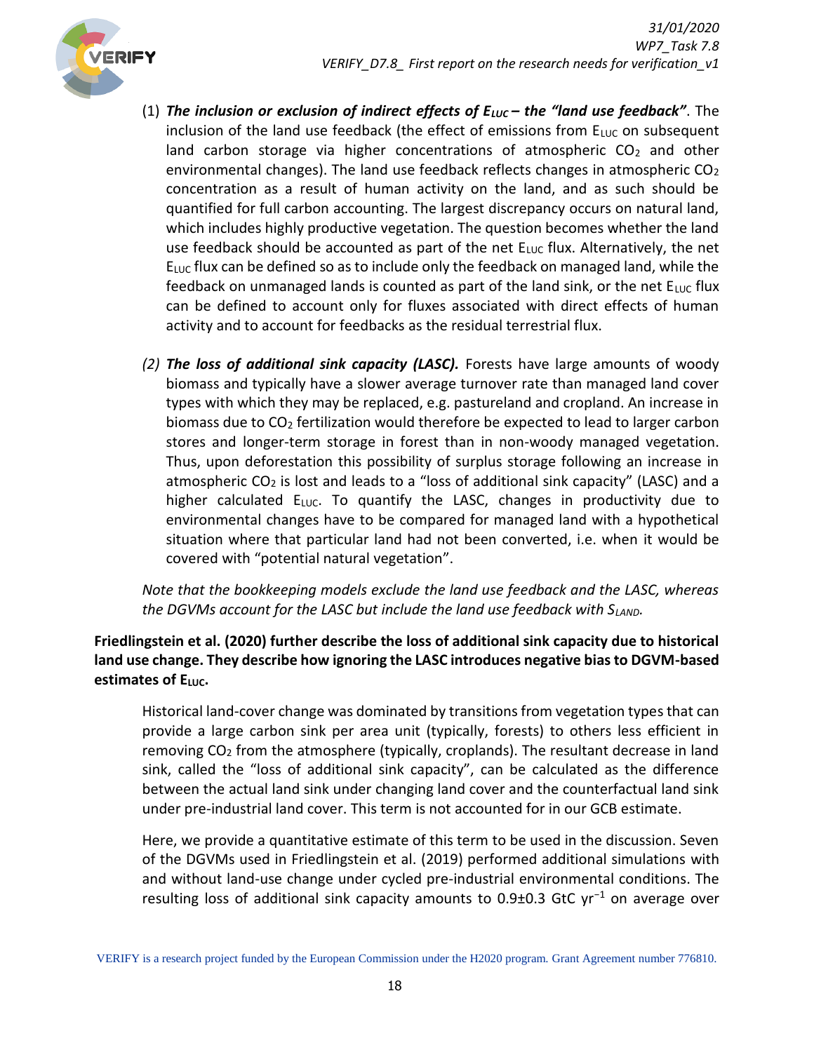(1) ***The inclusion or exclusion of indirect effects of $E_{LUC}$ – the "land use feedback"***. The inclusion of the land use feedback (the effect of emissions from $E_{LUC}$ on subsequent land carbon storage via higher concentrations of atmospheric $CO_2$ and other environmental changes). The land use feedback reflects changes in atmospheric $CO_2$ concentration as a result of human activity on the land, and as such should be quantified for full carbon accounting. The largest discrepancy occurs on natural land, which includes highly productive vegetation. The question becomes whether the land use feedback should be accounted as part of the net $E_{LUC}$ flux. Alternatively, the net $E_{LUC}$ flux can be defined so as to include only the feedback on managed land, while the feedback on unmanaged lands is counted as part of the land sink, or the net $E_{LUC}$ flux can be defined to account only for fluxes associated with direct effects of human activity and to account for feedbacks as the residual terrestrial flux.

*(2)* ***The loss of additional sink capacity (LASC).*** Forests have large amounts of woody biomass and typically have a slower average turnover rate than managed land cover types with which they may be replaced, e.g. pastureland and cropland. An increase in biomass due to $CO_2$ fertilization would therefore be expected to lead to larger carbon stores and longer-term storage in forest than in non-woody managed vegetation. Thus, upon deforestation this possibility of surplus storage following an increase in atmospheric $CO_2$ is lost and leads to a "loss of additional sink capacity" (LASC) and a higher calculated $E_{LUC}$. To quantify the LASC, changes in productivity due to environmental changes have to be compared for managed land with a hypothetical situation where that particular land had not been converted, i.e. when it would be covered with "potential natural vegetation".

*Note that the bookkeeping models exclude the land use feedback and the LASC, whereas the DGVMs account for the LASC but include the land use feedback with $S_{LAND}$.*

**Friedlingstein et al. (2020) further describe the loss of additional sink capacity due to historical land use change. They describe how ignoring the LASC introduces negative bias to DGVM-based estimates of $E_{LUC}$.**

> Historical land-cover change was dominated by transitions from vegetation types that can provide a large carbon sink per area unit (typically, forests) to others less efficient in removing $CO_2$ from the atmosphere (typically, croplands). The resultant decrease in land sink, called the "loss of additional sink capacity", can be calculated as the difference between the actual land sink under changing land cover and the counterfactual land sink under pre-industrial land cover. This term is not accounted for in our GCB estimate.
>
> Here, we provide a quantitative estimate of this term to be used in the discussion. Seven of the DGVMs used in Friedlingstein et al. (2019) performed additional simulations with and without land-use change under cycled pre-industrial environmental conditions. The resulting loss of additional sink capacity amounts to 0.9±0.3 GtC $yr^{-1}$ on average over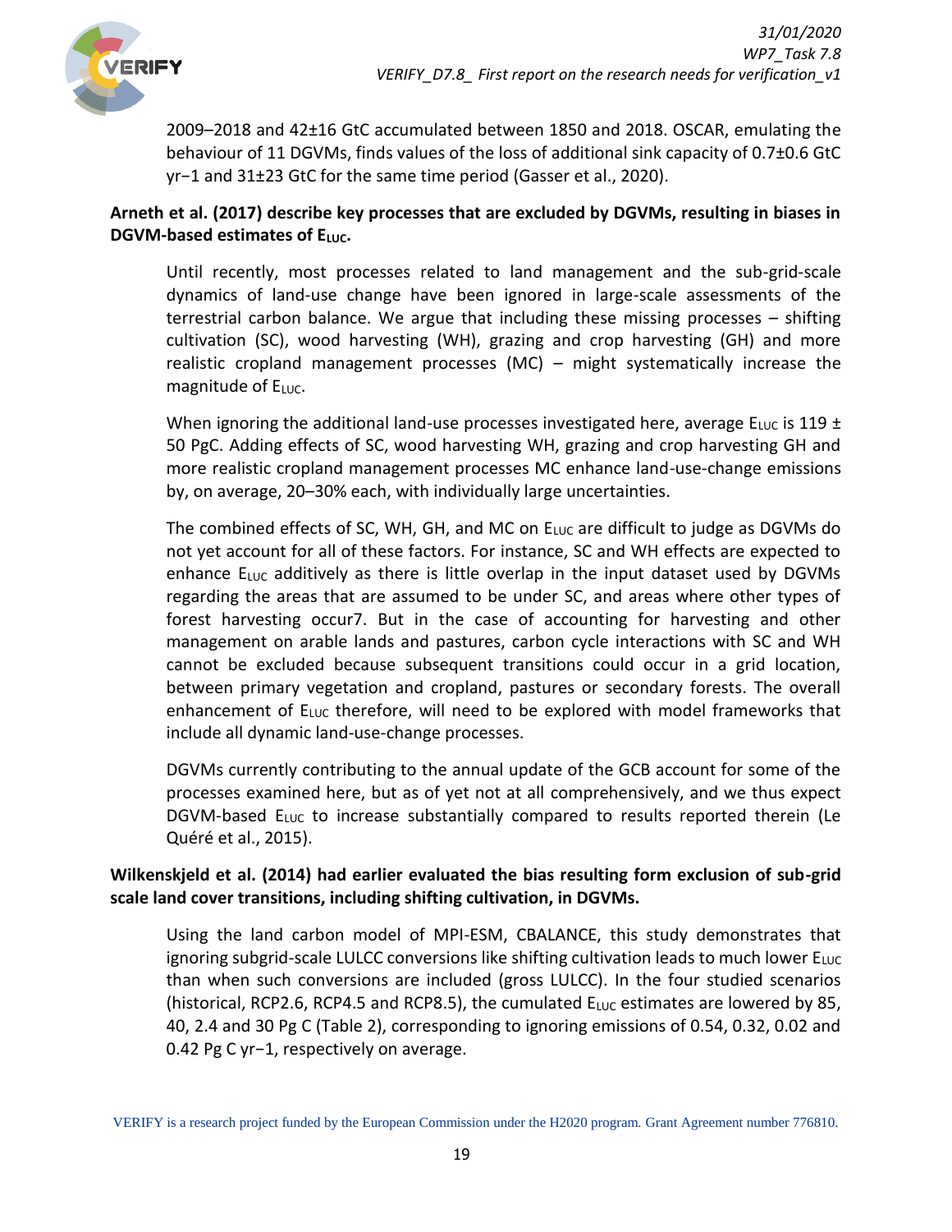2009–2018 and 42±16 GtC accumulated between 1850 and 2018. OSCAR, emulating the behaviour of 11 DGVMs, finds values of the loss of additional sink capacity of 0.7±0.6 GtC yr−1 and 31±23 GtC for the same time period (Gasser et al., 2020).

**Arneth et al. (2017) describe key processes that are excluded by DGVMs, resulting in biases in DGVM-based estimates of $E_{LUC}$.**

Until recently, most processes related to land management and the sub-grid-scale dynamics of land-use change have been ignored in large-scale assessments of the terrestrial carbon balance. We argue that including these missing processes – shifting cultivation (SC), wood harvesting (WH), grazing and crop harvesting (GH) and more realistic cropland management processes (MC) – might systematically increase the magnitude of $E_{LUC}$.

When ignoring the additional land-use processes investigated here, average $E_{LUC}$ is 119 ± 50 PgC. Adding effects of SC, wood harvesting WH, grazing and crop harvesting GH and more realistic cropland management processes MC enhance land-use-change emissions by, on average, 20–30% each, with individually large uncertainties.

The combined effects of SC, WH, GH, and MC on $E_{LUC}$ are difficult to judge as DGVMs do not yet account for all of these factors. For instance, SC and WH effects are expected to enhance $E_{LUC}$ additively as there is little overlap in the input dataset used by DGVMs regarding the areas that are assumed to be under SC, and areas where other types of forest harvesting occur7. But in the case of accounting for harvesting and other management on arable lands and pastures, carbon cycle interactions with SC and WH cannot be excluded because subsequent transitions could occur in a grid location, between primary vegetation and cropland, pastures or secondary forests. The overall enhancement of $E_{LUC}$ therefore, will need to be explored with model frameworks that include all dynamic land-use-change processes.

DGVMs currently contributing to the annual update of the GCB account for some of the processes examined here, but as of yet not at all comprehensively, and we thus expect DGVM-based $E_{LUC}$ to increase substantially compared to results reported therein (Le Quéré et al., 2015).

**Wilkenskjeld et al. (2014) had earlier evaluated the bias resulting form exclusion of sub-grid scale land cover transitions, including shifting cultivation, in DGVMs.**

Using the land carbon model of MPI-ESM, CBALANCE, this study demonstrates that ignoring subgrid-scale LULCC conversions like shifting cultivation leads to much lower $E_{LUC}$ than when such conversions are included (gross LULCC). In the four studied scenarios (historical, RCP2.6, RCP4.5 and RCP8.5), the cumulated $E_{LUC}$ estimates are lowered by 85, 40, 2.4 and 30 Pg C (Table 2), corresponding to ignoring emissions of 0.54, 0.32, 0.02 and 0.42 Pg C yr−1, respectively on average.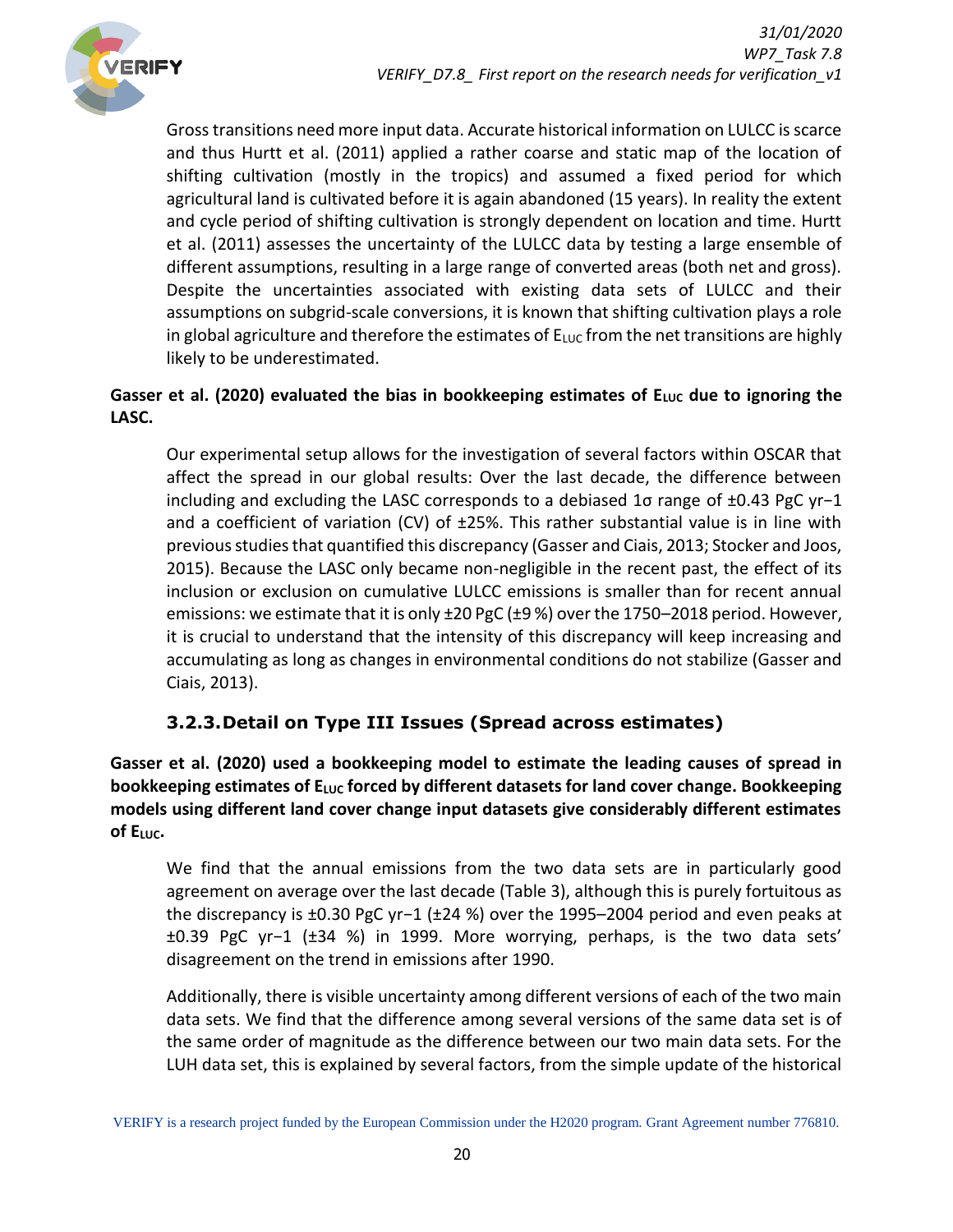Gross transitions need more input data. Accurate historical information on LULCC is scarce and thus Hurtt et al. (2011) applied a rather coarse and static map of the location of shifting cultivation (mostly in the tropics) and assumed a fixed period for which agricultural land is cultivated before it is again abandoned (15 years). In reality the extent and cycle period of shifting cultivation is strongly dependent on location and time. Hurtt et al. (2011) assesses the uncertainty of the LULCC data by testing a large ensemble of different assumptions, resulting in a large range of converted areas (both net and gross). Despite the uncertainties associated with existing data sets of LULCC and their assumptions on subgrid-scale conversions, it is known that shifting cultivation plays a role in global agriculture and therefore the estimates of $E_{LUC}$ from the net transitions are highly likely to be underestimated.

**Gasser et al. (2020) evaluated the bias in bookkeeping estimates of $E_{LUC}$ due to ignoring the LASC.**

Our experimental setup allows for the investigation of several factors within OSCAR that affect the spread in our global results: Over the last decade, the difference between including and excluding the LASC corresponds to a debiased 1σ range of ±0.43 PgC yr−1 and a coefficient of variation (CV) of ±25%. This rather substantial value is in line with previous studies that quantified this discrepancy (Gasser and Ciais, 2013; Stocker and Joos, 2015). Because the LASC only became non-negligible in the recent past, the effect of its inclusion or exclusion on cumulative LULCC emissions is smaller than for recent annual emissions: we estimate that it is only ±20 PgC (±9 %) over the 1750–2018 period. However, it is crucial to understand that the intensity of this discrepancy will keep increasing and accumulating as long as changes in environmental conditions do not stabilize (Gasser and Ciais, 2013).

### 3.2.3. Detail on Type III Issues (Spread across estimates)

**Gasser et al. (2020) used a bookkeeping model to estimate the leading causes of spread in bookkeeping estimates of $E_{LUC}$ forced by different datasets for land cover change. Bookkeeping models using different land cover change input datasets give considerably different estimates of $E_{LUC}$.**

We find that the annual emissions from the two data sets are in particularly good agreement on average over the last decade (Table 3), although this is purely fortuitous as the discrepancy is ±0.30 PgC yr−1 (±24 %) over the 1995–2004 period and even peaks at ±0.39 PgC yr−1 (±34 %) in 1999. More worrying, perhaps, is the two data sets' disagreement on the trend in emissions after 1990.

Additionally, there is visible uncertainty among different versions of each of the two main data sets. We find that the difference among several versions of the same data set is of the same order of magnitude as the difference between our two main data sets. For the LUH data set, this is explained by several factors, from the simple update of the historical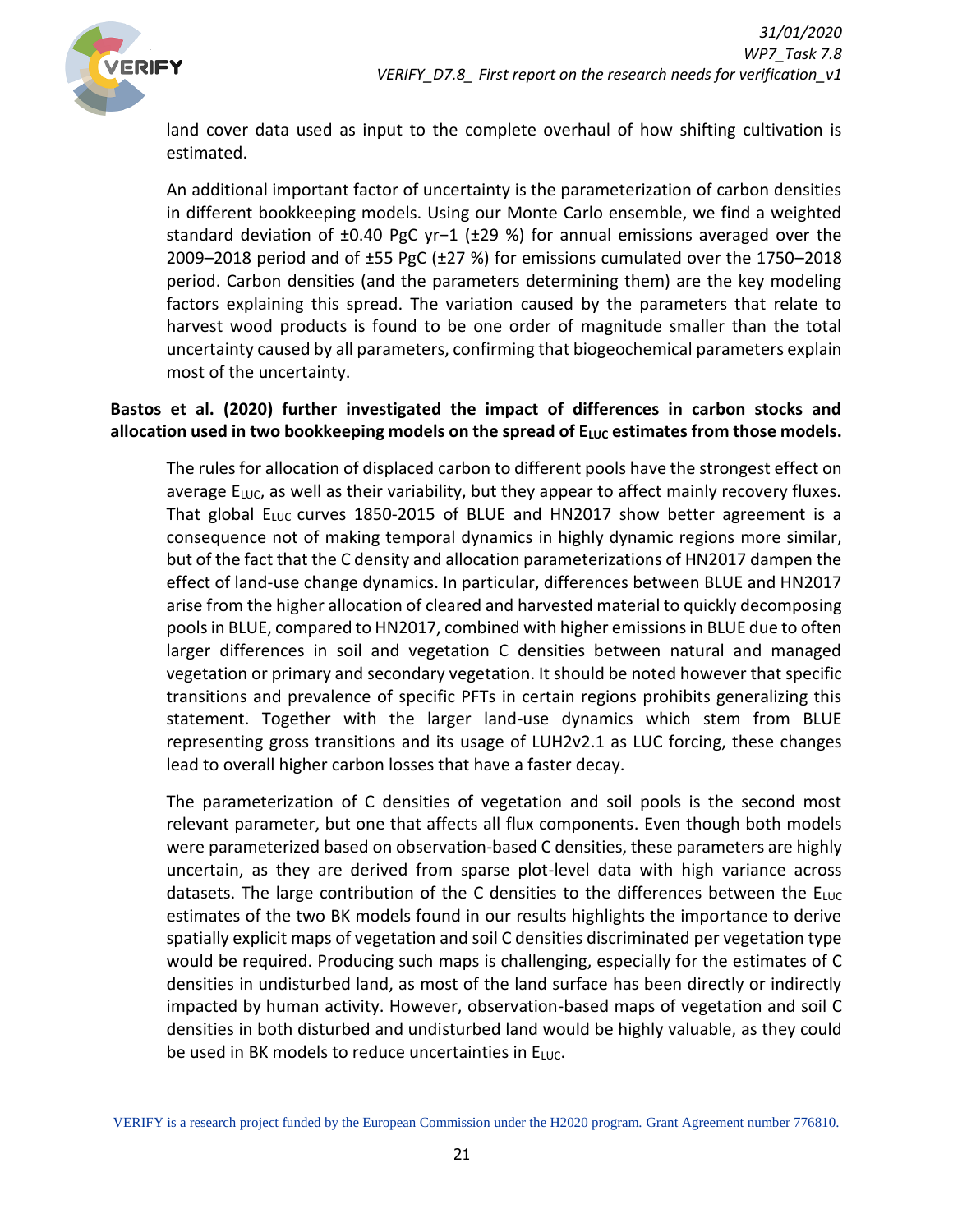land cover data used as input to the complete overhaul of how shifting cultivation is estimated.

An additional important factor of uncertainty is the parameterization of carbon densities in different bookkeeping models. Using our Monte Carlo ensemble, we find a weighted standard deviation of ±0.40 PgC $yr^{-1}$ (±29 %) for annual emissions averaged over the 2009–2018 period and of ±55 PgC (±27 %) for emissions cumulated over the 1750–2018 period. Carbon densities (and the parameters determining them) are the key modeling factors explaining this spread. The variation caused by the parameters that relate to harvest wood products is found to be one order of magnitude smaller than the total uncertainty caused by all parameters, confirming that biogeochemical parameters explain most of the uncertainty.

**Bastos et al. (2020) further investigated the impact of differences in carbon stocks and allocation used in two bookkeeping models on the spread of $E_{LUC}$ estimates from those models.**

The rules for allocation of displaced carbon to different pools have the strongest effect on average $E_{LUC}$, as well as their variability, but they appear to affect mainly recovery fluxes. That global $E_{LUC}$ curves 1850-2015 of BLUE and HN2017 show better agreement is a consequence not of making temporal dynamics in highly dynamic regions more similar, but of the fact that the C density and allocation parameterizations of HN2017 dampen the effect of land-use change dynamics. In particular, differences between BLUE and HN2017 arise from the higher allocation of cleared and harvested material to quickly decomposing pools in BLUE, compared to HN2017, combined with higher emissions in BLUE due to often larger differences in soil and vegetation C densities between natural and managed vegetation or primary and secondary vegetation. It should be noted however that specific transitions and prevalence of specific PFTs in certain regions prohibits generalizing this statement. Together with the larger land-use dynamics which stem from BLUE representing gross transitions and its usage of LUH2v2.1 as LUC forcing, these changes lead to overall higher carbon losses that have a faster decay.

The parameterization of C densities of vegetation and soil pools is the second most relevant parameter, but one that affects all flux components. Even though both models were parameterized based on observation-based C densities, these parameters are highly uncertain, as they are derived from sparse plot-level data with high variance across datasets. The large contribution of the C densities to the differences between the $E_{LUC}$ estimates of the two BK models found in our results highlights the importance to derive spatially explicit maps of vegetation and soil C densities discriminated per vegetation type would be required. Producing such maps is challenging, especially for the estimates of C densities in undisturbed land, as most of the land surface has been directly or indirectly impacted by human activity. However, observation-based maps of vegetation and soil C densities in both disturbed and undisturbed land would be highly valuable, as they could be used in BK models to reduce uncertainties in $E_{LUC}$.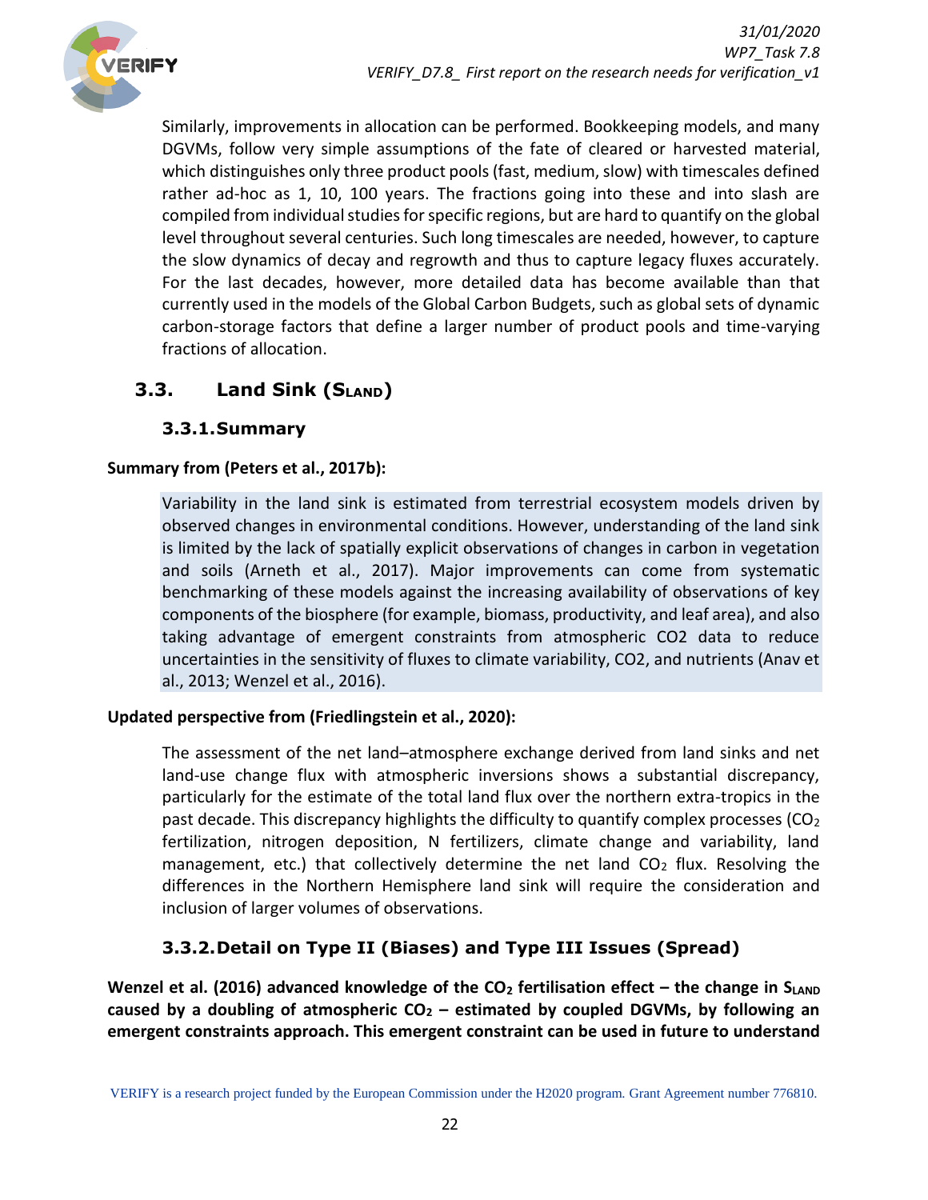Similarly, improvements in allocation can be performed. Bookkeeping models, and many DGVMs, follow very simple assumptions of the fate of cleared or harvested material, which distinguishes only three product pools (fast, medium, slow) with timescales defined rather ad-hoc as 1, 10, 100 years. The fractions going into these and into slash are compiled from individual studies for specific regions, but are hard to quantify on the global level throughout several centuries. Such long timescales are needed, however, to capture the slow dynamics of decay and regrowth and thus to capture legacy fluxes accurately. For the last decades, however, more detailed data has become available than that currently used in the models of the Global Carbon Budgets, such as global sets of dynamic carbon-storage factors that define a larger number of product pools and time-varying fractions of allocation.

## 3.3. Land Sink ($S_{LAND}$)

### 3.3.1. Summary

**Summary from (Peters et al., 2017b):**

> Variability in the land sink is estimated from terrestrial ecosystem models driven by observed changes in environmental conditions. However, understanding of the land sink is limited by the lack of spatially explicit observations of changes in carbon in vegetation and soils (Arneth et al., 2017). Major improvements can come from systematic benchmarking of these models against the increasing availability of observations of key components of the biosphere (for example, biomass, productivity, and leaf area), and also taking advantage of emergent constraints from atmospheric CO2 data to reduce uncertainties in the sensitivity of fluxes to climate variability, CO2, and nutrients (Anav et al., 2013; Wenzel et al., 2016).

**Updated perspective from (Friedlingstein et al., 2020):**

> The assessment of the net land–atmosphere exchange derived from land sinks and net land-use change flux with atmospheric inversions shows a substantial discrepancy, particularly for the estimate of the total land flux over the northern extra-tropics in the past decade. This discrepancy highlights the difficulty to quantify complex processes ($CO_2$ fertilization, nitrogen deposition, N fertilizers, climate change and variability, land management, etc.) that collectively determine the net land $CO_2$ flux. Resolving the differences in the Northern Hemisphere land sink will require the consideration and inclusion of larger volumes of observations.

### 3.3.2. Detail on Type II (Biases) and Type III Issues (Spread)

**Wenzel et al. (2016) advanced knowledge of the $CO_2$ fertilisation effect – the change in $S_{LAND}$ caused by a doubling of atmospheric $CO_2$ – estimated by coupled DGVMs, by following an emergent constraints approach. This emergent constraint can be used in future to understand**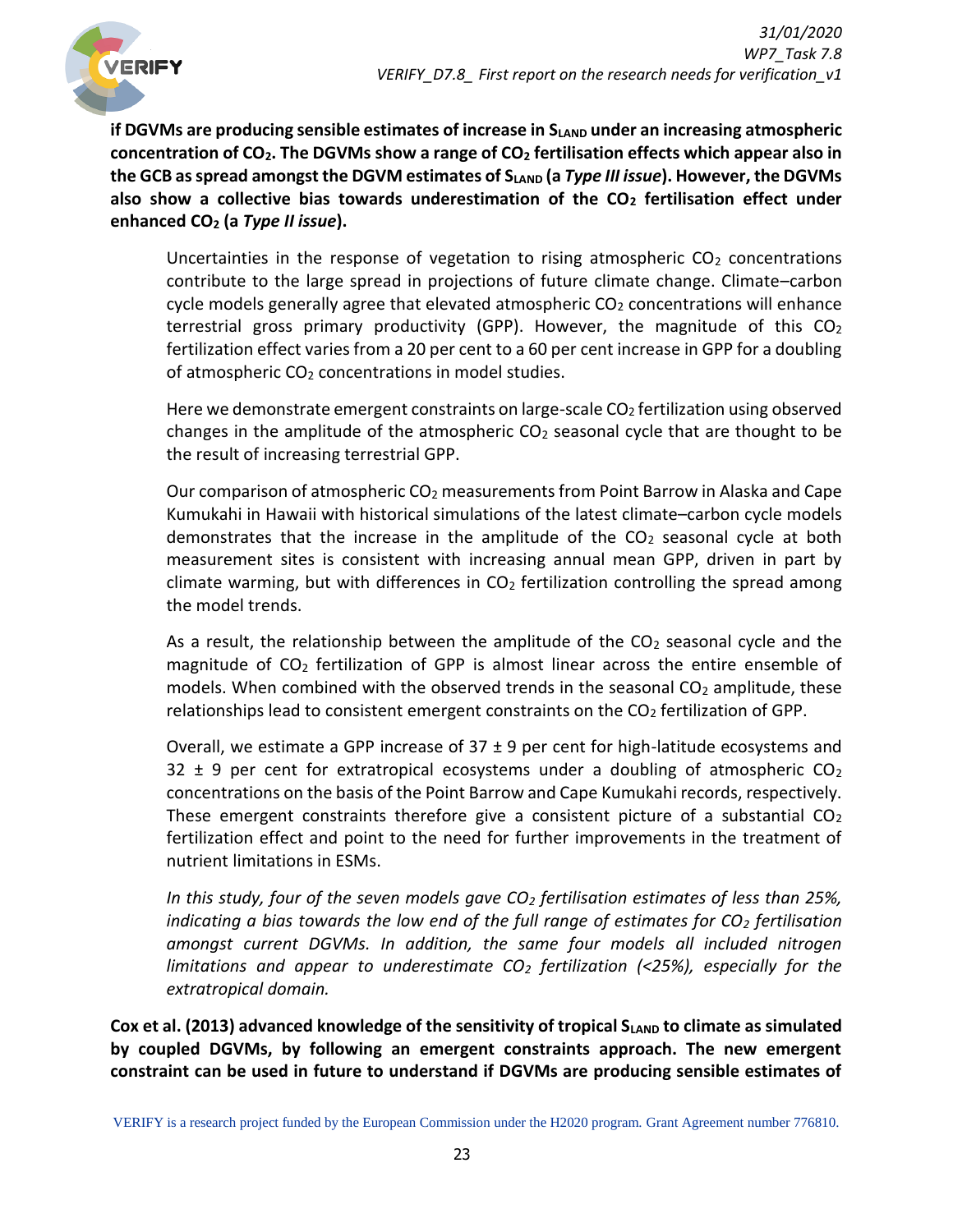**if DGVMs are producing sensible estimates of increase in $S_{LAND}$ under an increasing atmospheric concentration of $CO_2$. The DGVMs show a range of $CO_2$ fertilisation effects which appear also in the GCB as spread amongst the DGVM estimates of $S_{LAND}$ (a *Type III issue*). However, the DGVMs also show a collective bias towards underestimation of the $CO_2$ fertilisation effect under enhanced $CO_2$ (a *Type II issue*).**

> Uncertainties in the response of vegetation to rising atmospheric $CO_2$ concentrations contribute to the large spread in projections of future climate change. Climate–carbon cycle models generally agree that elevated atmospheric $CO_2$ concentrations will enhance terrestrial gross primary productivity (GPP). However, the magnitude of this $CO_2$ fertilization effect varies from a 20 per cent to a 60 per cent increase in GPP for a doubling of atmospheric $CO_2$ concentrations in model studies.
>
> Here we demonstrate emergent constraints on large-scale $CO_2$ fertilization using observed changes in the amplitude of the atmospheric $CO_2$ seasonal cycle that are thought to be the result of increasing terrestrial GPP.
>
> Our comparison of atmospheric $CO_2$ measurements from Point Barrow in Alaska and Cape Kumukahi in Hawaii with historical simulations of the latest climate–carbon cycle models demonstrates that the increase in the amplitude of the $CO_2$ seasonal cycle at both measurement sites is consistent with increasing annual mean GPP, driven in part by climate warming, but with differences in $CO_2$ fertilization controlling the spread among the model trends.
>
> As a result, the relationship between the amplitude of the $CO_2$ seasonal cycle and the magnitude of $CO_2$ fertilization of GPP is almost linear across the entire ensemble of models. When combined with the observed trends in the seasonal $CO_2$ amplitude, these relationships lead to consistent emergent constraints on the $CO_2$ fertilization of GPP.
>
> Overall, we estimate a GPP increase of 37 ± 9 per cent for high-latitude ecosystems and 32 ± 9 per cent for extratropical ecosystems under a doubling of atmospheric $CO_2$ concentrations on the basis of the Point Barrow and Cape Kumukahi records, respectively. These emergent constraints therefore give a consistent picture of a substantial $CO_2$ fertilization effect and point to the need for further improvements in the treatment of nutrient limitations in ESMs.
>
> *In this study, four of the seven models gave $CO_2$ fertilisation estimates of less than 25%, indicating a bias towards the low end of the full range of estimates for $CO_2$ fertilisation amongst current DGVMs. In addition, the same four models all included nitrogen limitations and appear to underestimate $CO_2$ fertilization (<25%), especially for the extratropical domain.*

**Cox et al. (2013) advanced knowledge of the sensitivity of tropical $S_{LAND}$ to climate as simulated by coupled DGVMs, by following an emergent constraints approach. The new emergent constraint can be used in future to understand if DGVMs are producing sensible estimates of**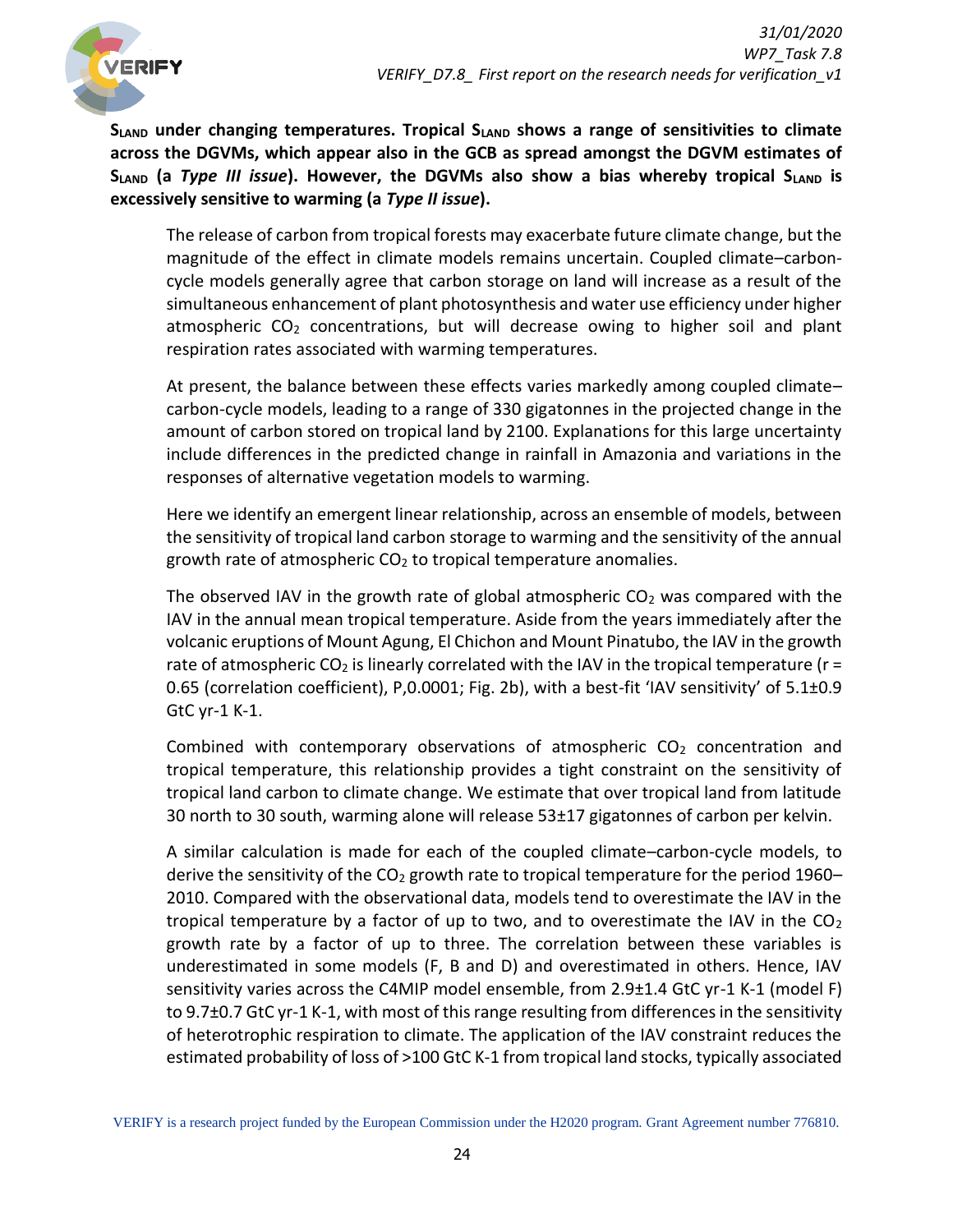**$S_{LAND}$ under changing temperatures. Tropical $S_{LAND}$ shows a range of sensitivities to climate across the DGVMs, which appear also in the GCB as spread amongst the DGVM estimates of $S_{LAND}$ (a *Type III issue*). However, the DGVMs also show a bias whereby tropical $S_{LAND}$ is excessively sensitive to warming (a *Type II issue*).**

> The release of carbon from tropical forests may exacerbate future climate change, but the magnitude of the effect in climate models remains uncertain. Coupled climate–carbon-cycle models generally agree that carbon storage on land will increase as a result of the simultaneous enhancement of plant photosynthesis and water use efficiency under higher atmospheric $CO_2$ concentrations, but will decrease owing to higher soil and plant respiration rates associated with warming temperatures.
>
> At present, the balance between these effects varies markedly among coupled climate–carbon-cycle models, leading to a range of 330 gigatonnes in the projected change in the amount of carbon stored on tropical land by 2100. Explanations for this large uncertainty include differences in the predicted change in rainfall in Amazonia and variations in the responses of alternative vegetation models to warming.
>
> Here we identify an emergent linear relationship, across an ensemble of models, between the sensitivity of tropical land carbon storage to warming and the sensitivity of the annual growth rate of atmospheric $CO_2$ to tropical temperature anomalies.
>
> The observed IAV in the growth rate of global atmospheric $CO_2$ was compared with the IAV in the annual mean tropical temperature. Aside from the years immediately after the volcanic eruptions of Mount Agung, El Chichon and Mount Pinatubo, the IAV in the growth rate of atmospheric $CO_2$ is linearly correlated with the IAV in the tropical temperature ($r = 0.65$ (correlation coefficient), P,0.0001; Fig. 2b), with a best-fit 'IAV sensitivity' of 5.1±0.9 GtC yr-1 K-1.
>
> Combined with contemporary observations of atmospheric $CO_2$ concentration and tropical temperature, this relationship provides a tight constraint on the sensitivity of tropical land carbon to climate change. We estimate that over tropical land from latitude 30 north to 30 south, warming alone will release 53±17 gigatonnes of carbon per kelvin.
>
> A similar calculation is made for each of the coupled climate–carbon-cycle models, to derive the sensitivity of the $CO_2$ growth rate to tropical temperature for the period 1960–2010. Compared with the observational data, models tend to overestimate the IAV in the tropical temperature by a factor of up to two, and to overestimate the IAV in the $CO_2$ growth rate by a factor of up to three. The correlation between these variables is underestimated in some models (F, B and D) and overestimated in others. Hence, IAV sensitivity varies across the C4MIP model ensemble, from 2.9±1.4 GtC yr-1 K-1 (model F) to 9.7±0.7 GtC yr-1 K-1, with most of this range resulting from differences in the sensitivity of heterotrophic respiration to climate. The application of the IAV constraint reduces the estimated probability of loss of >100 GtC K-1 from tropical land stocks, typically associated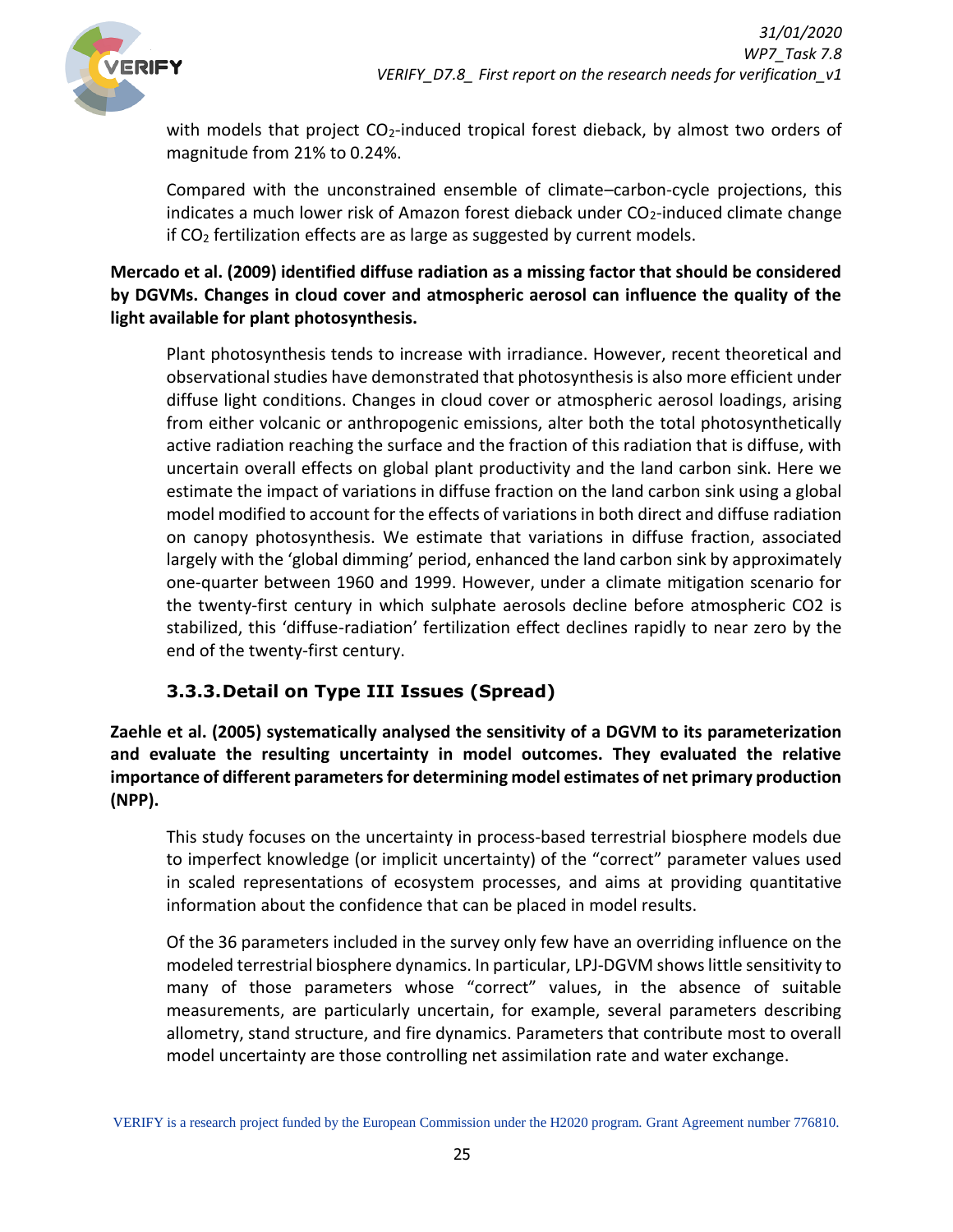with models that project $CO_2$-induced tropical forest dieback, by almost two orders of magnitude from 21% to 0.24%.

Compared with the unconstrained ensemble of climate–carbon-cycle projections, this indicates a much lower risk of Amazon forest dieback under $CO_2$-induced climate change if $CO_2$ fertilization effects are as large as suggested by current models.

**Mercado et al. (2009) identified diffuse radiation as a missing factor that should be considered by DGVMs. Changes in cloud cover and atmospheric aerosol can influence the quality of the light available for plant photosynthesis.**

Plant photosynthesis tends to increase with irradiance. However, recent theoretical and observational studies have demonstrated that photosynthesis is also more efficient under diffuse light conditions. Changes in cloud cover or atmospheric aerosol loadings, arising from either volcanic or anthropogenic emissions, alter both the total photosynthetically active radiation reaching the surface and the fraction of this radiation that is diffuse, with uncertain overall effects on global plant productivity and the land carbon sink. Here we estimate the impact of variations in diffuse fraction on the land carbon sink using a global model modified to account for the effects of variations in both direct and diffuse radiation on canopy photosynthesis. We estimate that variations in diffuse fraction, associated largely with the 'global dimming' period, enhanced the land carbon sink by approximately one-quarter between 1960 and 1999. However, under a climate mitigation scenario for the twenty-first century in which sulphate aerosols decline before atmospheric CO2 is stabilized, this 'diffuse-radiation' fertilization effect declines rapidly to near zero by the end of the twenty-first century.

### 3.3.3. Detail on Type III Issues (Spread)

**Zaehle et al. (2005) systematically analysed the sensitivity of a DGVM to its parameterization and evaluate the resulting uncertainty in model outcomes. They evaluated the relative importance of different parameters for determining model estimates of net primary production (NPP).**

This study focuses on the uncertainty in process-based terrestrial biosphere models due to imperfect knowledge (or implicit uncertainty) of the "correct" parameter values used in scaled representations of ecosystem processes, and aims at providing quantitative information about the confidence that can be placed in model results.

Of the 36 parameters included in the survey only few have an overriding influence on the modeled terrestrial biosphere dynamics. In particular, LPJ-DGVM shows little sensitivity to many of those parameters whose "correct" values, in the absence of suitable measurements, are particularly uncertain, for example, several parameters describing allometry, stand structure, and fire dynamics. Parameters that contribute most to overall model uncertainty are those controlling net assimilation rate and water exchange.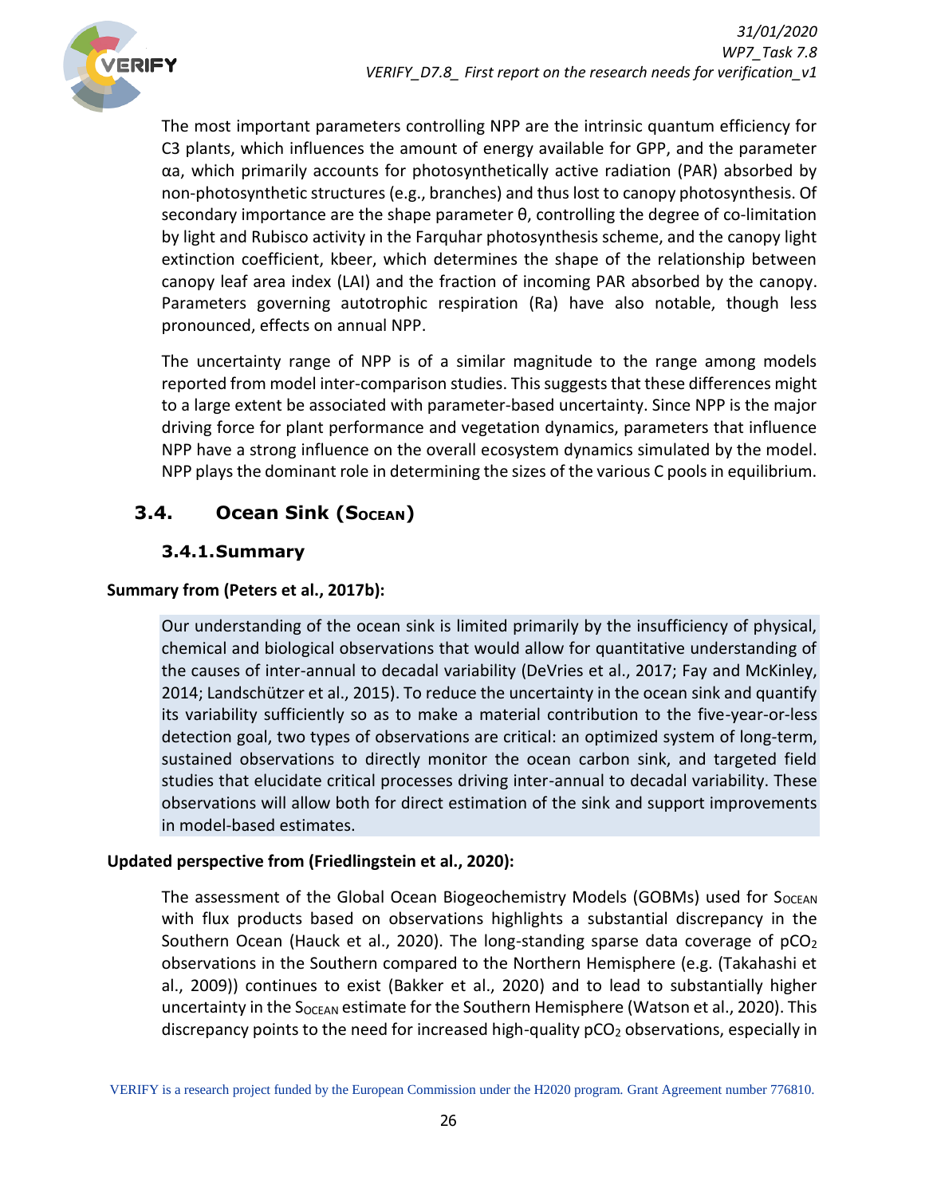The most important parameters controlling NPP are the intrinsic quantum efficiency for C3 plants, which influences the amount of energy available for GPP, and the parameter αa, which primarily accounts for photosynthetically active radiation (PAR) absorbed by non-photosynthetic structures (e.g., branches) and thus lost to canopy photosynthesis. Of secondary importance are the shape parameter θ, controlling the degree of co-limitation by light and Rubisco activity in the Farquhar photosynthesis scheme, and the canopy light extinction coefficient, kbeer, which determines the shape of the relationship between canopy leaf area index (LAI) and the fraction of incoming PAR absorbed by the canopy. Parameters governing autotrophic respiration (Ra) have also notable, though less pronounced, effects on annual NPP.

The uncertainty range of NPP is of a similar magnitude to the range among models reported from model inter-comparison studies. This suggests that these differences might to a large extent be associated with parameter-based uncertainty. Since NPP is the major driving force for plant performance and vegetation dynamics, parameters that influence NPP have a strong influence on the overall ecosystem dynamics simulated by the model. NPP plays the dominant role in determining the sizes of the various C pools in equilibrium.

## 3.4. Ocean Sink ($S_{OCEAN}$)

### 3.4.1. Summary

**Summary from (Peters et al., 2017b):**

Our understanding of the ocean sink is limited primarily by the insufficiency of physical, chemical and biological observations that would allow for quantitative understanding of the causes of inter-annual to decadal variability (DeVries et al., 2017; Fay and McKinley, 2014; Landschützer et al., 2015). To reduce the uncertainty in the ocean sink and quantify its variability sufficiently so as to make a material contribution to the five-year-or-less detection goal, two types of observations are critical: an optimized system of long-term, sustained observations to directly monitor the ocean carbon sink, and targeted field studies that elucidate critical processes driving inter-annual to decadal variability. These observations will allow both for direct estimation of the sink and support improvements in model-based estimates.

**Updated perspective from (Friedlingstein et al., 2020):**

The assessment of the Global Ocean Biogeochemistry Models (GOBMs) used for $S_{OCEAN}$ with flux products based on observations highlights a substantial discrepancy in the Southern Ocean (Hauck et al., 2020). The long-standing sparse data coverage of $pCO_2$ observations in the Southern compared to the Northern Hemisphere (e.g. (Takahashi et al., 2009)) continues to exist (Bakker et al., 2020) and to lead to substantially higher uncertainty in the $S_{OCEAN}$ estimate for the Southern Hemisphere (Watson et al., 2020). This discrepancy points to the need for increased high-quality $pCO_2$ observations, especially in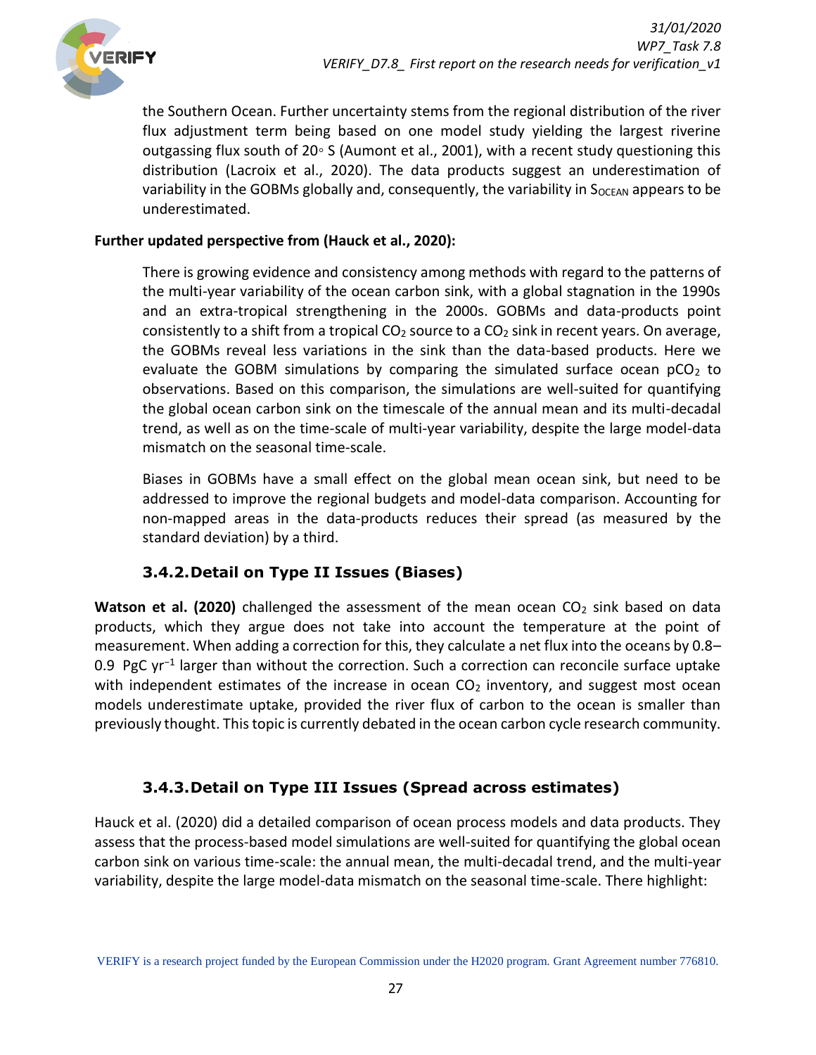the Southern Ocean. Further uncertainty stems from the regional distribution of the river flux adjustment term being based on one model study yielding the largest riverine outgassing flux south of 20◦ S (Aumont et al., 2001), with a recent study questioning this distribution (Lacroix et al., 2020). The data products suggest an underestimation of variability in the GOBMs globally and, consequently, the variability in $S_{OCEAN}$ appears to be underestimated.

**Further updated perspective from (Hauck et al., 2020):**

> There is growing evidence and consistency among methods with regard to the patterns of the multi-year variability of the ocean carbon sink, with a global stagnation in the 1990s and an extra-tropical strengthening in the 2000s. GOBMs and data-products point consistently to a shift from a tropical $CO_2$ source to a $CO_2$ sink in recent years. On average, the GOBMs reveal less variations in the sink than the data-based products. Here we evaluate the GOBM simulations by comparing the simulated surface ocean $pCO_2$ to observations. Based on this comparison, the simulations are well-suited for quantifying the global ocean carbon sink on the timescale of the annual mean and its multi-decadal trend, as well as on the time-scale of multi-year variability, despite the large model-data mismatch on the seasonal time-scale.
>
> Biases in GOBMs have a small effect on the global mean ocean sink, but need to be addressed to improve the regional budgets and model-data comparison. Accounting for non-mapped areas in the data-products reduces their spread (as measured by the standard deviation) by a third.

### 3.4.2. Detail on Type II Issues (Biases)

**Watson et al. (2020)** challenged the assessment of the mean ocean $CO_2$ sink based on data products, which they argue does not take into account the temperature at the point of measurement. When adding a correction for this, they calculate a net flux into the oceans by 0.8–0.9 PgC $yr^{-1}$ larger than without the correction. Such a correction can reconcile surface uptake with independent estimates of the increase in ocean $CO_2$ inventory, and suggest most ocean models underestimate uptake, provided the river flux of carbon to the ocean is smaller than previously thought. This topic is currently debated in the ocean carbon cycle research community.

### 3.4.3. Detail on Type III Issues (Spread across estimates)

Hauck et al. (2020) did a detailed comparison of ocean process models and data products. They assess that the process-based model simulations are well-suited for quantifying the global ocean carbon sink on various time-scale: the annual mean, the multi-decadal trend, and the multi-year variability, despite the large model-data mismatch on the seasonal time-scale. There highlight: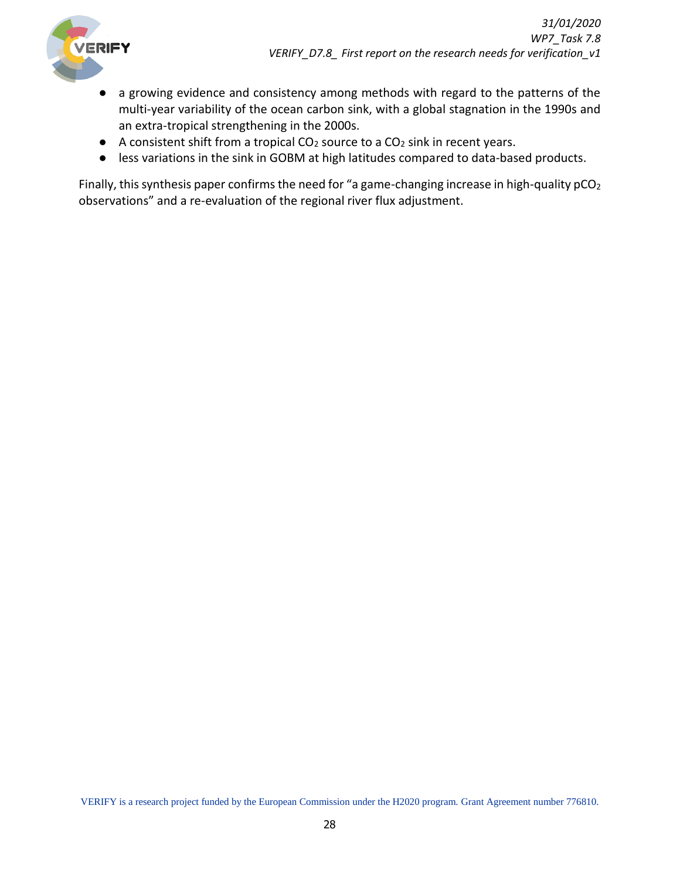- a growing evidence and consistency among methods with regard to the patterns of the multi-year variability of the ocean carbon sink, with a global stagnation in the 1990s and an extra-tropical strengthening in the 2000s.
- A consistent shift from a tropical $CO_2$ source to a $CO_2$ sink in recent years.
- less variations in the sink in GOBM at high latitudes compared to data-based products.

Finally, this synthesis paper confirms the need for "a game-changing increase in high-quality $pCO_2$ observations" and a re-evaluation of the regional river flux adjustment.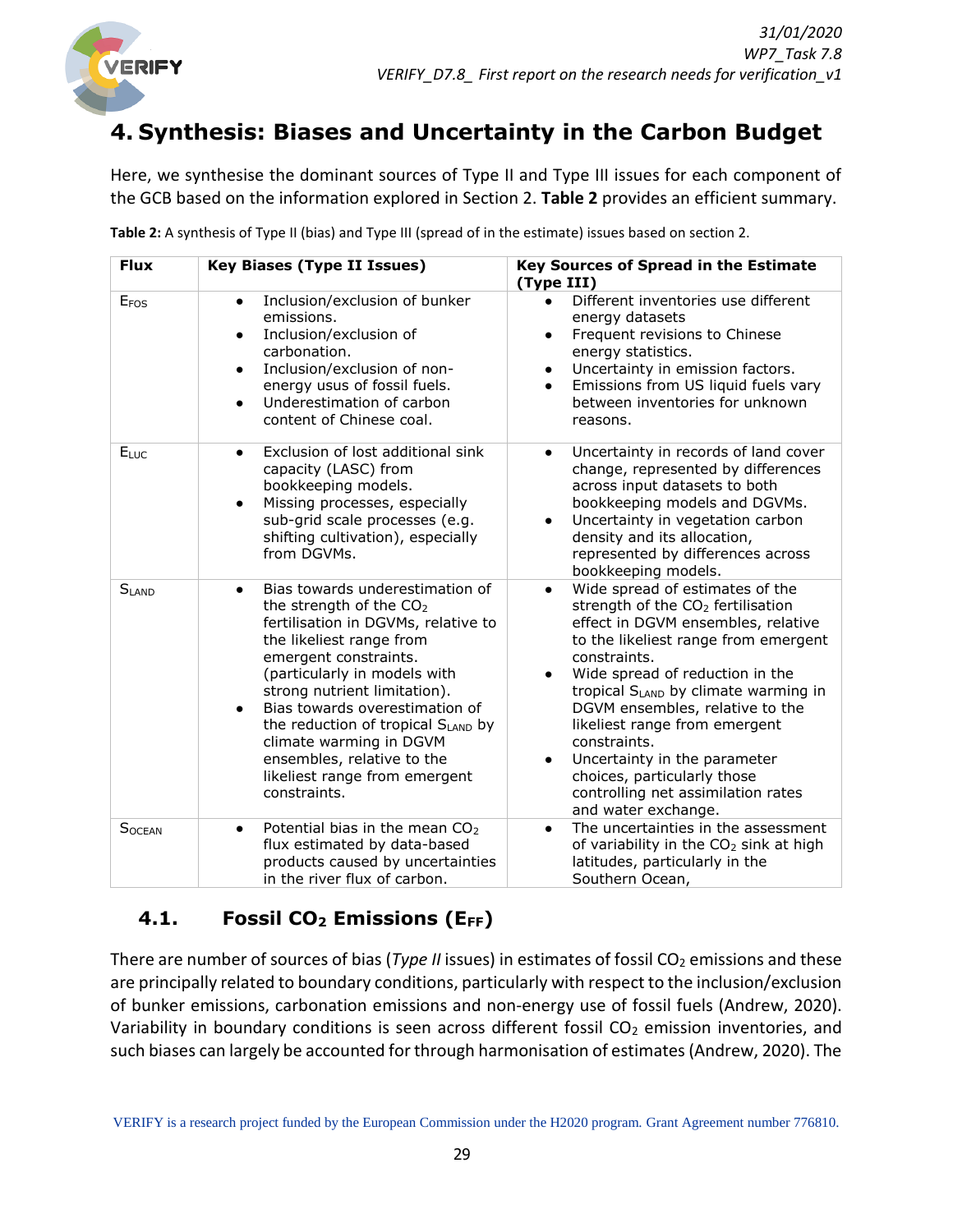# 4. Synthesis: Biases and Uncertainty in the Carbon Budget

Here, we synthesise the dominant sources of Type II and Type III issues for each component of the GCB based on the information explored in Section 2. **Table 2** provides an efficient summary.

**Table 2:** A synthesis of Type II (bias) and Type III (spread of in the estimate) issues based on section 2.

| Flux | Key Biases (Type II Issues) | Key Sources of Spread in the Estimate (Type III) |
|---|---|---|
| $E_{FOS}$ | • Inclusion/exclusion of bunker emissions. <br>• Inclusion/exclusion of carbonation. <br>• Inclusion/exclusion of non-energy usus of fossil fuels. <br>• Underestimation of carbon content of Chinese coal. | • Different inventories use different energy datasets <br>• Frequent revisions to Chinese energy statistics. <br>• Uncertainty in emission factors. <br>• Emissions from US liquid fuels vary between inventories for unknown reasons. |
| $E_{LUC}$ | • Exclusion of lost additional sink capacity (LASC) from bookkeeping models. <br>• Missing processes, especially sub-grid scale processes (e.g. shifting cultivation), especially from DGVMs. | • Uncertainty in records of land cover change, represented by differences across input datasets to both bookkeeping models and DGVMs. <br>• Uncertainty in vegetation carbon density and its allocation, represented by differences across bookkeeping models. |
| $S_{LAND}$ | • Bias towards underestimation of the strength of the $CO_2$ fertilisation in DGVMs, relative to the likeliest range from emergent constraints. (particularly in models with strong nutrient limitation). <br>• Bias towards overestimation of the reduction of tropical $S_{LAND}$ by climate warming in DGVM ensembles, relative to the likeliest range from emergent constraints. | • Wide spread of estimates of the strength of the $CO_2$ fertilisation effect in DGVM ensembles, relative to the likeliest range from emergent constraints. <br>• Wide spread of reduction in the tropical $S_{LAND}$ by climate warming in DGVM ensembles, relative to the likeliest range from emergent constraints. <br>• Uncertainty in the parameter choices, particularly those controlling net assimilation rates and water exchange. |
| $S_{OCEAN}$ | • Potential bias in the mean $CO_2$ flux estimated by data-based products caused by uncertainties in the river flux of carbon. | • The uncertainties in the assessment of variability in the $CO_2$ sink at high latitudes, particularly in the Southern Ocean, |

## 4.1. Fossil $CO_2$ Emissions ($E_{FF}$)

There are number of sources of bias (*Type II* issues) in estimates of fossil $CO_2$ emissions and these are principally related to boundary conditions, particularly with respect to the inclusion/exclusion of bunker emissions, carbonation emissions and non-energy use of fossil fuels (Andrew, 2020). Variability in boundary conditions is seen across different fossil $CO_2$ emission inventories, and such biases can largely be accounted for through harmonisation of estimates (Andrew, 2020). The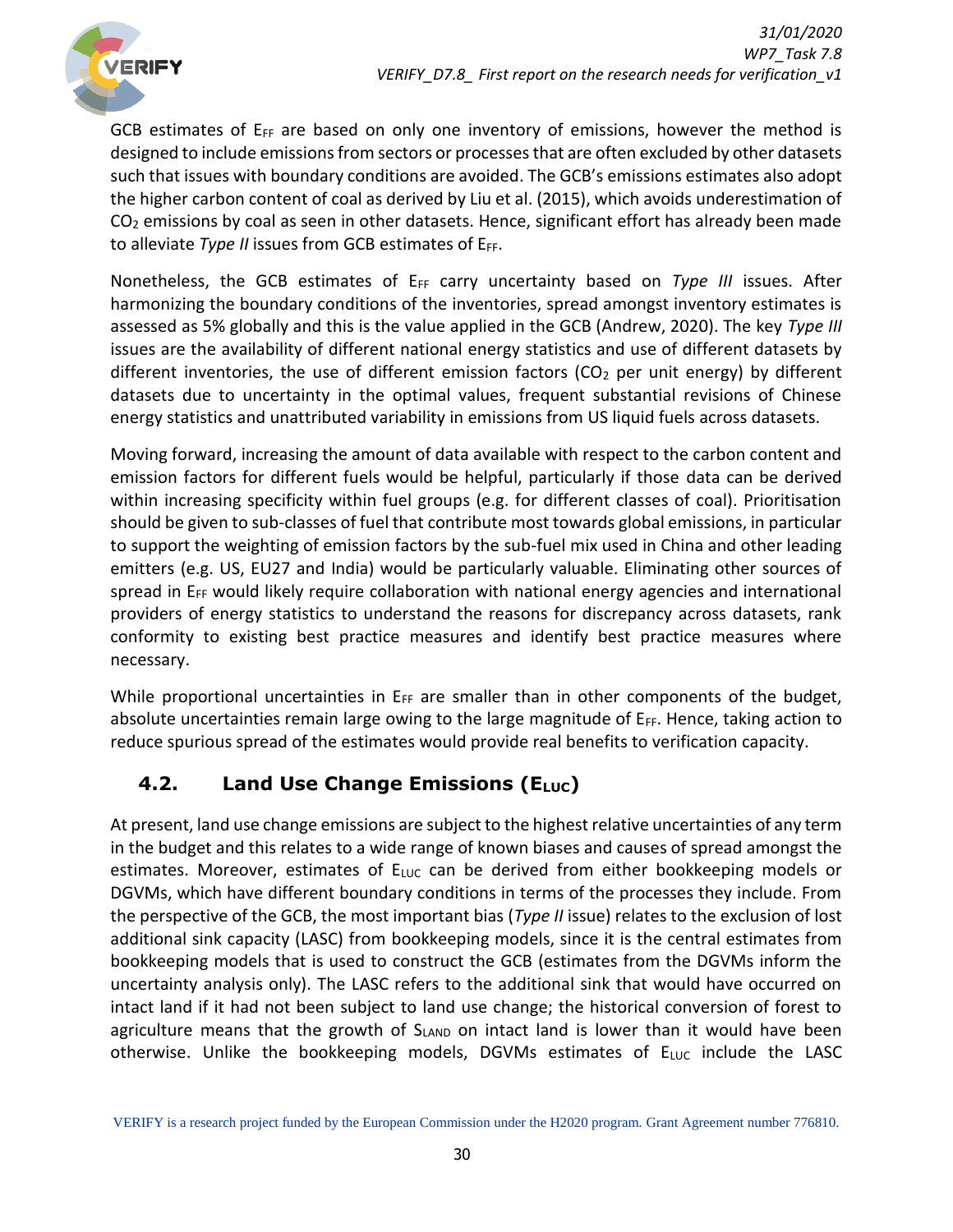GCB estimates of $E_{FF}$ are based on only one inventory of emissions, however the method is designed to include emissions from sectors or processes that are often excluded by other datasets such that issues with boundary conditions are avoided. The GCB's emissions estimates also adopt the higher carbon content of coal as derived by Liu et al. (2015), which avoids underestimation of $CO_2$ emissions by coal as seen in other datasets. Hence, significant effort has already been made to alleviate *Type II* issues from GCB estimates of $E_{FF}$.

Nonetheless, the GCB estimates of $E_{FF}$ carry uncertainty based on *Type III* issues. After harmonizing the boundary conditions of the inventories, spread amongst inventory estimates is assessed as 5% globally and this is the value applied in the GCB (Andrew, 2020). The key *Type III* issues are the availability of different national energy statistics and use of different datasets by different inventories, the use of different emission factors ($CO_2$ per unit energy) by different datasets due to uncertainty in the optimal values, frequent substantial revisions of Chinese energy statistics and unattributed variability in emissions from US liquid fuels across datasets.

Moving forward, increasing the amount of data available with respect to the carbon content and emission factors for different fuels would be helpful, particularly if those data can be derived within increasing specificity within fuel groups (e.g. for different classes of coal). Prioritisation should be given to sub-classes of fuel that contribute most towards global emissions, in particular to support the weighting of emission factors by the sub-fuel mix used in China and other leading emitters (e.g. US, EU27 and India) would be particularly valuable. Eliminating other sources of spread in $E_{FF}$ would likely require collaboration with national energy agencies and international providers of energy statistics to understand the reasons for discrepancy across datasets, rank conformity to existing best practice measures and identify best practice measures where necessary.

While proportional uncertainties in $E_{FF}$ are smaller than in other components of the budget, absolute uncertainties remain large owing to the large magnitude of $E_{FF}$. Hence, taking action to reduce spurious spread of the estimates would provide real benefits to verification capacity.

## 4.2. Land Use Change Emissions ($E_{LUC}$)

At present, land use change emissions are subject to the highest relative uncertainties of any term in the budget and this relates to a wide range of known biases and causes of spread amongst the estimates. Moreover, estimates of $E_{LUC}$ can be derived from either bookkeeping models or DGVMs, which have different boundary conditions in terms of the processes they include. From the perspective of the GCB, the most important bias (*Type II* issue) relates to the exclusion of lost additional sink capacity (LASC) from bookkeeping models, since it is the central estimates from bookkeeping models that is used to construct the GCB (estimates from the DGVMs inform the uncertainty analysis only). The LASC refers to the additional sink that would have occurred on intact land if it had not been subject to land use change; the historical conversion of forest to agriculture means that the growth of $S_{LAND}$ on intact land is lower than it would have been otherwise. Unlike the bookkeeping models, DGVMs estimates of $E_{LUC}$ include the LASC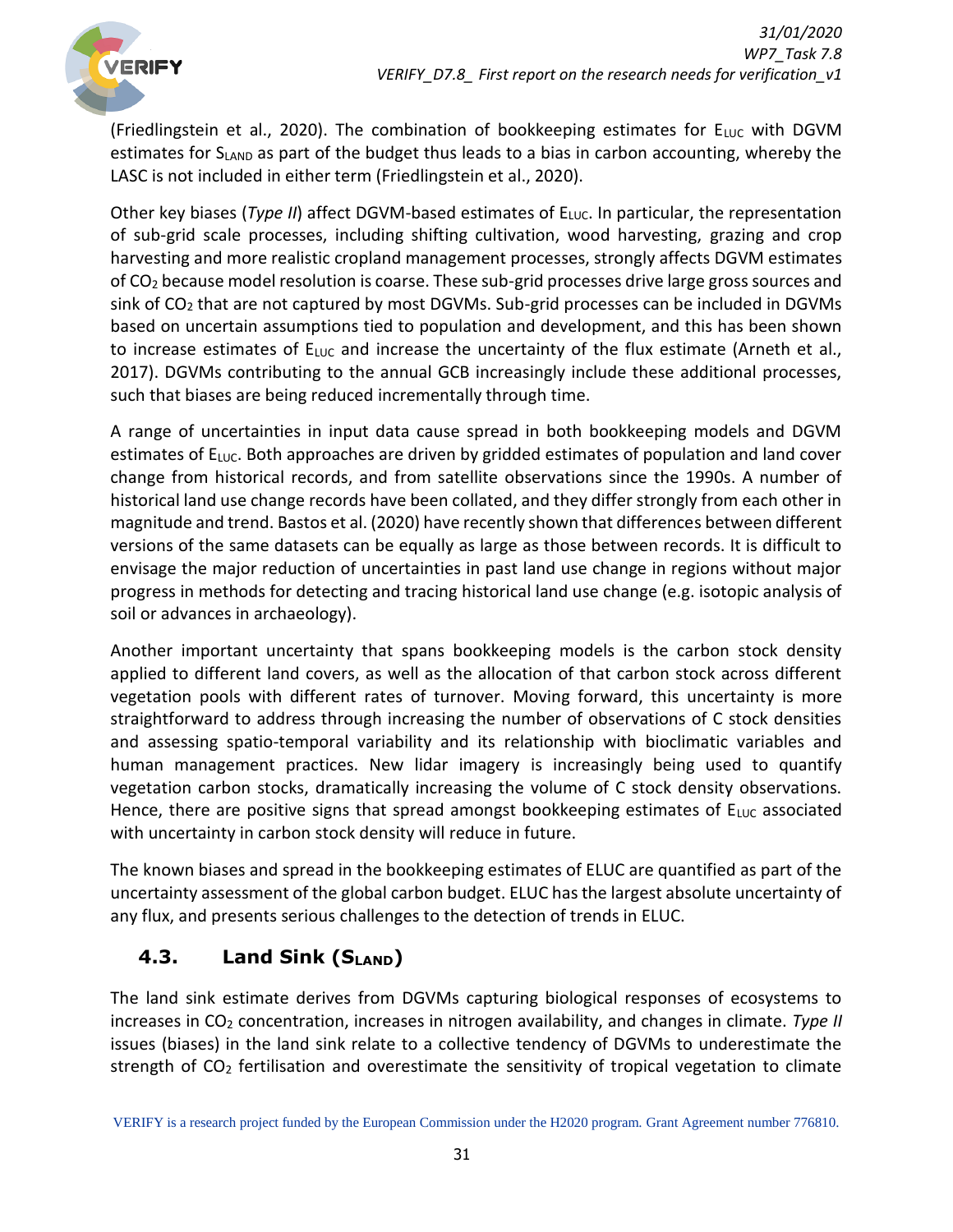(Friedlingstein et al., 2020). The combination of bookkeeping estimates for $E_{LUC}$ with DGVM estimates for $S_{LAND}$ as part of the budget thus leads to a bias in carbon accounting, whereby the LASC is not included in either term (Friedlingstein et al., 2020).

Other key biases (*Type II*) affect DGVM-based estimates of $E_{LUC}$. In particular, the representation of sub-grid scale processes, including shifting cultivation, wood harvesting, grazing and crop harvesting and more realistic cropland management processes, strongly affects DGVM estimates of $CO_2$ because model resolution is coarse. These sub-grid processes drive large gross sources and sink of $CO_2$ that are not captured by most DGVMs. Sub-grid processes can be included in DGVMs based on uncertain assumptions tied to population and development, and this has been shown to increase estimates of $E_{LUC}$ and increase the uncertainty of the flux estimate (Arneth et al., 2017). DGVMs contributing to the annual GCB increasingly include these additional processes, such that biases are being reduced incrementally through time.

A range of uncertainties in input data cause spread in both bookkeeping models and DGVM estimates of $E_{LUC}$. Both approaches are driven by gridded estimates of population and land cover change from historical records, and from satellite observations since the 1990s. A number of historical land use change records have been collated, and they differ strongly from each other in magnitude and trend. Bastos et al. (2020) have recently shown that differences between different versions of the same datasets can be equally as large as those between records. It is difficult to envisage the major reduction of uncertainties in past land use change in regions without major progress in methods for detecting and tracing historical land use change (e.g. isotopic analysis of soil or advances in archaeology).

Another important uncertainty that spans bookkeeping models is the carbon stock density applied to different land covers, as well as the allocation of that carbon stock across different vegetation pools with different rates of turnover. Moving forward, this uncertainty is more straightforward to address through increasing the number of observations of C stock densities and assessing spatio-temporal variability and its relationship with bioclimatic variables and human management practices. New lidar imagery is increasingly being used to quantify vegetation carbon stocks, dramatically increasing the volume of C stock density observations. Hence, there are positive signs that spread amongst bookkeeping estimates of $E_{LUC}$ associated with uncertainty in carbon stock density will reduce in future.

The known biases and spread in the bookkeeping estimates of ELUC are quantified as part of the uncertainty assessment of the global carbon budget. ELUC has the largest absolute uncertainty of any flux, and presents serious challenges to the detection of trends in ELUC.

## 4.3. Land Sink ($S_{LAND}$)

The land sink estimate derives from DGVMs capturing biological responses of ecosystems to increases in $CO_2$ concentration, increases in nitrogen availability, and changes in climate. *Type II* issues (biases) in the land sink relate to a collective tendency of DGVMs to underestimate the strength of $CO_2$ fertilisation and overestimate the sensitivity of tropical vegetation to climate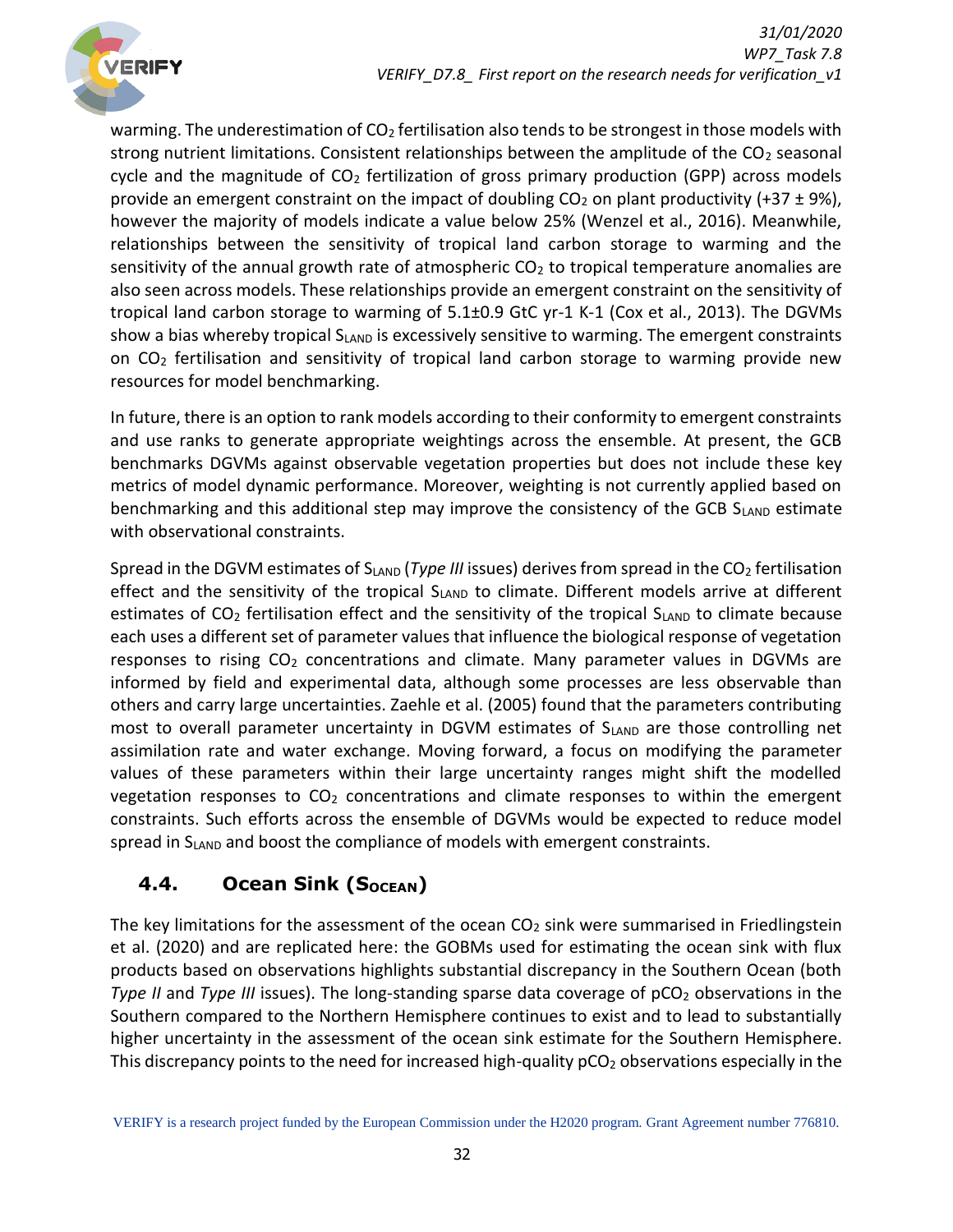warming. The underestimation of $CO_2$ fertilisation also tends to be strongest in those models with strong nutrient limitations. Consistent relationships between the amplitude of the $CO_2$ seasonal cycle and the magnitude of $CO_2$ fertilization of gross primary production (GPP) across models provide an emergent constraint on the impact of doubling $CO_2$ on plant productivity (+37 ± 9%), however the majority of models indicate a value below 25% (Wenzel et al., 2016). Meanwhile, relationships between the sensitivity of tropical land carbon storage to warming and the sensitivity of the annual growth rate of atmospheric $CO_2$ to tropical temperature anomalies are also seen across models. These relationships provide an emergent constraint on the sensitivity of tropical land carbon storage to warming of 5.1±0.9 GtC yr-1 K-1 (Cox et al., 2013). The DGVMs show a bias whereby tropical $S_{LAND}$ is excessively sensitive to warming. The emergent constraints on $CO_2$ fertilisation and sensitivity of tropical land carbon storage to warming provide new resources for model benchmarking.

In future, there is an option to rank models according to their conformity to emergent constraints and use ranks to generate appropriate weightings across the ensemble. At present, the GCB benchmarks DGVMs against observable vegetation properties but does not include these key metrics of model dynamic performance. Moreover, weighting is not currently applied based on benchmarking and this additional step may improve the consistency of the GCB $S_{LAND}$ estimate with observational constraints.

Spread in the DGVM estimates of $S_{LAND}$ (*Type III* issues) derives from spread in the $CO_2$ fertilisation effect and the sensitivity of the tropical $S_{LAND}$ to climate. Different models arrive at different estimates of $CO_2$ fertilisation effect and the sensitivity of the tropical $S_{LAND}$ to climate because each uses a different set of parameter values that influence the biological response of vegetation responses to rising $CO_2$ concentrations and climate. Many parameter values in DGVMs are informed by field and experimental data, although some processes are less observable than others and carry large uncertainties. Zaehle et al. (2005) found that the parameters contributing most to overall parameter uncertainty in DGVM estimates of $S_{LAND}$ are those controlling net assimilation rate and water exchange. Moving forward, a focus on modifying the parameter values of these parameters within their large uncertainty ranges might shift the modelled vegetation responses to $CO_2$ concentrations and climate responses to within the emergent constraints. Such efforts across the ensemble of DGVMs would be expected to reduce model spread in $S_{LAND}$ and boost the compliance of models with emergent constraints.

## 4.4. Ocean Sink ($S_{OCEAN}$)

The key limitations for the assessment of the ocean $CO_2$ sink were summarised in Friedlingstein et al. (2020) and are replicated here: the GOBMs used for estimating the ocean sink with flux products based on observations highlights substantial discrepancy in the Southern Ocean (both *Type II* and *Type III* issues). The long-standing sparse data coverage of $pCO_2$ observations in the Southern compared to the Northern Hemisphere continues to exist and to lead to substantially higher uncertainty in the assessment of the ocean sink estimate for the Southern Hemisphere. This discrepancy points to the need for increased high-quality $pCO_2$ observations especially in the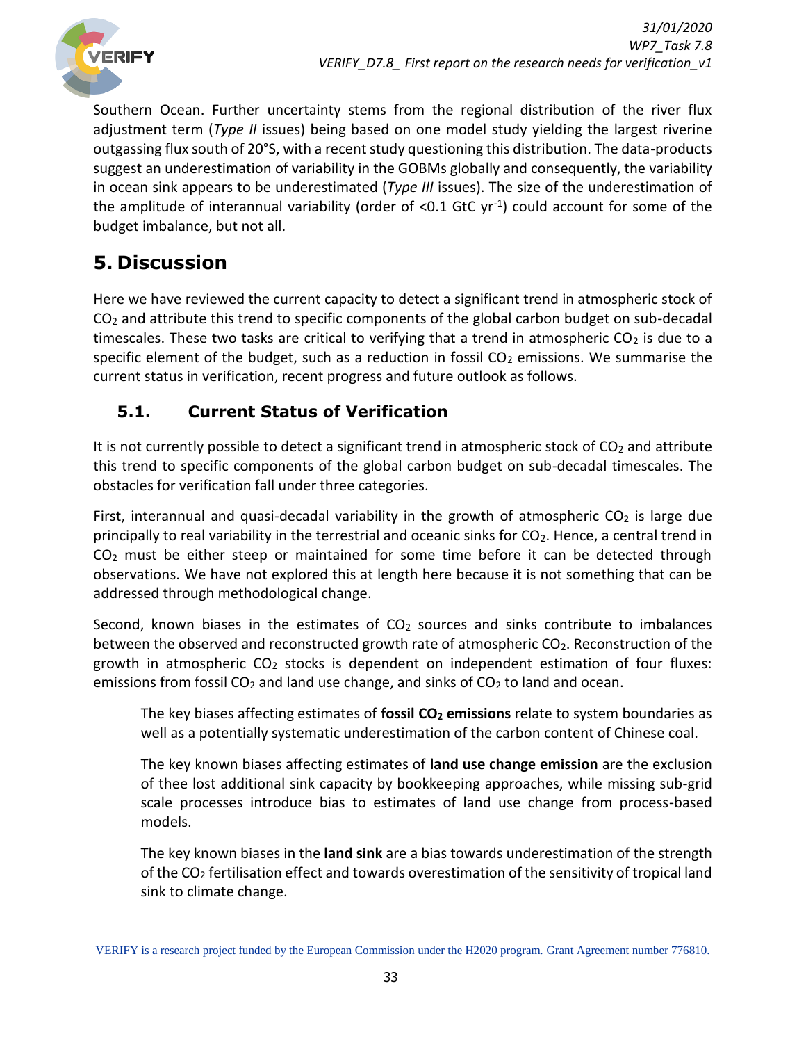Southern Ocean. Further uncertainty stems from the regional distribution of the river flux adjustment term (*Type II* issues) being based on one model study yielding the largest riverine outgassing flux south of 20°S, with a recent study questioning this distribution. The data-products suggest an underestimation of variability in the GOBMs globally and consequently, the variability in ocean sink appears to be underestimated (*Type III* issues). The size of the underestimation of the amplitude of interannual variability (order of <0.1 GtC $yr^{-1}$) could account for some of the budget imbalance, but not all.

# 5. Discussion

Here we have reviewed the current capacity to detect a significant trend in atmospheric stock of $CO_2$ and attribute this trend to specific components of the global carbon budget on sub-decadal timescales. These two tasks are critical to verifying that a trend in atmospheric $CO_2$ is due to a specific element of the budget, such as a reduction in fossil $CO_2$ emissions. We summarise the current status in verification, recent progress and future outlook as follows.

## 5.1. Current Status of Verification

It is not currently possible to detect a significant trend in atmospheric stock of $CO_2$ and attribute this trend to specific components of the global carbon budget on sub-decadal timescales. The obstacles for verification fall under three categories.

First, interannual and quasi-decadal variability in the growth of atmospheric $CO_2$ is large due principally to real variability in the terrestrial and oceanic sinks for $CO_2$. Hence, a central trend in $CO_2$ must be either steep or maintained for some time before it can be detected through observations. We have not explored this at length here because it is not something that can be addressed through methodological change.

Second, known biases in the estimates of $CO_2$ sources and sinks contribute to imbalances between the observed and reconstructed growth rate of atmospheric $CO_2$. Reconstruction of the growth in atmospheric $CO_2$ stocks is dependent on independent estimation of four fluxes: emissions from fossil $CO_2$ and land use change, and sinks of $CO_2$ to land and ocean.

The key biases affecting estimates of **fossil $CO_2$ emissions** relate to system boundaries as well as a potentially systematic underestimation of the carbon content of Chinese coal.

The key known biases affecting estimates of **land use change emission** are the exclusion of thee lost additional sink capacity by bookkeeping approaches, while missing sub-grid scale processes introduce bias to estimates of land use change from process-based models.

The key known biases in the **land sink** are a bias towards underestimation of the strength of the $CO_2$ fertilisation effect and towards overestimation of the sensitivity of tropical land sink to climate change.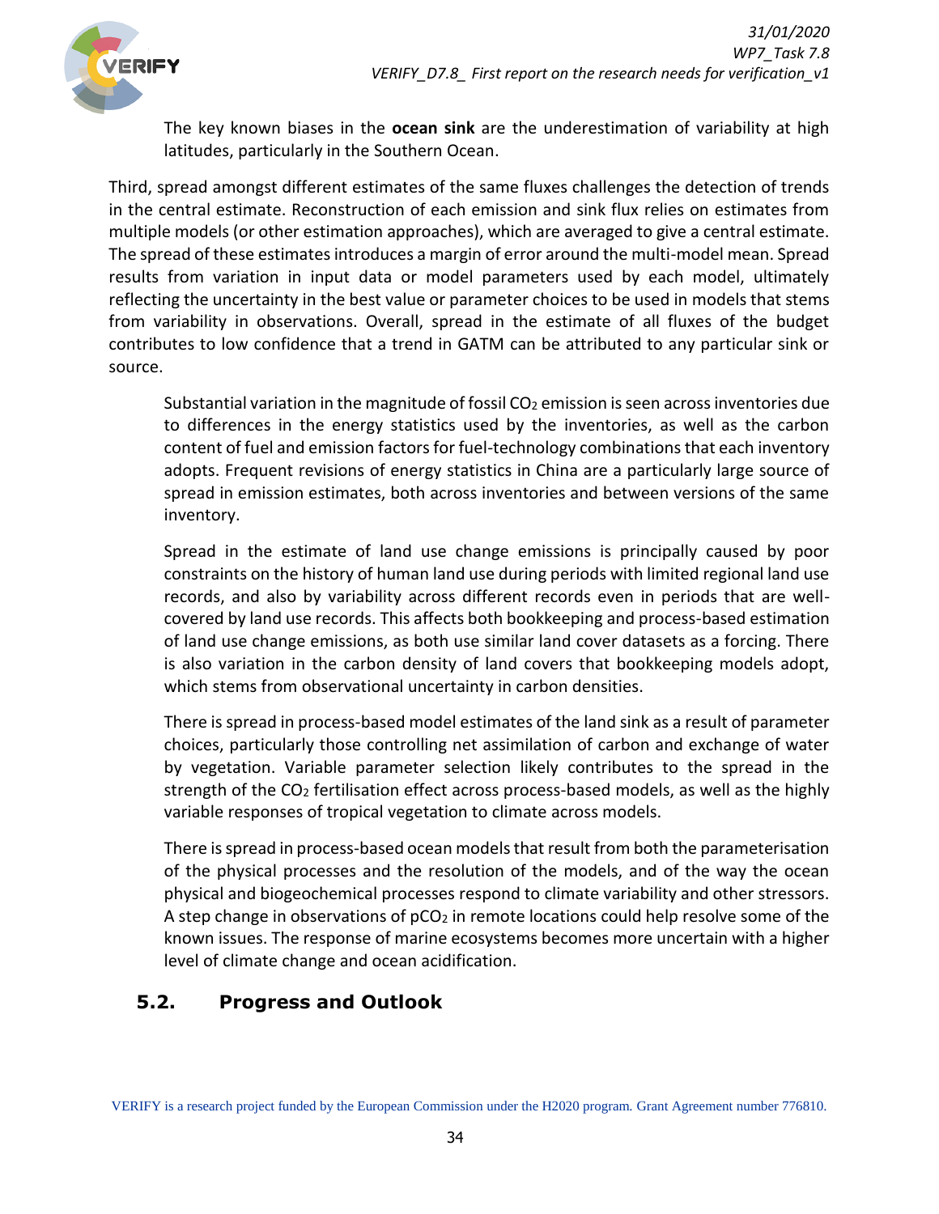The key known biases in the **ocean sink** are the underestimation of variability at high latitudes, particularly in the Southern Ocean.

Third, spread amongst different estimates of the same fluxes challenges the detection of trends in the central estimate. Reconstruction of each emission and sink flux relies on estimates from multiple models (or other estimation approaches), which are averaged to give a central estimate. The spread of these estimates introduces a margin of error around the multi-model mean. Spread results from variation in input data or model parameters used by each model, ultimately reflecting the uncertainty in the best value or parameter choices to be used in models that stems from variability in observations. Overall, spread in the estimate of all fluxes of the budget contributes to low confidence that a trend in GATM can be attributed to any particular sink or source.

Substantial variation in the magnitude of fossil $CO_2$ emission is seen across inventories due to differences in the energy statistics used by the inventories, as well as the carbon content of fuel and emission factors for fuel-technology combinations that each inventory adopts. Frequent revisions of energy statistics in China are a particularly large source of spread in emission estimates, both across inventories and between versions of the same inventory.

Spread in the estimate of land use change emissions is principally caused by poor constraints on the history of human land use during periods with limited regional land use records, and also by variability across different records even in periods that are well-covered by land use records. This affects both bookkeeping and process-based estimation of land use change emissions, as both use similar land cover datasets as a forcing. There is also variation in the carbon density of land covers that bookkeeping models adopt, which stems from observational uncertainty in carbon densities.

There is spread in process-based model estimates of the land sink as a result of parameter choices, particularly those controlling net assimilation of carbon and exchange of water by vegetation. Variable parameter selection likely contributes to the spread in the strength of the $CO_2$ fertilisation effect across process-based models, as well as the highly variable responses of tropical vegetation to climate across models.

There is spread in process-based ocean models that result from both the parameterisation of the physical processes and the resolution of the models, and of the way the ocean physical and biogeochemical processes respond to climate variability and other stressors. A step change in observations of $pCO_2$ in remote locations could help resolve some of the known issues. The response of marine ecosystems becomes more uncertain with a higher level of climate change and ocean acidification.

## 5.2. Progress and Outlook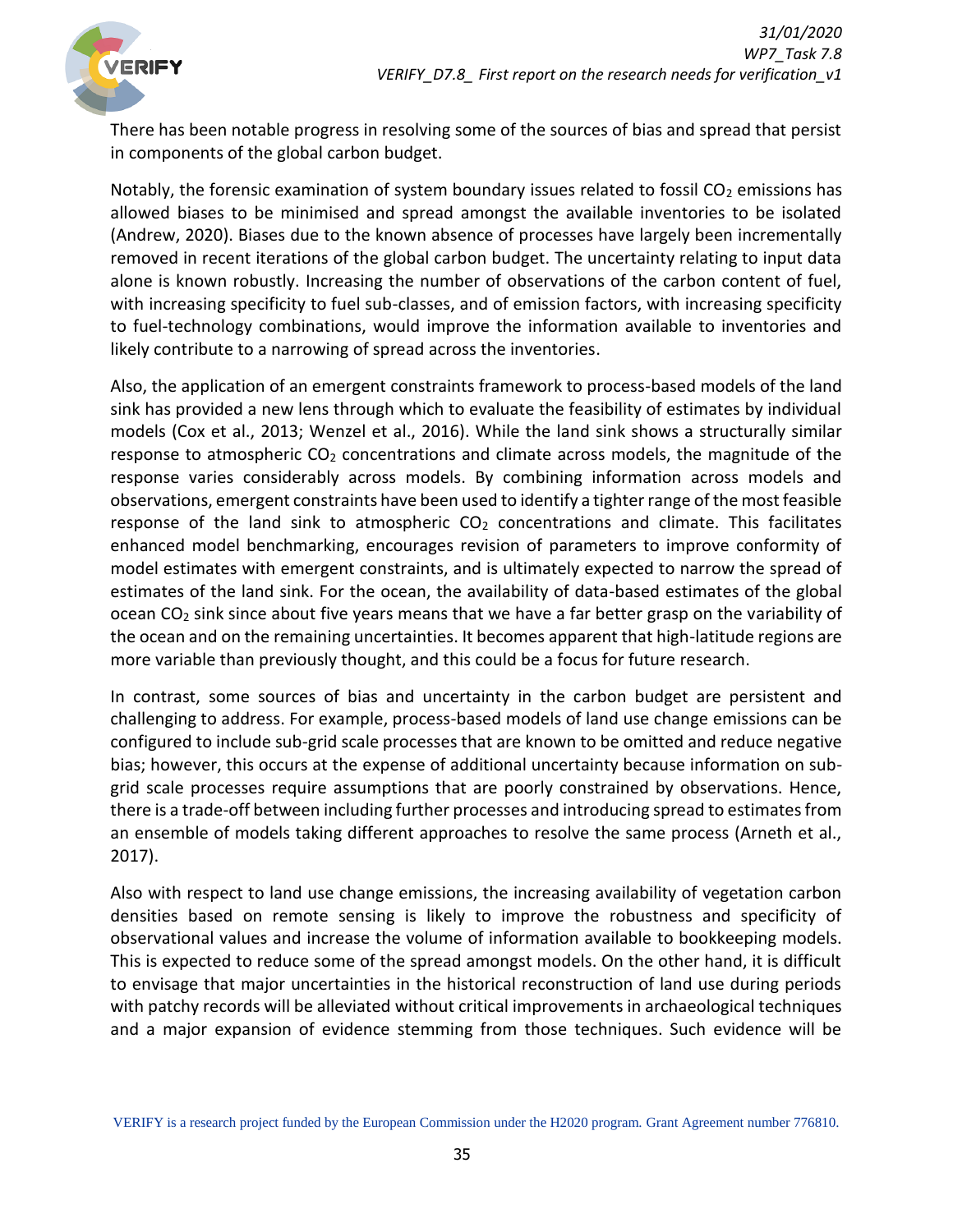There has been notable progress in resolving some of the sources of bias and spread that persist in components of the global carbon budget.

Notably, the forensic examination of system boundary issues related to fossil $CO_2$ emissions has allowed biases to be minimised and spread amongst the available inventories to be isolated (Andrew, 2020). Biases due to the known absence of processes have largely been incrementally removed in recent iterations of the global carbon budget. The uncertainty relating to input data alone is known robustly. Increasing the number of observations of the carbon content of fuel, with increasing specificity to fuel sub-classes, and of emission factors, with increasing specificity to fuel-technology combinations, would improve the information available to inventories and likely contribute to a narrowing of spread across the inventories.

Also, the application of an emergent constraints framework to process-based models of the land sink has provided a new lens through which to evaluate the feasibility of estimates by individual models (Cox et al., 2013; Wenzel et al., 2016). While the land sink shows a structurally similar response to atmospheric $CO_2$ concentrations and climate across models, the magnitude of the response varies considerably across models. By combining information across models and observations, emergent constraints have been used to identify a tighter range of the most feasible response of the land sink to atmospheric $CO_2$ concentrations and climate. This facilitates enhanced model benchmarking, encourages revision of parameters to improve conformity of model estimates with emergent constraints, and is ultimately expected to narrow the spread of estimates of the land sink. For the ocean, the availability of data-based estimates of the global ocean $CO_2$ sink since about five years means that we have a far better grasp on the variability of the ocean and on the remaining uncertainties. It becomes apparent that high-latitude regions are more variable than previously thought, and this could be a focus for future research.

In contrast, some sources of bias and uncertainty in the carbon budget are persistent and challenging to address. For example, process-based models of land use change emissions can be configured to include sub-grid scale processes that are known to be omitted and reduce negative bias; however, this occurs at the expense of additional uncertainty because information on sub-grid scale processes require assumptions that are poorly constrained by observations. Hence, there is a trade-off between including further processes and introducing spread to estimates from an ensemble of models taking different approaches to resolve the same process (Arneth et al., 2017).

Also with respect to land use change emissions, the increasing availability of vegetation carbon densities based on remote sensing is likely to improve the robustness and specificity of observational values and increase the volume of information available to bookkeeping models. This is expected to reduce some of the spread amongst models. On the other hand, it is difficult to envisage that major uncertainties in the historical reconstruction of land use during periods with patchy records will be alleviated without critical improvements in archaeological techniques and a major expansion of evidence stemming from those techniques. Such evidence will be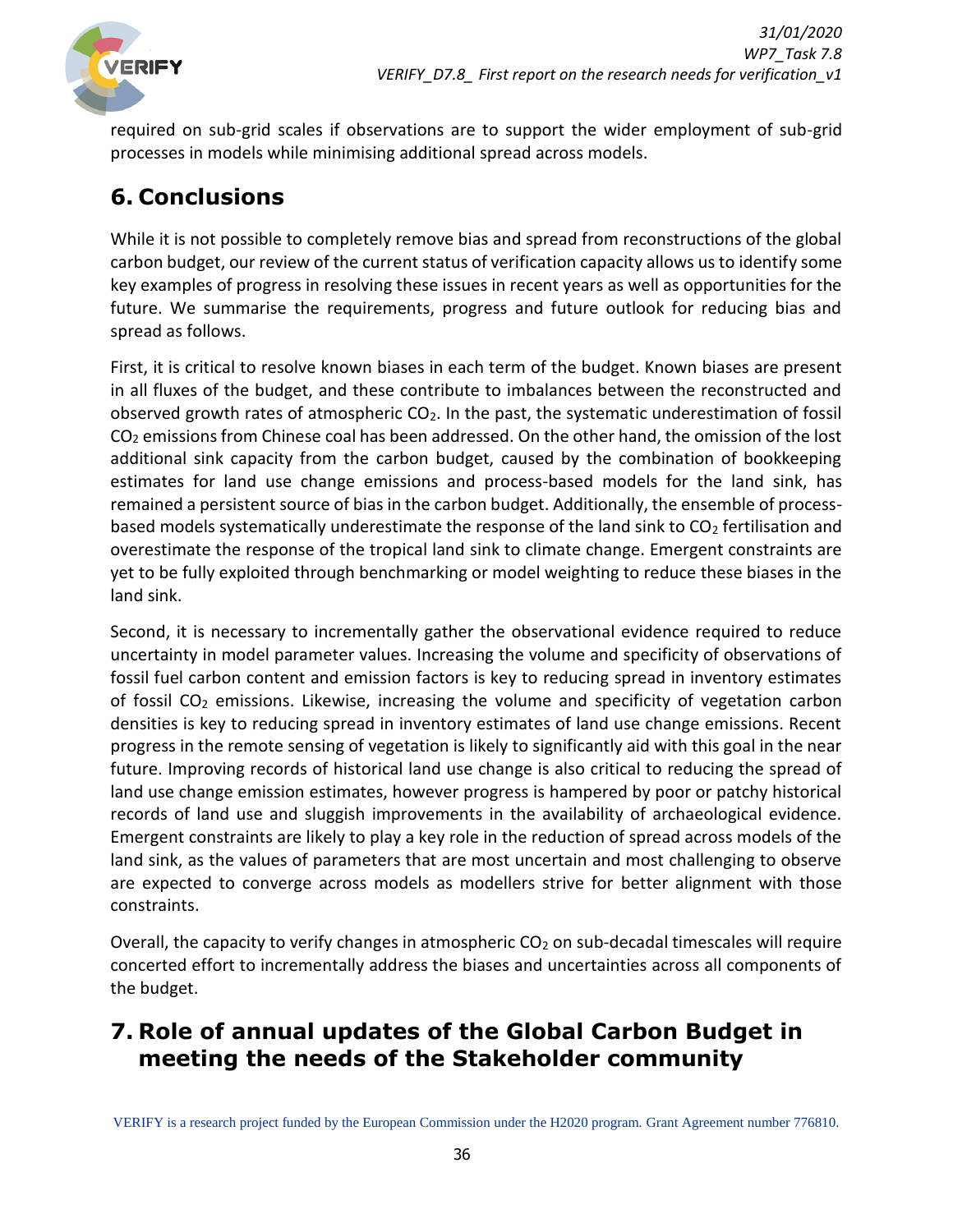required on sub-grid scales if observations are to support the wider employment of sub-grid processes in models while minimising additional spread across models.

# 6. Conclusions

While it is not possible to completely remove bias and spread from reconstructions of the global carbon budget, our review of the current status of verification capacity allows us to identify some key examples of progress in resolving these issues in recent years as well as opportunities for the future. We summarise the requirements, progress and future outlook for reducing bias and spread as follows.

First, it is critical to resolve known biases in each term of the budget. Known biases are present in all fluxes of the budget, and these contribute to imbalances between the reconstructed and observed growth rates of atmospheric $CO_2$. In the past, the systematic underestimation of fossil $CO_2$ emissions from Chinese coal has been addressed. On the other hand, the omission of the lost additional sink capacity from the carbon budget, caused by the combination of bookkeeping estimates for land use change emissions and process-based models for the land sink, has remained a persistent source of bias in the carbon budget. Additionally, the ensemble of process-based models systematically underestimate the response of the land sink to $CO_2$ fertilisation and overestimate the response of the tropical land sink to climate change. Emergent constraints are yet to be fully exploited through benchmarking or model weighting to reduce these biases in the land sink.

Second, it is necessary to incrementally gather the observational evidence required to reduce uncertainty in model parameter values. Increasing the volume and specificity of observations of fossil fuel carbon content and emission factors is key to reducing spread in inventory estimates of fossil $CO_2$ emissions. Likewise, increasing the volume and specificity of vegetation carbon densities is key to reducing spread in inventory estimates of land use change emissions. Recent progress in the remote sensing of vegetation is likely to significantly aid with this goal in the near future. Improving records of historical land use change is also critical to reducing the spread of land use change emission estimates, however progress is hampered by poor or patchy historical records of land use and sluggish improvements in the availability of archaeological evidence. Emergent constraints are likely to play a key role in the reduction of spread across models of the land sink, as the values of parameters that are most uncertain and most challenging to observe are expected to converge across models as modellers strive for better alignment with those constraints.

Overall, the capacity to verify changes in atmospheric $CO_2$ on sub-decadal timescales will require concerted effort to incrementally address the biases and uncertainties across all components of the budget.

# 7. Role of annual updates of the Global Carbon Budget in meeting the needs of the Stakeholder community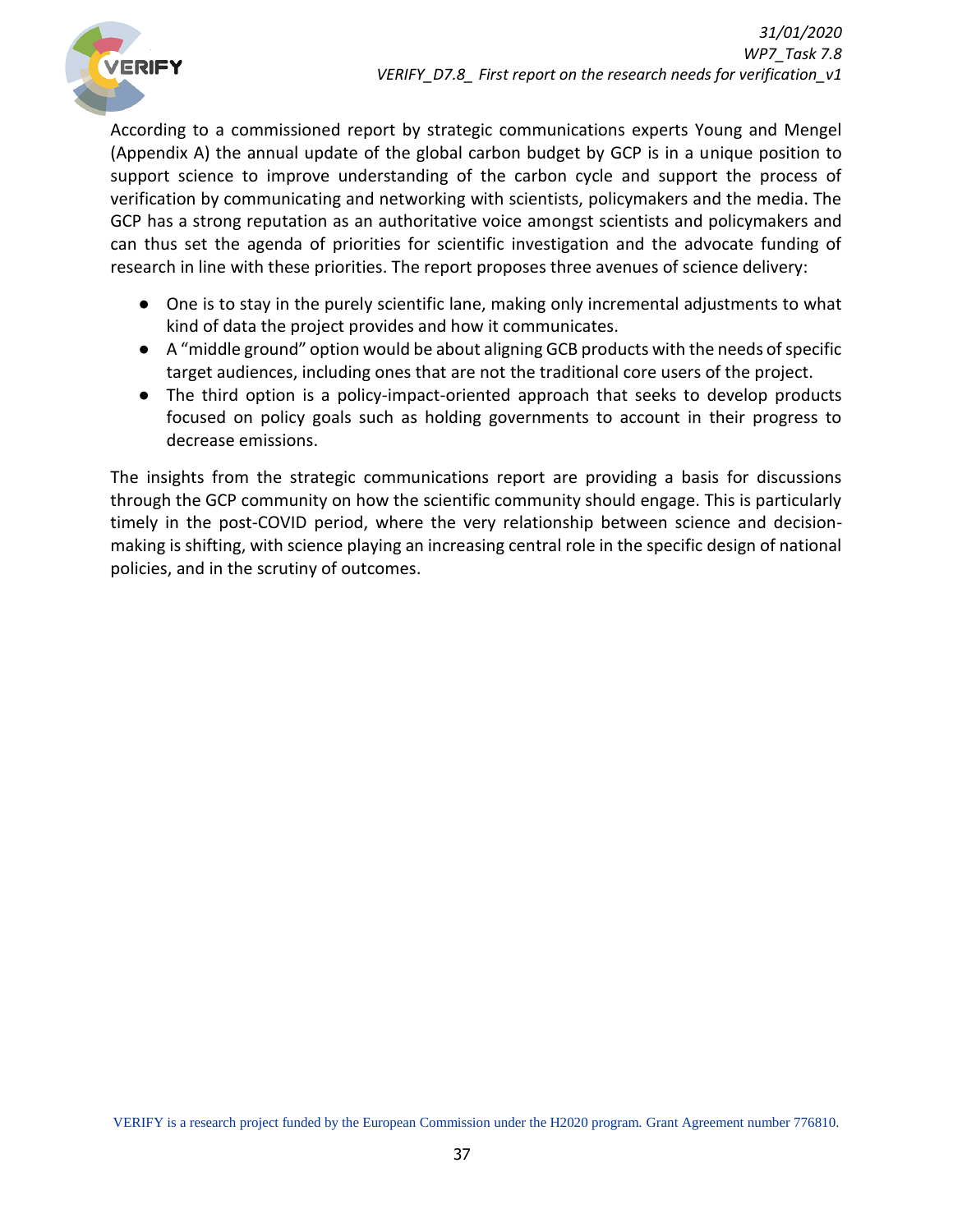According to a commissioned report by strategic communications experts Young and Mengel (Appendix A) the annual update of the global carbon budget by GCP is in a unique position to support science to improve understanding of the carbon cycle and support the process of verification by communicating and networking with scientists, policymakers and the media. The GCP has a strong reputation as an authoritative voice amongst scientists and policymakers and can thus set the agenda of priorities for scientific investigation and the advocate funding of research in line with these priorities. The report proposes three avenues of science delivery:

- One is to stay in the purely scientific lane, making only incremental adjustments to what kind of data the project provides and how it communicates.
- A "middle ground" option would be about aligning GCB products with the needs of specific target audiences, including ones that are not the traditional core users of the project.
- The third option is a policy-impact-oriented approach that seeks to develop products focused on policy goals such as holding governments to account in their progress to decrease emissions.

The insights from the strategic communications report are providing a basis for discussions through the GCP community on how the scientific community should engage. This is particularly timely in the post-COVID period, where the very relationship between science and decision-making is shifting, with science playing an increasing central role in the specific design of national policies, and in the scrutiny of outcomes.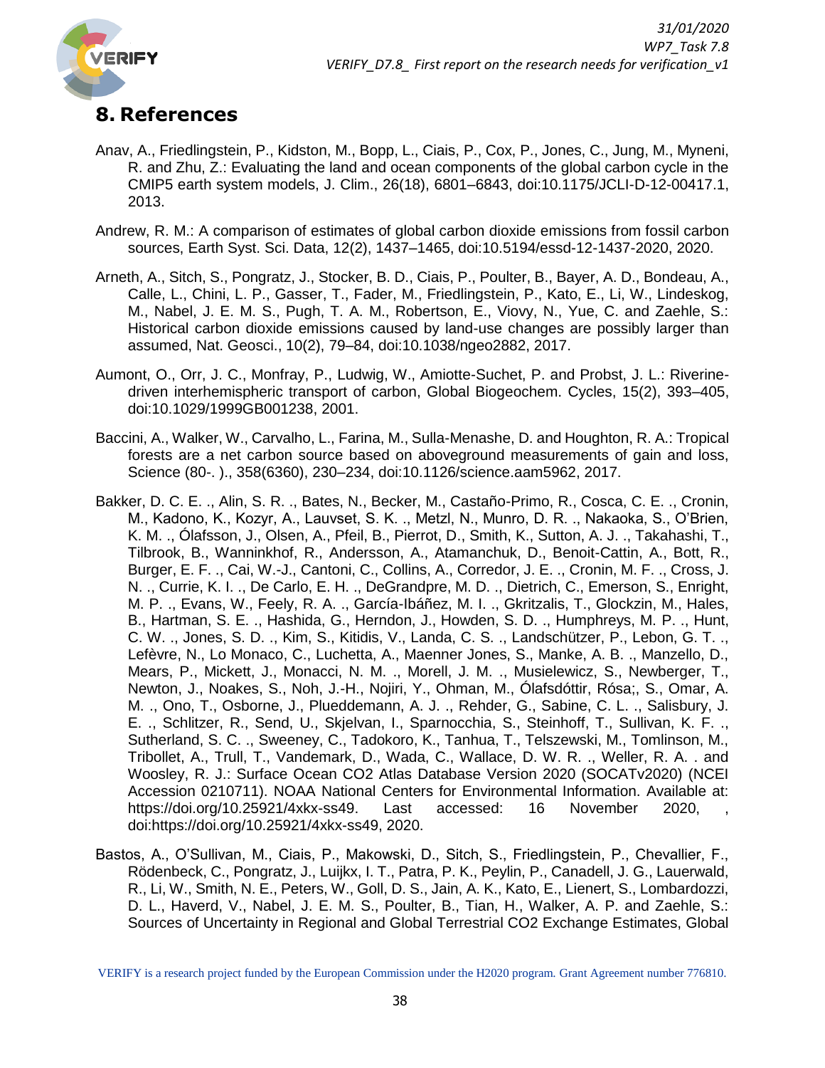# 8. References

Anav, A., Friedlingstein, P., Kidston, M., Bopp, L., Ciais, P., Cox, P., Jones, C., Jung, M., Myneni, R. and Zhu, Z.: Evaluating the land and ocean components of the global carbon cycle in the CMIP5 earth system models, J. Clim., 26(18), 6801–6843, doi:10.1175/JCLI-D-12-00417.1, 2013.

Andrew, R. M.: A comparison of estimates of global carbon dioxide emissions from fossil carbon sources, Earth Syst. Sci. Data, 12(2), 1437–1465, doi:10.5194/essd-12-1437-2020, 2020.

Arneth, A., Sitch, S., Pongratz, J., Stocker, B. D., Ciais, P., Poulter, B., Bayer, A. D., Bondeau, A., Calle, L., Chini, L. P., Gasser, T., Fader, M., Friedlingstein, P., Kato, E., Li, W., Lindeskog, M., Nabel, J. E. M. S., Pugh, T. A. M., Robertson, E., Viovy, N., Yue, C. and Zaehle, S.: Historical carbon dioxide emissions caused by land-use changes are possibly larger than assumed, Nat. Geosci., 10(2), 79–84, doi:10.1038/ngeo2882, 2017.

Aumont, O., Orr, J. C., Monfray, P., Ludwig, W., Amiotte-Suchet, P. and Probst, J. L.: Riverine-driven interhemispheric transport of carbon, Global Biogeochem. Cycles, 15(2), 393–405, doi:10.1029/1999GB001238, 2001.

Baccini, A., Walker, W., Carvalho, L., Farina, M., Sulla-Menashe, D. and Houghton, R. A.: Tropical forests are a net carbon source based on aboveground measurements of gain and loss, Science (80-. )., 358(6360), 230–234, doi:10.1126/science.aam5962, 2017.

Bakker, D. C. E. ., Alin, S. R. ., Bates, N., Becker, M., Castaño-Primo, R., Cosca, C. E. ., Cronin, M., Kadono, K., Kozyr, A., Lauvset, S. K. ., Metzl, N., Munro, D. R. ., Nakaoka, S., O'Brien, K. M. ., Ólafsson, J., Olsen, A., Pfeil, B., Pierrot, D., Smith, K., Sutton, A. J. ., Takahashi, T., Tilbrook, B., Wanninkhof, R., Andersson, A., Atamanchuk, D., Benoit-Cattin, A., Bott, R., Burger, E. F. ., Cai, W.-J., Cantoni, C., Collins, A., Corredor, J. E. ., Cronin, M. F. ., Cross, J. N. ., Currie, K. I. ., De Carlo, E. H. ., DeGrandpre, M. D. ., Dietrich, C., Emerson, S., Enright, M. P. ., Evans, W., Feely, R. A. ., García-Ibáñez, M. I. ., Gkritzalis, T., Glockzin, M., Hales, B., Hartman, S. E. ., Hashida, G., Herndon, J., Howden, S. D. ., Humphreys, M. P. ., Hunt, C. W. ., Jones, S. D. ., Kim, S., Kitidis, V., Landa, C. S. ., Landschützer, P., Lebon, G. T. ., Lefèvre, N., Lo Monaco, C., Luchetta, A., Maenner Jones, S., Manke, A. B. ., Manzello, D., Mears, P., Mickett, J., Monacci, N. M. ., Morell, J. M. ., Musielewicz, S., Newberger, T., Newton, J., Noakes, S., Noh, J.-H., Nojiri, Y., Ohman, M., Ólafsdóttir, Rósa;, S., Omar, A. M. ., Ono, T., Osborne, J., Plueddemann, A. J. ., Rehder, G., Sabine, C. L. ., Salisbury, J. E. ., Schlitzer, R., Send, U., Skjelvan, I., Sparnocchia, S., Steinhoff, T., Sullivan, K. F. ., Sutherland, S. C. ., Sweeney, C., Tadokoro, K., Tanhua, T., Telszewski, M., Tomlinson, M., Tribollet, A., Trull, T., Vandemark, D., Wada, C., Wallace, D. W. R. ., Weller, R. A. . and Woosley, R. J.: Surface Ocean CO2 Atlas Database Version 2020 (SOCATv2020) (NCEI Accession 0210711). NOAA National Centers for Environmental Information. Available at: https://doi.org/10.25921/4xkx-ss49. Last accessed: 16 November 2020, , doi:https://doi.org/10.25921/4xkx-ss49, 2020.

Bastos, A., O'Sullivan, M., Ciais, P., Makowski, D., Sitch, S., Friedlingstein, P., Chevallier, F., Rödenbeck, C., Pongratz, J., Luijkx, I. T., Patra, P. K., Peylin, P., Canadell, J. G., Lauerwald, R., Li, W., Smith, N. E., Peters, W., Goll, D. S., Jain, A. K., Kato, E., Lienert, S., Lombardozzi, D. L., Haverd, V., Nabel, J. E. M. S., Poulter, B., Tian, H., Walker, A. P. and Zaehle, S.: Sources of Uncertainty in Regional and Global Terrestrial CO2 Exchange Estimates, Global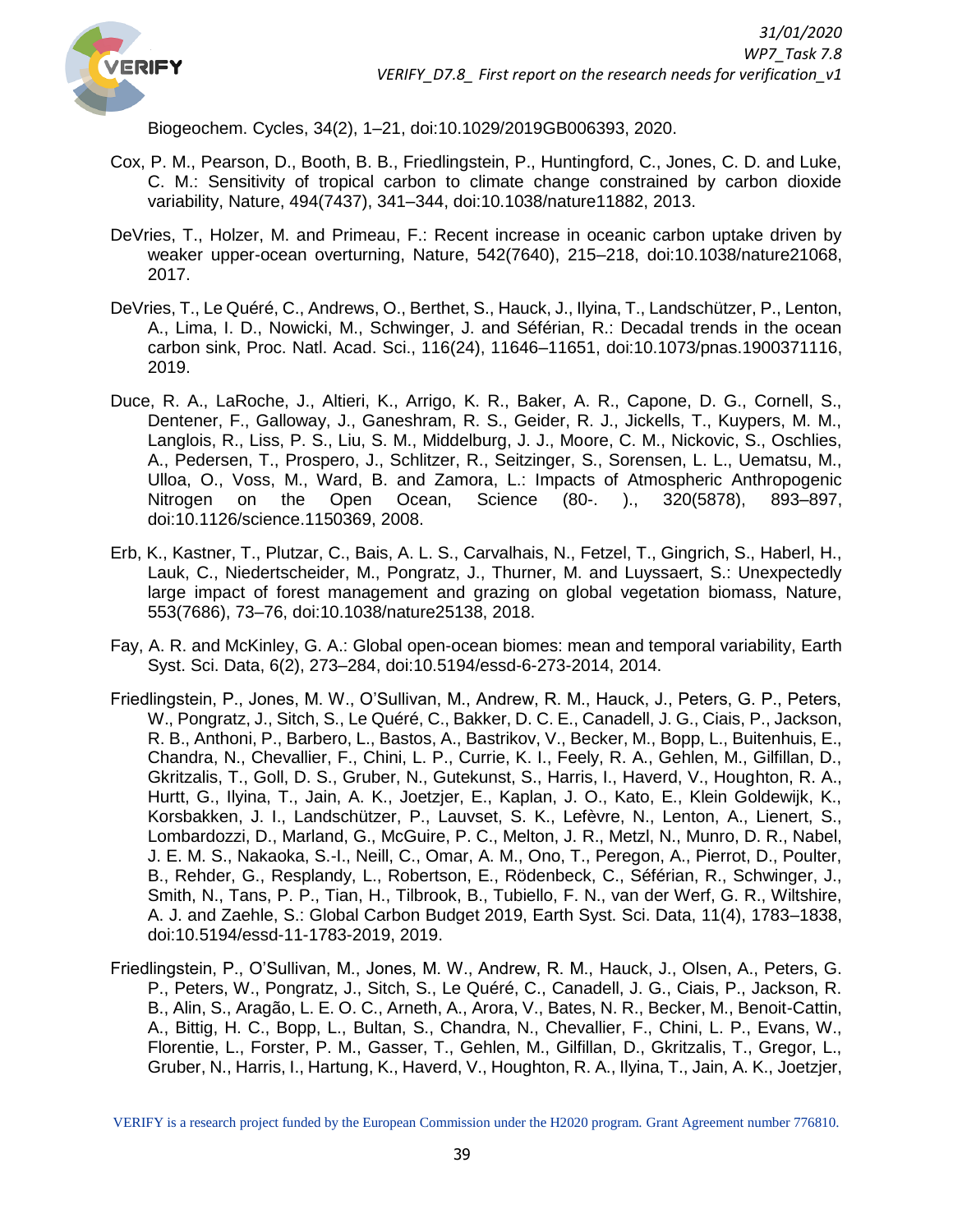Biogeochem. Cycles, 34(2), 1–21, doi:10.1029/2019GB006393, 2020.

Cox, P. M., Pearson, D., Booth, B. B., Friedlingstein, P., Huntingford, C., Jones, C. D. and Luke, C. M.: Sensitivity of tropical carbon to climate change constrained by carbon dioxide variability, Nature, 494(7437), 341–344, doi:10.1038/nature11882, 2013.

DeVries, T., Holzer, M. and Primeau, F.: Recent increase in oceanic carbon uptake driven by weaker upper-ocean overturning, Nature, 542(7640), 215–218, doi:10.1038/nature21068, 2017.

DeVries, T., Le Quéré, C., Andrews, O., Berthet, S., Hauck, J., Ilyina, T., Landschützer, P., Lenton, A., Lima, I. D., Nowicki, M., Schwinger, J. and Séférian, R.: Decadal trends in the ocean carbon sink, Proc. Natl. Acad. Sci., 116(24), 11646–11651, doi:10.1073/pnas.1900371116, 2019.

Duce, R. A., LaRoche, J., Altieri, K., Arrigo, K. R., Baker, A. R., Capone, D. G., Cornell, S., Dentener, F., Galloway, J., Ganeshram, R. S., Geider, R. J., Jickells, T., Kuypers, M. M., Langlois, R., Liss, P. S., Liu, S. M., Middelburg, J. J., Moore, C. M., Nickovic, S., Oschlies, A., Pedersen, T., Prospero, J., Schlitzer, R., Seitzinger, S., Sorensen, L. L., Uematsu, M., Ulloa, O., Voss, M., Ward, B. and Zamora, L.: Impacts of Atmospheric Anthropogenic Nitrogen on the Open Ocean, Science (80-. )., 320(5878), 893–897, doi:10.1126/science.1150369, 2008.

Erb, K., Kastner, T., Plutzar, C., Bais, A. L. S., Carvalhais, N., Fetzel, T., Gingrich, S., Haberl, H., Lauk, C., Niedertscheider, M., Pongratz, J., Thurner, M. and Luyssaert, S.: Unexpectedly large impact of forest management and grazing on global vegetation biomass, Nature, 553(7686), 73–76, doi:10.1038/nature25138, 2018.

Fay, A. R. and McKinley, G. A.: Global open-ocean biomes: mean and temporal variability, Earth Syst. Sci. Data, 6(2), 273–284, doi:10.5194/essd-6-273-2014, 2014.

Friedlingstein, P., Jones, M. W., O'Sullivan, M., Andrew, R. M., Hauck, J., Peters, G. P., Peters, W., Pongratz, J., Sitch, S., Le Quéré, C., Bakker, D. C. E., Canadell, J. G., Ciais, P., Jackson, R. B., Anthoni, P., Barbero, L., Bastos, A., Bastrikov, V., Becker, M., Bopp, L., Buitenhuis, E., Chandra, N., Chevallier, F., Chini, L. P., Currie, K. I., Feely, R. A., Gehlen, M., Gilfillan, D., Gkritzalis, T., Goll, D. S., Gruber, N., Gutekunst, S., Harris, I., Haverd, V., Houghton, R. A., Hurtt, G., Ilyina, T., Jain, A. K., Joetzjer, E., Kaplan, J. O., Kato, E., Klein Goldewijk, K., Korsbakken, J. I., Landschützer, P., Lauvset, S. K., Lefèvre, N., Lenton, A., Lienert, S., Lombardozzi, D., Marland, G., McGuire, P. C., Melton, J. R., Metzl, N., Munro, D. R., Nabel, J. E. M. S., Nakaoka, S.-I., Neill, C., Omar, A. M., Ono, T., Peregon, A., Pierrot, D., Poulter, B., Rehder, G., Resplandy, L., Robertson, E., Rödenbeck, C., Séférian, R., Schwinger, J., Smith, N., Tans, P. P., Tian, H., Tilbrook, B., Tubiello, F. N., van der Werf, G. R., Wiltshire, A. J. and Zaehle, S.: Global Carbon Budget 2019, Earth Syst. Sci. Data, 11(4), 1783–1838, doi:10.5194/essd-11-1783-2019, 2019.

Friedlingstein, P., O'Sullivan, M., Jones, M. W., Andrew, R. M., Hauck, J., Olsen, A., Peters, G. P., Peters, W., Pongratz, J., Sitch, S., Le Quéré, C., Canadell, J. G., Ciais, P., Jackson, R. B., Alin, S., Aragão, L. E. O. C., Arneth, A., Arora, V., Bates, N. R., Becker, M., Benoit-Cattin, A., Bittig, H. C., Bopp, L., Bultan, S., Chandra, N., Chevallier, F., Chini, L. P., Evans, W., Florentie, L., Forster, P. M., Gasser, T., Gehlen, M., Gilfillan, D., Gkritzalis, T., Gregor, L., Gruber, N., Harris, I., Hartung, K., Haverd, V., Houghton, R. A., Ilyina, T., Jain, A. K., Joetzjer,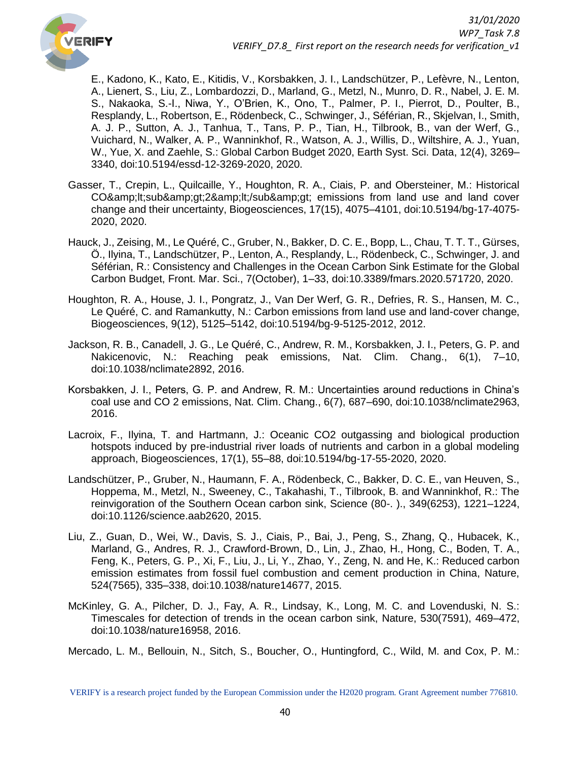E., Kadono, K., Kato, E., Kitidis, V., Korsbakken, J. I., Landschützer, P., Lefèvre, N., Lenton, A., Lienert, S., Liu, Z., Lombardozzi, D., Marland, G., Metzl, N., Munro, D. R., Nabel, J. E. M. S., Nakaoka, S.-I., Niwa, Y., O'Brien, K., Ono, T., Palmer, P. I., Pierrot, D., Poulter, B., Resplandy, L., Robertson, E., Rödenbeck, C., Schwinger, J., Séférian, R., Skjelvan, I., Smith, A. J. P., Sutton, A. J., Tanhua, T., Tans, P. P., Tian, H., Tilbrook, B., van der Werf, G., Vuichard, N., Walker, A. P., Wanninkhof, R., Watson, A. J., Willis, D., Wiltshire, A. J., Yuan, W., Yue, X. and Zaehle, S.: Global Carbon Budget 2020, Earth Syst. Sci. Data, 12(4), 3269–3340, doi:10.5194/essd-12-3269-2020, 2020.

Gasser, T., Crepin, L., Quilcaille, Y., Houghton, R. A., Ciais, P. and Obersteiner, M.: Historical CO&amp;lt;sub&amp;gt;2&amp;lt;/sub&amp;gt; emissions from land use and land cover change and their uncertainty, Biogeosciences, 17(15), 4075–4101, doi:10.5194/bg-17-4075-2020, 2020.

Hauck, J., Zeising, M., Le Quéré, C., Gruber, N., Bakker, D. C. E., Bopp, L., Chau, T. T. T., Gürses, Ö., Ilyina, T., Landschützer, P., Lenton, A., Resplandy, L., Rödenbeck, C., Schwinger, J. and Séférian, R.: Consistency and Challenges in the Ocean Carbon Sink Estimate for the Global Carbon Budget, Front. Mar. Sci., 7(October), 1–33, doi:10.3389/fmars.2020.571720, 2020.

Houghton, R. A., House, J. I., Pongratz, J., Van Der Werf, G. R., Defries, R. S., Hansen, M. C., Le Quéré, C. and Ramankutty, N.: Carbon emissions from land use and land-cover change, Biogeosciences, 9(12), 5125–5142, doi:10.5194/bg-9-5125-2012, 2012.

Jackson, R. B., Canadell, J. G., Le Quéré, C., Andrew, R. M., Korsbakken, J. I., Peters, G. P. and Nakicenovic, N.: Reaching peak emissions, Nat. Clim. Chang., 6(1), 7–10, doi:10.1038/nclimate2892, 2016.

Korsbakken, J. I., Peters, G. P. and Andrew, R. M.: Uncertainties around reductions in China's coal use and CO 2 emissions, Nat. Clim. Chang., 6(7), 687–690, doi:10.1038/nclimate2963, 2016.

Lacroix, F., Ilyina, T. and Hartmann, J.: Oceanic CO2 outgassing and biological production hotspots induced by pre-industrial river loads of nutrients and carbon in a global modeling approach, Biogeosciences, 17(1), 55–88, doi:10.5194/bg-17-55-2020, 2020.

Landschützer, P., Gruber, N., Haumann, F. A., Rödenbeck, C., Bakker, D. C. E., van Heuven, S., Hoppema, M., Metzl, N., Sweeney, C., Takahashi, T., Tilbrook, B. and Wanninkhof, R.: The reinvigoration of the Southern Ocean carbon sink, Science (80-. )., 349(6253), 1221–1224, doi:10.1126/science.aab2620, 2015.

Liu, Z., Guan, D., Wei, W., Davis, S. J., Ciais, P., Bai, J., Peng, S., Zhang, Q., Hubacek, K., Marland, G., Andres, R. J., Crawford-Brown, D., Lin, J., Zhao, H., Hong, C., Boden, T. A., Feng, K., Peters, G. P., Xi, F., Liu, J., Li, Y., Zhao, Y., Zeng, N. and He, K.: Reduced carbon emission estimates from fossil fuel combustion and cement production in China, Nature, 524(7565), 335–338, doi:10.1038/nature14677, 2015.

McKinley, G. A., Pilcher, D. J., Fay, A. R., Lindsay, K., Long, M. C. and Lovenduski, N. S.: Timescales for detection of trends in the ocean carbon sink, Nature, 530(7591), 469–472, doi:10.1038/nature16958, 2016.

Mercado, L. M., Bellouin, N., Sitch, S., Boucher, O., Huntingford, C., Wild, M. and Cox, P. M.: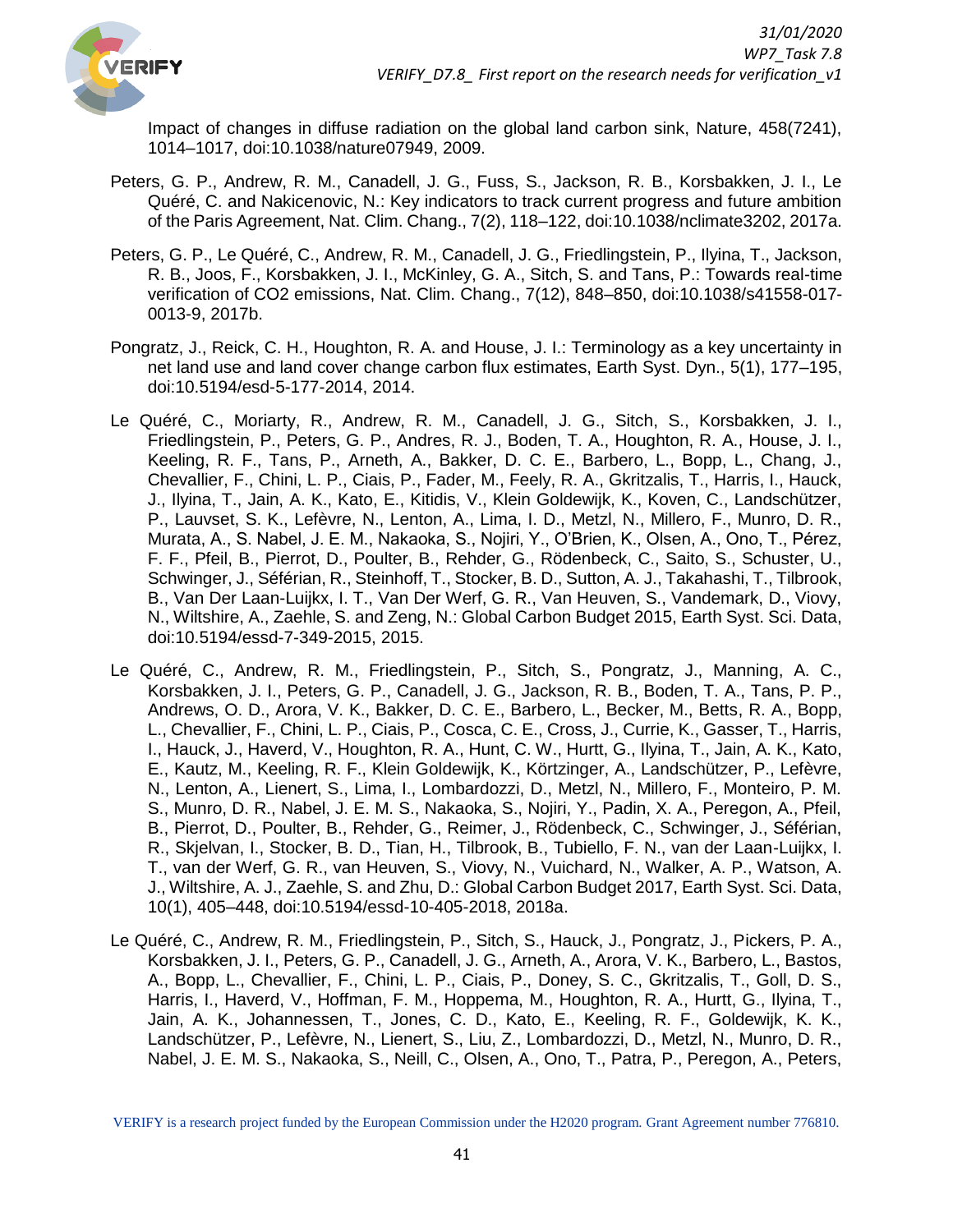Impact of changes in diffuse radiation on the global land carbon sink, Nature, 458(7241), 1014–1017, doi:10.1038/nature07949, 2009.

Peters, G. P., Andrew, R. M., Canadell, J. G., Fuss, S., Jackson, R. B., Korsbakken, J. I., Le Quéré, C. and Nakicenovic, N.: Key indicators to track current progress and future ambition of the Paris Agreement, Nat. Clim. Chang., 7(2), 118–122, doi:10.1038/nclimate3202, 2017a.

Peters, G. P., Le Quéré, C., Andrew, R. M., Canadell, J. G., Friedlingstein, P., Ilyina, T., Jackson, R. B., Joos, F., Korsbakken, J. I., McKinley, G. A., Sitch, S. and Tans, P.: Towards real-time verification of CO2 emissions, Nat. Clim. Chang., 7(12), 848–850, doi:10.1038/s41558-017-0013-9, 2017b.

Pongratz, J., Reick, C. H., Houghton, R. A. and House, J. I.: Terminology as a key uncertainty in net land use and land cover change carbon flux estimates, Earth Syst. Dyn., 5(1), 177–195, doi:10.5194/esd-5-177-2014, 2014.

Le Quéré, C., Moriarty, R., Andrew, R. M., Canadell, J. G., Sitch, S., Korsbakken, J. I., Friedlingstein, P., Peters, G. P., Andres, R. J., Boden, T. A., Houghton, R. A., House, J. I., Keeling, R. F., Tans, P., Arneth, A., Bakker, D. C. E., Barbero, L., Bopp, L., Chang, J., Chevallier, F., Chini, L. P., Ciais, P., Fader, M., Feely, R. A., Gkritzalis, T., Harris, I., Hauck, J., Ilyina, T., Jain, A. K., Kato, E., Kitidis, V., Klein Goldewijk, K., Koven, C., Landschützer, P., Lauvset, S. K., Lefèvre, N., Lenton, A., Lima, I. D., Metzl, N., Millero, F., Munro, D. R., Murata, A., S. Nabel, J. E. M., Nakaoka, S., Nojiri, Y., O'Brien, K., Olsen, A., Ono, T., Pérez, F. F., Pfeil, B., Pierrot, D., Poulter, B., Rehder, G., Rödenbeck, C., Saito, S., Schuster, U., Schwinger, J., Séférian, R., Steinhoff, T., Stocker, B. D., Sutton, A. J., Takahashi, T., Tilbrook, B., Van Der Laan-Luijkx, I. T., Van Der Werf, G. R., Van Heuven, S., Vandemark, D., Viovy, N., Wiltshire, A., Zaehle, S. and Zeng, N.: Global Carbon Budget 2015, Earth Syst. Sci. Data, doi:10.5194/essd-7-349-2015, 2015.

Le Quéré, C., Andrew, R. M., Friedlingstein, P., Sitch, S., Pongratz, J., Manning, A. C., Korsbakken, J. I., Peters, G. P., Canadell, J. G., Jackson, R. B., Boden, T. A., Tans, P. P., Andrews, O. D., Arora, V. K., Bakker, D. C. E., Barbero, L., Becker, M., Betts, R. A., Bopp, L., Chevallier, F., Chini, L. P., Ciais, P., Cosca, C. E., Cross, J., Currie, K., Gasser, T., Harris, I., Hauck, J., Haverd, V., Houghton, R. A., Hunt, C. W., Hurtt, G., Ilyina, T., Jain, A. K., Kato, E., Kautz, M., Keeling, R. F., Klein Goldewijk, K., Körtzinger, A., Landschützer, P., Lefèvre, N., Lenton, A., Lienert, S., Lima, I., Lombardozzi, D., Metzl, N., Millero, F., Monteiro, P. M. S., Munro, D. R., Nabel, J. E. M. S., Nakaoka, S., Nojiri, Y., Padin, X. A., Peregon, A., Pfeil, B., Pierrot, D., Poulter, B., Rehder, G., Reimer, J., Rödenbeck, C., Schwinger, J., Séférian, R., Skjelvan, I., Stocker, B. D., Tian, H., Tilbrook, B., Tubiello, F. N., van der Laan-Luijkx, I. T., van der Werf, G. R., van Heuven, S., Viovy, N., Vuichard, N., Walker, A. P., Watson, A. J., Wiltshire, A. J., Zaehle, S. and Zhu, D.: Global Carbon Budget 2017, Earth Syst. Sci. Data, 10(1), 405–448, doi:10.5194/essd-10-405-2018, 2018a.

Le Quéré, C., Andrew, R. M., Friedlingstein, P., Sitch, S., Hauck, J., Pongratz, J., Pickers, P. A., Korsbakken, J. I., Peters, G. P., Canadell, J. G., Arneth, A., Arora, V. K., Barbero, L., Bastos, A., Bopp, L., Chevallier, F., Chini, L. P., Ciais, P., Doney, S. C., Gkritzalis, T., Goll, D. S., Harris, I., Haverd, V., Hoffman, F. M., Hoppema, M., Houghton, R. A., Hurtt, G., Ilyina, T., Jain, A. K., Johannessen, T., Jones, C. D., Kato, E., Keeling, R. F., Goldewijk, K. K., Landschützer, P., Lefèvre, N., Lienert, S., Liu, Z., Lombardozzi, D., Metzl, N., Munro, D. R., Nabel, J. E. M. S., Nakaoka, S., Neill, C., Olsen, A., Ono, T., Patra, P., Peregon, A., Peters,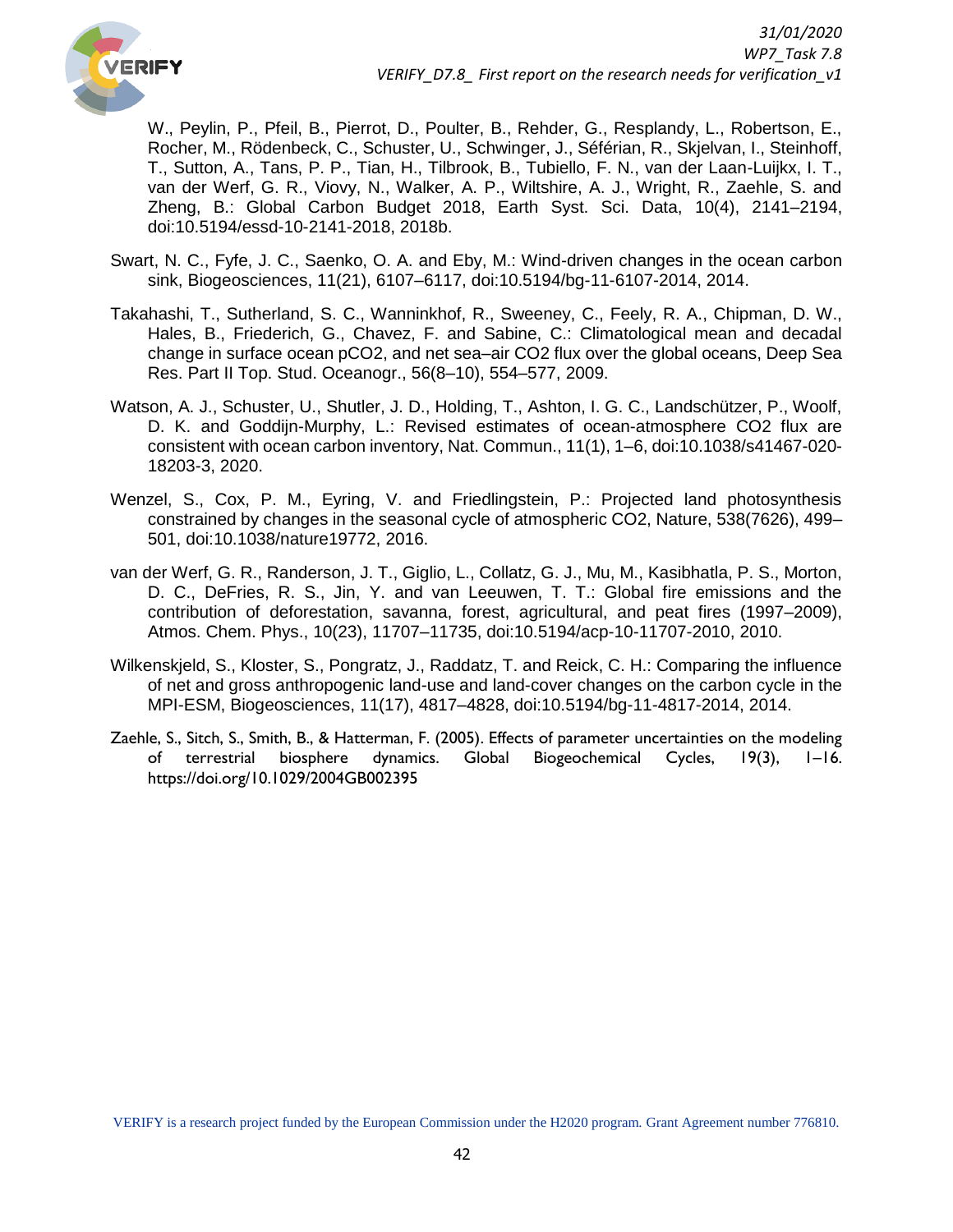W., Peylin, P., Pfeil, B., Pierrot, D., Poulter, B., Rehder, G., Resplandy, L., Robertson, E., Rocher, M., Rödenbeck, C., Schuster, U., Schwinger, J., Séférian, R., Skjelvan, I., Steinhoff, T., Sutton, A., Tans, P. P., Tian, H., Tilbrook, B., Tubiello, F. N., van der Laan-Luijkx, I. T., van der Werf, G. R., Viovy, N., Walker, A. P., Wiltshire, A. J., Wright, R., Zaehle, S. and Zheng, B.: Global Carbon Budget 2018, Earth Syst. Sci. Data, 10(4), 2141–2194, doi:10.5194/essd-10-2141-2018, 2018b.

Swart, N. C., Fyfe, J. C., Saenko, O. A. and Eby, M.: Wind-driven changes in the ocean carbon sink, Biogeosciences, 11(21), 6107–6117, doi:10.5194/bg-11-6107-2014, 2014.

Takahashi, T., Sutherland, S. C., Wanninkhof, R., Sweeney, C., Feely, R. A., Chipman, D. W., Hales, B., Friederich, G., Chavez, F. and Sabine, C.: Climatological mean and decadal change in surface ocean pCO2, and net sea–air CO2 flux over the global oceans, Deep Sea Res. Part II Top. Stud. Oceanogr., 56(8–10), 554–577, 2009.

Watson, A. J., Schuster, U., Shutler, J. D., Holding, T., Ashton, I. G. C., Landschützer, P., Woolf, D. K. and Goddijn-Murphy, L.: Revised estimates of ocean-atmosphere CO2 flux are consistent with ocean carbon inventory, Nat. Commun., 11(1), 1–6, doi:10.1038/s41467-020-18203-3, 2020.

Wenzel, S., Cox, P. M., Eyring, V. and Friedlingstein, P.: Projected land photosynthesis constrained by changes in the seasonal cycle of atmospheric CO2, Nature, 538(7626), 499–501, doi:10.1038/nature19772, 2016.

van der Werf, G. R., Randerson, J. T., Giglio, L., Collatz, G. J., Mu, M., Kasibhatla, P. S., Morton, D. C., DeFries, R. S., Jin, Y. and van Leeuwen, T. T.: Global fire emissions and the contribution of deforestation, savanna, forest, agricultural, and peat fires (1997–2009), Atmos. Chem. Phys., 10(23), 11707–11735, doi:10.5194/acp-10-11707-2010, 2010.

Wilkenskjeld, S., Kloster, S., Pongratz, J., Raddatz, T. and Reick, C. H.: Comparing the influence of net and gross anthropogenic land-use and land-cover changes on the carbon cycle in the MPI-ESM, Biogeosciences, 11(17), 4817–4828, doi:10.5194/bg-11-4817-2014, 2014.

Zaehle, S., Sitch, S., Smith, B., & Hatterman, F. (2005). Effects of parameter uncertainties on the modeling of terrestrial biosphere dynamics. Global Biogeochemical Cycles, 19(3), 1–16. https://doi.org/10.1029/2004GB002395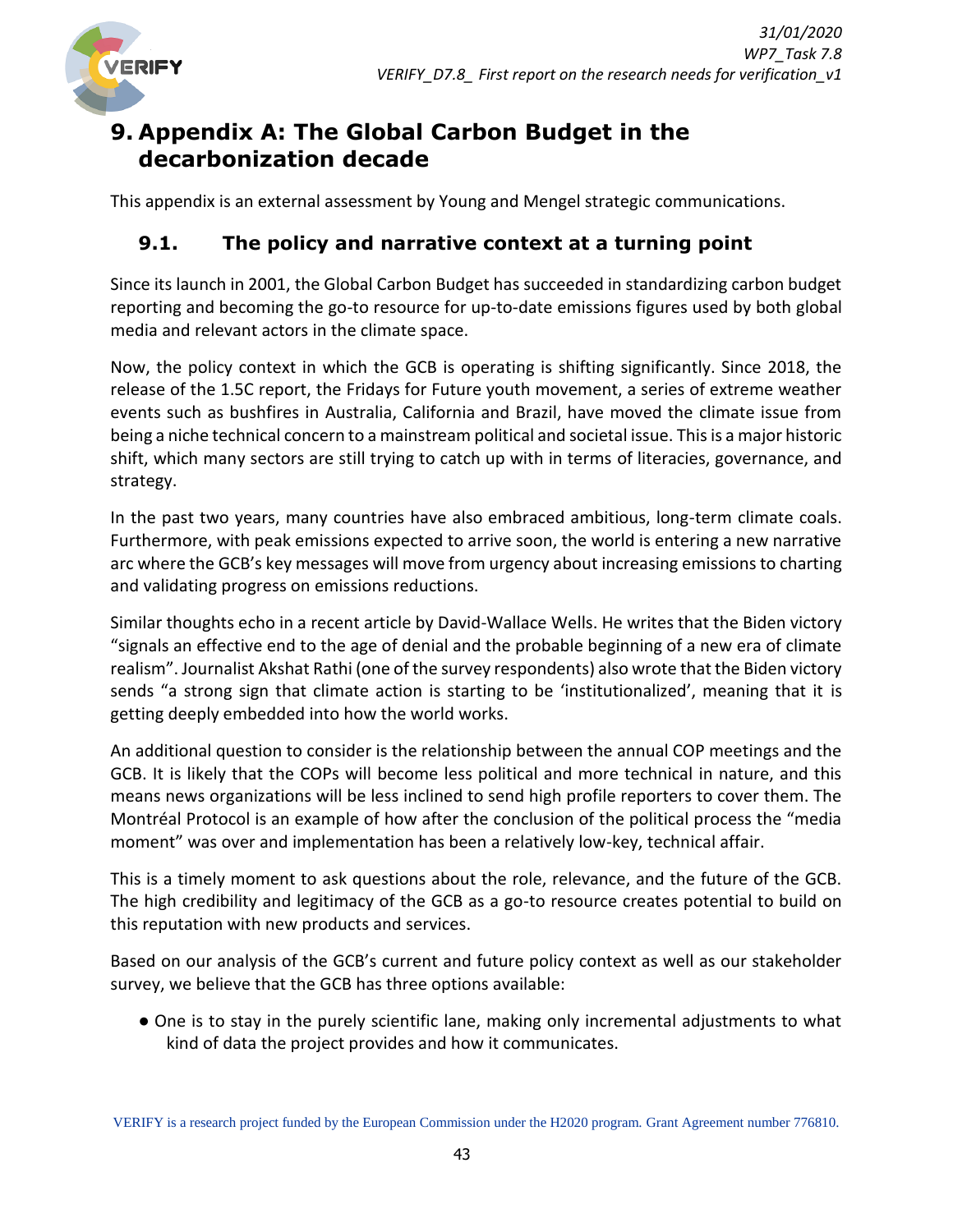# 9. Appendix A: The Global Carbon Budget in the decarbonization decade

This appendix is an external assessment by Young and Mengel strategic communications.

## 9.1. The policy and narrative context at a turning point

Since its launch in 2001, the Global Carbon Budget has succeeded in standardizing carbon budget reporting and becoming the go-to resource for up-to-date emissions figures used by both global media and relevant actors in the climate space.

Now, the policy context in which the GCB is operating is shifting significantly. Since 2018, the release of the 1.5C report, the Fridays for Future youth movement, a series of extreme weather events such as bushfires in Australia, California and Brazil, have moved the climate issue from being a niche technical concern to a mainstream political and societal issue. This is a major historic shift, which many sectors are still trying to catch up with in terms of literacies, governance, and strategy.

In the past two years, many countries have also embraced ambitious, long-term climate coals. Furthermore, with peak emissions expected to arrive soon, the world is entering a new narrative arc where the GCB's key messages will move from urgency about increasing emissions to charting and validating progress on emissions reductions.

Similar thoughts echo in a recent article by David-Wallace Wells. He writes that the Biden victory "signals an effective end to the age of denial and the probable beginning of a new era of climate realism". Journalist Akshat Rathi (one of the survey respondents) also wrote that the Biden victory sends "a strong sign that climate action is starting to be 'institutionalized', meaning that it is getting deeply embedded into how the world works.

An additional question to consider is the relationship between the annual COP meetings and the GCB. It is likely that the COPs will become less political and more technical in nature, and this means news organizations will be less inclined to send high profile reporters to cover them. The Montréal Protocol is an example of how after the conclusion of the political process the "media moment" was over and implementation has been a relatively low-key, technical affair.

This is a timely moment to ask questions about the role, relevance, and the future of the GCB. The high credibility and legitimacy of the GCB as a go-to resource creates potential to build on this reputation with new products and services.

Based on our analysis of the GCB's current and future policy context as well as our stakeholder survey, we believe that the GCB has three options available:

- One is to stay in the purely scientific lane, making only incremental adjustments to what kind of data the project provides and how it communicates.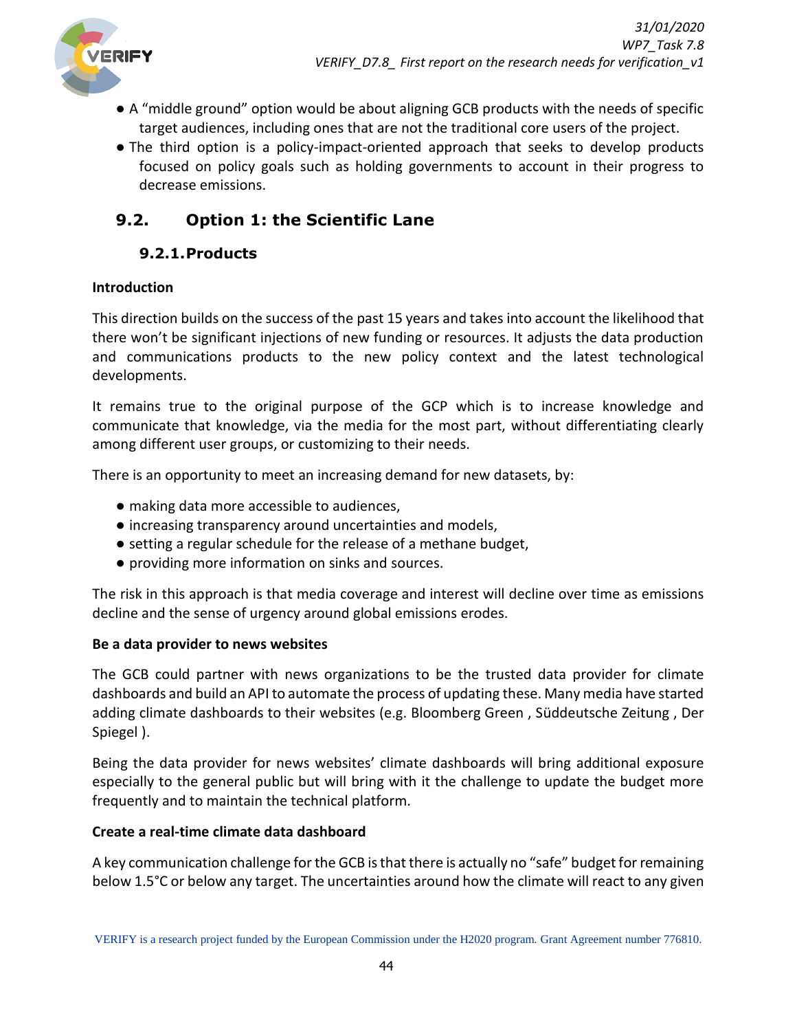- A “middle ground” option would be about aligning GCB products with the needs of specific target audiences, including ones that are not the traditional core users of the project.
- The third option is a policy-impact-oriented approach that seeks to develop products focused on policy goals such as holding governments to account in their progress to decrease emissions.

## 9.2. Option 1: the Scientific Lane

### 9.2.1. Products

**Introduction**

This direction builds on the success of the past 15 years and takes into account the likelihood that there won’t be significant injections of new funding or resources. It adjusts the data production and communications products to the new policy context and the latest technological developments.

It remains true to the original purpose of the GCP which is to increase knowledge and communicate that knowledge, via the media for the most part, without differentiating clearly among different user groups, or customizing to their needs.

There is an opportunity to meet an increasing demand for new datasets, by:

- making data more accessible to audiences,
- increasing transparency around uncertainties and models,
- setting a regular schedule for the release of a methane budget,
- providing more information on sinks and sources.

The risk in this approach is that media coverage and interest will decline over time as emissions decline and the sense of urgency around global emissions erodes.

**Be a data provider to news websites**

The GCB could partner with news organizations to be the trusted data provider for climate dashboards and build an API to automate the process of updating these. Many media have started adding climate dashboards to their websites (e.g. Bloomberg Green , Süddeutsche Zeitung , Der Spiegel ).

Being the data provider for news websites’ climate dashboards will bring additional exposure especially to the general public but will bring with it the challenge to update the budget more frequently and to maintain the technical platform.

**Create a real-time climate data dashboard**

A key communication challenge for the GCB is that there is actually no “safe” budget for remaining below 1.5°C or below any target. The uncertainties around how the climate will react to any given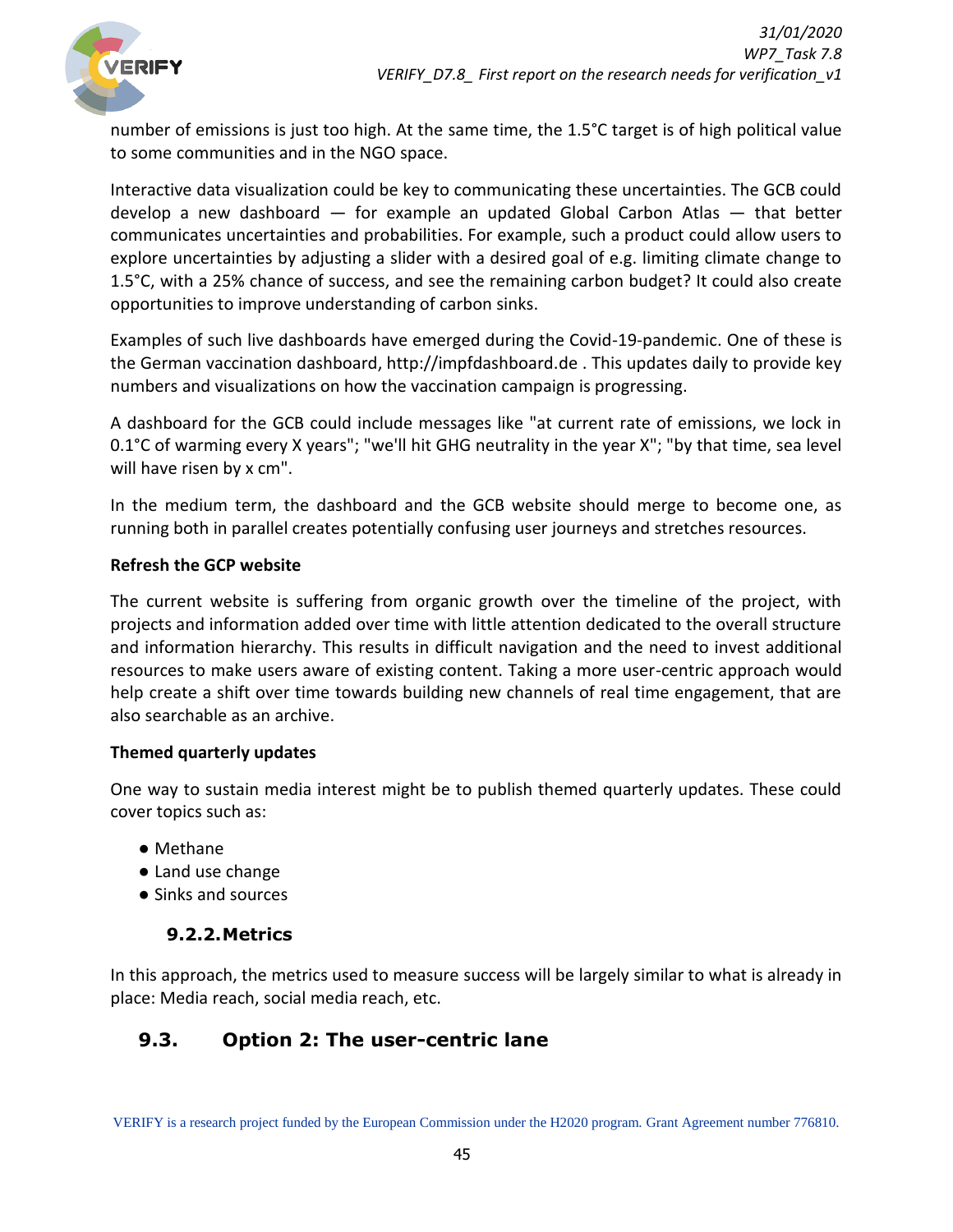number of emissions is just too high. At the same time, the 1.5°C target is of high political value to some communities and in the NGO space.

Interactive data visualization could be key to communicating these uncertainties. The GCB could develop a new dashboard — for example an updated Global Carbon Atlas — that better communicates uncertainties and probabilities. For example, such a product could allow users to explore uncertainties by adjusting a slider with a desired goal of e.g. limiting climate change to 1.5°C, with a 25% chance of success, and see the remaining carbon budget? It could also create opportunities to improve understanding of carbon sinks.

Examples of such live dashboards have emerged during the Covid-19-pandemic. One of these is the German vaccination dashboard, http://impfdashboard.de . This updates daily to provide key numbers and visualizations on how the vaccination campaign is progressing.

A dashboard for the GCB could include messages like "at current rate of emissions, we lock in 0.1°C of warming every X years"; "we'll hit GHG neutrality in the year X"; "by that time, sea level will have risen by x cm".

In the medium term, the dashboard and the GCB website should merge to become one, as running both in parallel creates potentially confusing user journeys and stretches resources.

**Refresh the GCP website**

The current website is suffering from organic growth over the timeline of the project, with projects and information added over time with little attention dedicated to the overall structure and information hierarchy. This results in difficult navigation and the need to invest additional resources to make users aware of existing content. Taking a more user-centric approach would help create a shift over time towards building new channels of real time engagement, that are also searchable as an archive.

**Themed quarterly updates**

One way to sustain media interest might be to publish themed quarterly updates. These could cover topics such as:

- Methane
- Land use change
- Sinks and sources

### 9.2.2. Metrics

In this approach, the metrics used to measure success will be largely similar to what is already in place: Media reach, social media reach, etc.

## 9.3. Option 2: The user-centric lane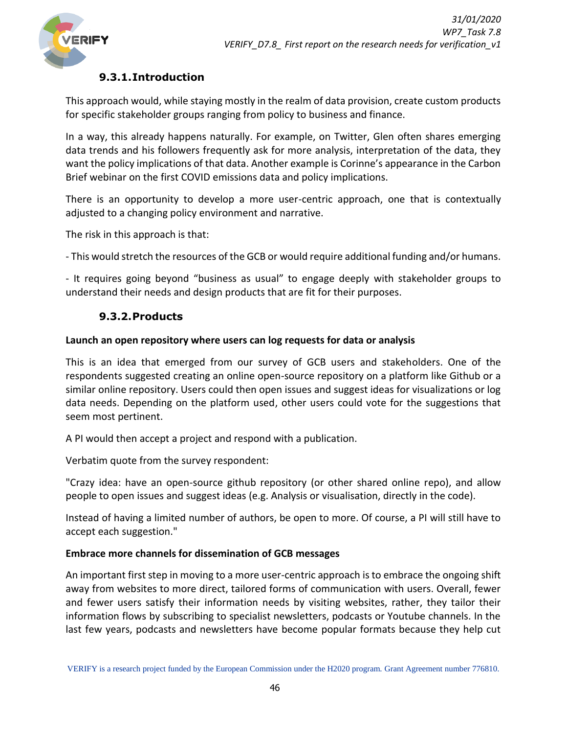### 9.3.1. Introduction

This approach would, while staying mostly in the realm of data provision, create custom products for specific stakeholder groups ranging from policy to business and finance.

In a way, this already happens naturally. For example, on Twitter, Glen often shares emerging data trends and his followers frequently ask for more analysis, interpretation of the data, they want the policy implications of that data. Another example is Corinne's appearance in the Carbon Brief webinar on the first COVID emissions data and policy implications.

There is an opportunity to develop a more user-centric approach, one that is contextually adjusted to a changing policy environment and narrative.

The risk in this approach is that:

- This would stretch the resources of the GCB or would require additional funding and/or humans.

- It requires going beyond "business as usual" to engage deeply with stakeholder groups to understand their needs and design products that are fit for their purposes.

### 9.3.2. Products

**Launch an open repository where users can log requests for data or analysis**

This is an idea that emerged from our survey of GCB users and stakeholders. One of the respondents suggested creating an online open-source repository on a platform like Github or a similar online repository. Users could then open issues and suggest ideas for visualizations or log data needs. Depending on the platform used, other users could vote for the suggestions that seem most pertinent.

A PI would then accept a project and respond with a publication.

Verbatim quote from the survey respondent:

"Crazy idea: have an open-source github repository (or other shared online repo), and allow people to open issues and suggest ideas (e.g. Analysis or visualisation, directly in the code).

Instead of having a limited number of authors, be open to more. Of course, a PI will still have to accept each suggestion."

**Embrace more channels for dissemination of GCB messages**

An important first step in moving to a more user-centric approach is to embrace the ongoing shift away from websites to more direct, tailored forms of communication with users. Overall, fewer and fewer users satisfy their information needs by visiting websites, rather, they tailor their information flows by subscribing to specialist newsletters, podcasts or Youtube channels. In the last few years, podcasts and newsletters have become popular formats because they help cut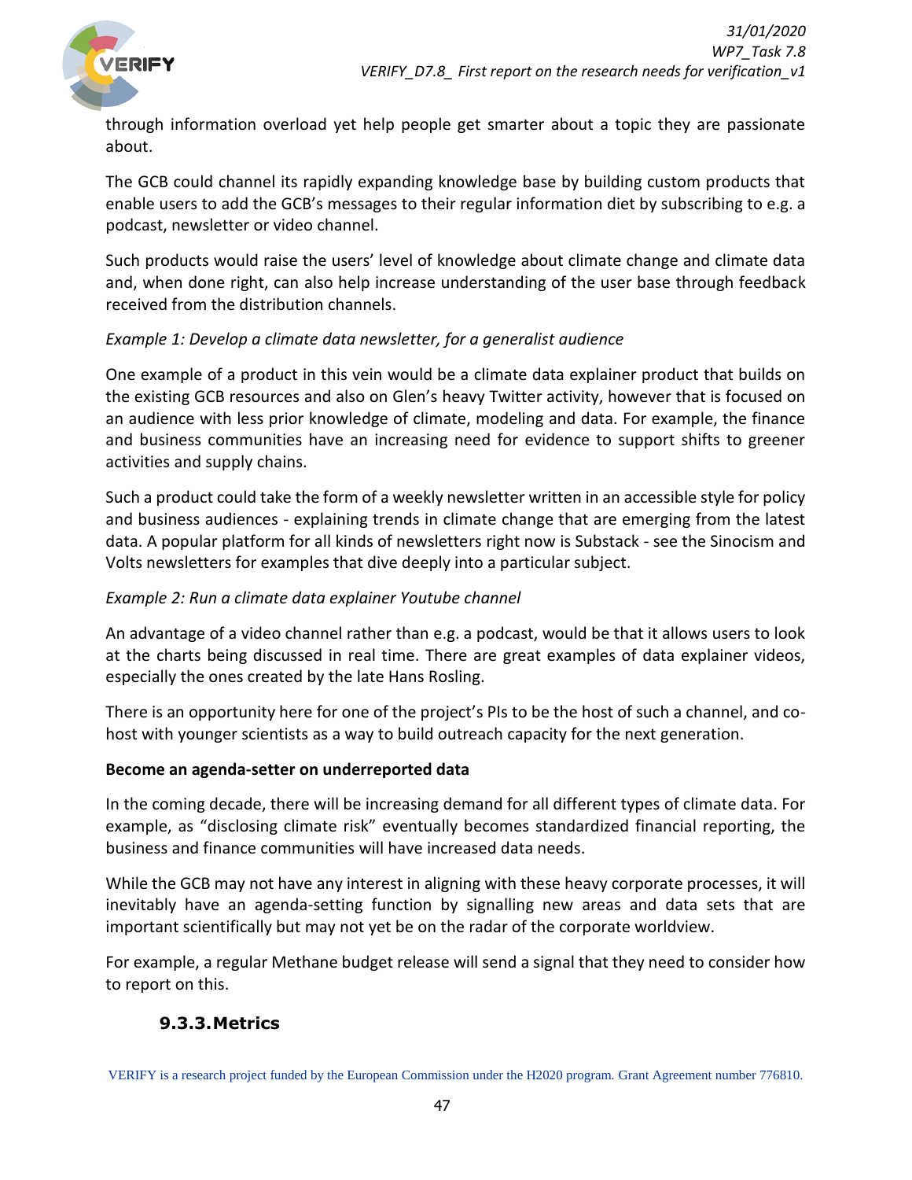through information overload yet help people get smarter about a topic they are passionate about.

The GCB could channel its rapidly expanding knowledge base by building custom products that enable users to add the GCB's messages to their regular information diet by subscribing to e.g. a podcast, newsletter or video channel.

Such products would raise the users' level of knowledge about climate change and climate data and, when done right, can also help increase understanding of the user base through feedback received from the distribution channels.

*Example 1: Develop a climate data newsletter, for a generalist audience*

One example of a product in this vein would be a climate data explainer product that builds on the existing GCB resources and also on Glen's heavy Twitter activity, however that is focused on an audience with less prior knowledge of climate, modeling and data. For example, the finance and business communities have an increasing need for evidence to support shifts to greener activities and supply chains.

Such a product could take the form of a weekly newsletter written in an accessible style for policy and business audiences - explaining trends in climate change that are emerging from the latest data. A popular platform for all kinds of newsletters right now is Substack - see the Sinocism and Volts newsletters for examples that dive deeply into a particular subject.

*Example 2: Run a climate data explainer Youtube channel*

An advantage of a video channel rather than e.g. a podcast, would be that it allows users to look at the charts being discussed in real time. There are great examples of data explainer videos, especially the ones created by the late Hans Rosling.

There is an opportunity here for one of the project's PIs to be the host of such a channel, and co-host with younger scientists as a way to build outreach capacity for the next generation.

**Become an agenda-setter on underreported data**

In the coming decade, there will be increasing demand for all different types of climate data. For example, as "disclosing climate risk" eventually becomes standardized financial reporting, the business and finance communities will have increased data needs.

While the GCB may not have any interest in aligning with these heavy corporate processes, it will inevitably have an agenda-setting function by signalling new areas and data sets that are important scientifically but may not yet be on the radar of the corporate worldview.

For example, a regular Methane budget release will send a signal that they need to consider how to report on this.

### 9.3.3. Metrics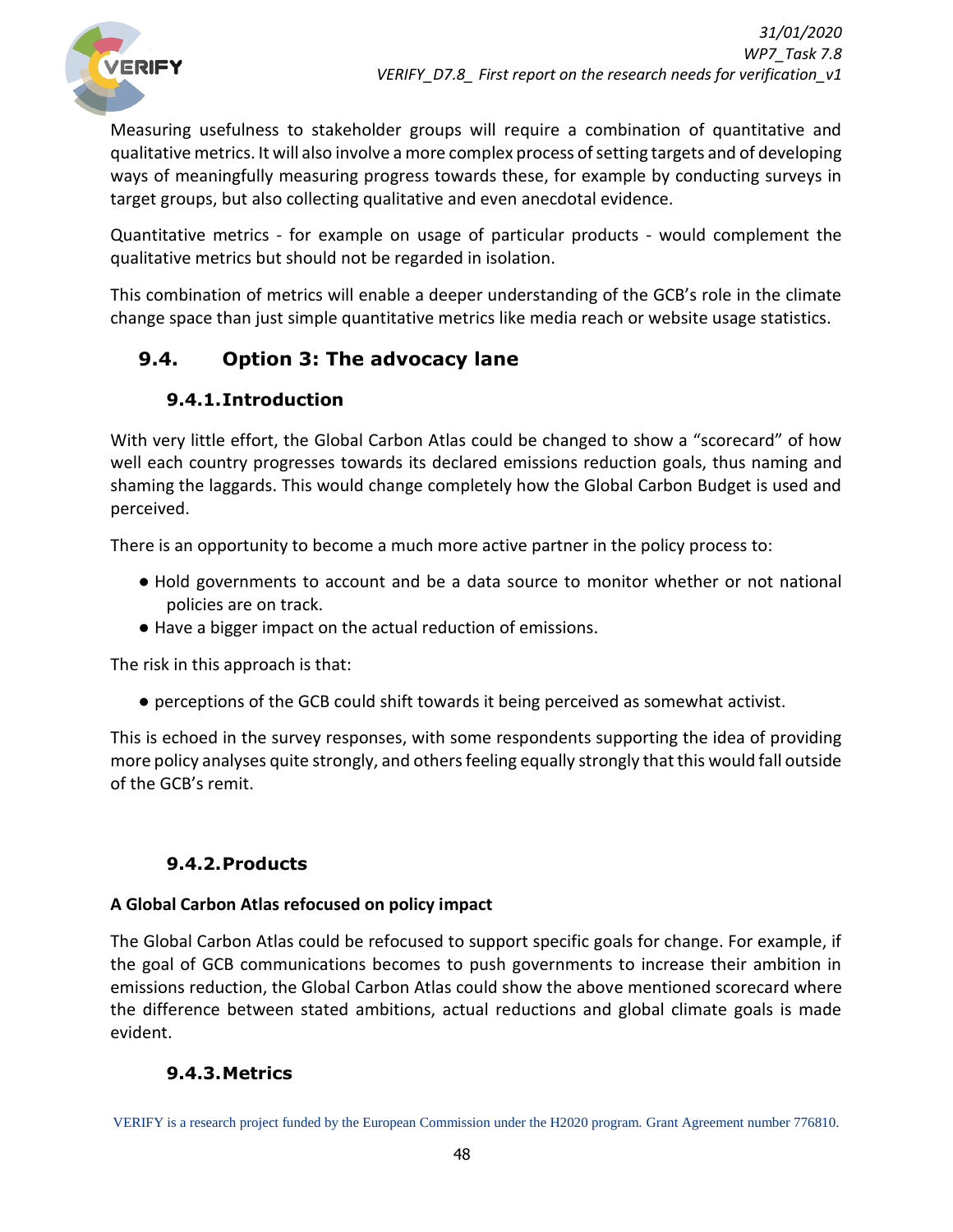Measuring usefulness to stakeholder groups will require a combination of quantitative and qualitative metrics. It will also involve a more complex process of setting targets and of developing ways of meaningfully measuring progress towards these, for example by conducting surveys in target groups, but also collecting qualitative and even anecdotal evidence.

Quantitative metrics - for example on usage of particular products - would complement the qualitative metrics but should not be regarded in isolation.

This combination of metrics will enable a deeper understanding of the GCB's role in the climate change space than just simple quantitative metrics like media reach or website usage statistics.

## 9.4. Option 3: The advocacy lane

### 9.4.1. Introduction

With very little effort, the Global Carbon Atlas could be changed to show a "scorecard" of how well each country progresses towards its declared emissions reduction goals, thus naming and shaming the laggards. This would change completely how the Global Carbon Budget is used and perceived.

There is an opportunity to become a much more active partner in the policy process to:

- Hold governments to account and be a data source to monitor whether or not national policies are on track.
- Have a bigger impact on the actual reduction of emissions.

The risk in this approach is that:

- perceptions of the GCB could shift towards it being perceived as somewhat activist.

This is echoed in the survey responses, with some respondents supporting the idea of providing more policy analyses quite strongly, and others feeling equally strongly that this would fall outside of the GCB's remit.

### 9.4.2. Products

**A Global Carbon Atlas refocused on policy impact**

The Global Carbon Atlas could be refocused to support specific goals for change. For example, if the goal of GCB communications becomes to push governments to increase their ambition in emissions reduction, the Global Carbon Atlas could show the above mentioned scorecard where the difference between stated ambitions, actual reductions and global climate goals is made evident.

### 9.4.3. Metrics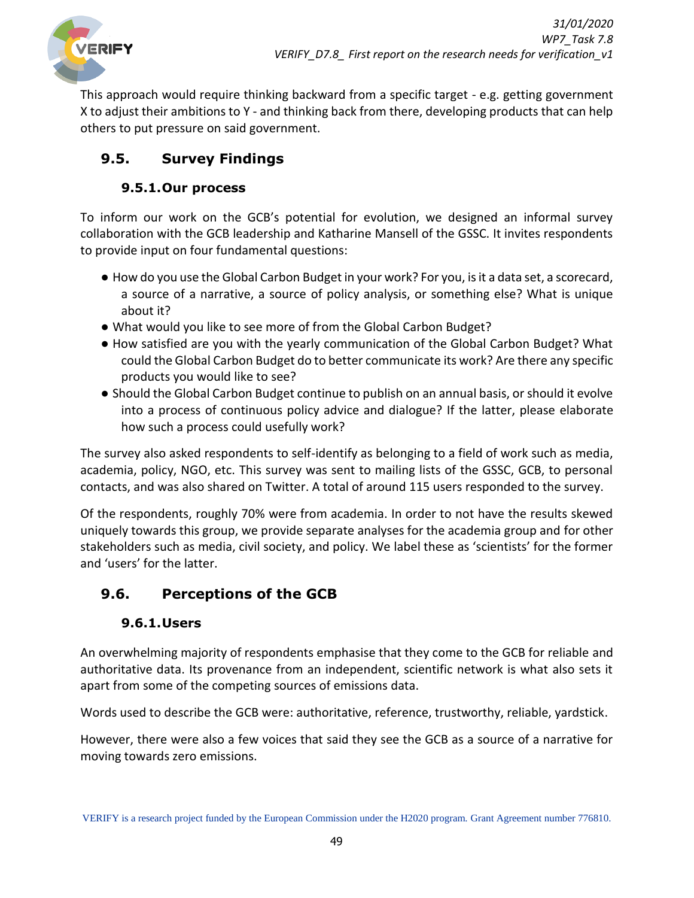This approach would require thinking backward from a specific target - e.g. getting government X to adjust their ambitions to Y - and thinking back from there, developing products that can help others to put pressure on said government.

## 9.5. Survey Findings

### 9.5.1. Our process

To inform our work on the GCB's potential for evolution, we designed an informal survey collaboration with the GCB leadership and Katharine Mansell of the GSSC. It invites respondents to provide input on four fundamental questions:

- How do you use the Global Carbon Budget in your work? For you, is it a data set, a scorecard, a source of a narrative, a source of policy analysis, or something else? What is unique about it?
- What would you like to see more of from the Global Carbon Budget?
- How satisfied are you with the yearly communication of the Global Carbon Budget? What could the Global Carbon Budget do to better communicate its work? Are there any specific products you would like to see?
- Should the Global Carbon Budget continue to publish on an annual basis, or should it evolve into a process of continuous policy advice and dialogue? If the latter, please elaborate how such a process could usefully work?

The survey also asked respondents to self-identify as belonging to a field of work such as media, academia, policy, NGO, etc. This survey was sent to mailing lists of the GSSC, GCB, to personal contacts, and was also shared on Twitter. A total of around 115 users responded to the survey.

Of the respondents, roughly 70% were from academia. In order to not have the results skewed uniquely towards this group, we provide separate analyses for the academia group and for other stakeholders such as media, civil society, and policy. We label these as 'scientists' for the former and 'users' for the latter.

## 9.6. Perceptions of the GCB

### 9.6.1. Users

An overwhelming majority of respondents emphasise that they come to the GCB for reliable and authoritative data. Its provenance from an independent, scientific network is what also sets it apart from some of the competing sources of emissions data.

Words used to describe the GCB were: authoritative, reference, trustworthy, reliable, yardstick.

However, there were also a few voices that said they see the GCB as a source of a narrative for moving towards zero emissions.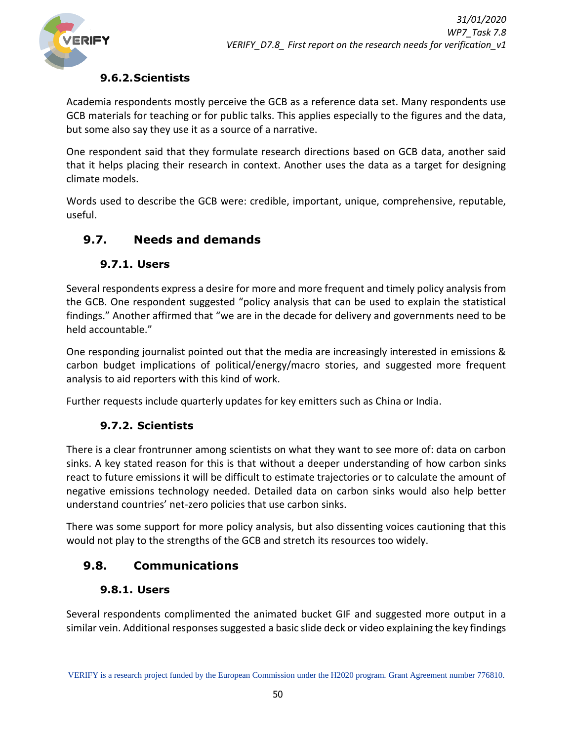### 9.6.2. Scientists

Academia respondents mostly perceive the GCB as a reference data set. Many respondents use GCB materials for teaching or for public talks. This applies especially to the figures and the data, but some also say they use it as a source of a narrative.

One respondent said that they formulate research directions based on GCB data, another said that it helps placing their research in context. Another uses the data as a target for designing climate models.

Words used to describe the GCB were: credible, important, unique, comprehensive, reputable, useful.

## 9.7. Needs and demands

### 9.7.1. Users

Several respondents express a desire for more and more frequent and timely policy analysis from the GCB. One respondent suggested “policy analysis that can be used to explain the statistical findings.” Another affirmed that “we are in the decade for delivery and governments need to be held accountable.”

One responding journalist pointed out that the media are increasingly interested in emissions & carbon budget implications of political/energy/macro stories, and suggested more frequent analysis to aid reporters with this kind of work.

Further requests include quarterly updates for key emitters such as China or India.

### 9.7.2. Scientists

There is a clear frontrunner among scientists on what they want to see more of: data on carbon sinks. A key stated reason for this is that without a deeper understanding of how carbon sinks react to future emissions it will be difficult to estimate trajectories or to calculate the amount of negative emissions technology needed. Detailed data on carbon sinks would also help better understand countries’ net-zero policies that use carbon sinks.

There was some support for more policy analysis, but also dissenting voices cautioning that this would not play to the strengths of the GCB and stretch its resources too widely.

## 9.8. Communications

### 9.8.1. Users

Several respondents complimented the animated bucket GIF and suggested more output in a similar vein. Additional responses suggested a basic slide deck or video explaining the key findings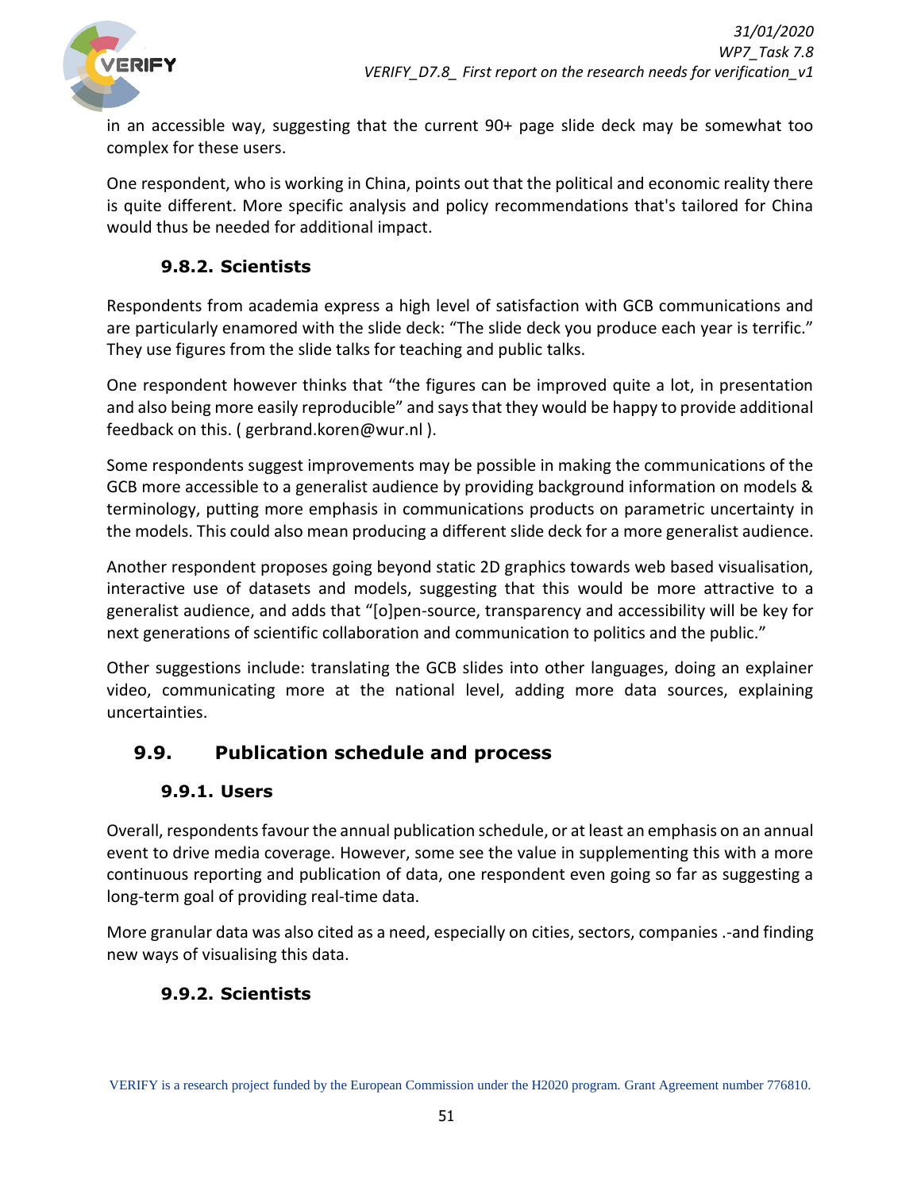in an accessible way, suggesting that the current 90+ page slide deck may be somewhat too complex for these users.

One respondent, who is working in China, points out that the political and economic reality there is quite different. More specific analysis and policy recommendations that's tailored for China would thus be needed for additional impact.

### 9.8.2. Scientists

Respondents from academia express a high level of satisfaction with GCB communications and are particularly enamored with the slide deck: "The slide deck you produce each year is terrific." They use figures from the slide talks for teaching and public talks.

One respondent however thinks that "the figures can be improved quite a lot, in presentation and also being more easily reproducible" and says that they would be happy to provide additional feedback on this. ( gerbrand.koren@wur.nl ).

Some respondents suggest improvements may be possible in making the communications of the GCB more accessible to a generalist audience by providing background information on models & terminology, putting more emphasis in communications products on parametric uncertainty in the models. This could also mean producing a different slide deck for a more generalist audience.

Another respondent proposes going beyond static 2D graphics towards web based visualisation, interactive use of datasets and models, suggesting that this would be more attractive to a generalist audience, and adds that "[o]pen-source, transparency and accessibility will be key for next generations of scientific collaboration and communication to politics and the public."

Other suggestions include: translating the GCB slides into other languages, doing an explainer video, communicating more at the national level, adding more data sources, explaining uncertainties.

## 9.9. Publication schedule and process

### 9.9.1. Users

Overall, respondents favour the annual publication schedule, or at least an emphasis on an annual event to drive media coverage. However, some see the value in supplementing this with a more continuous reporting and publication of data, one respondent even going so far as suggesting a long-term goal of providing real-time data.

More granular data was also cited as a need, especially on cities, sectors, companies .-and finding new ways of visualising this data.

### 9.9.2. Scientists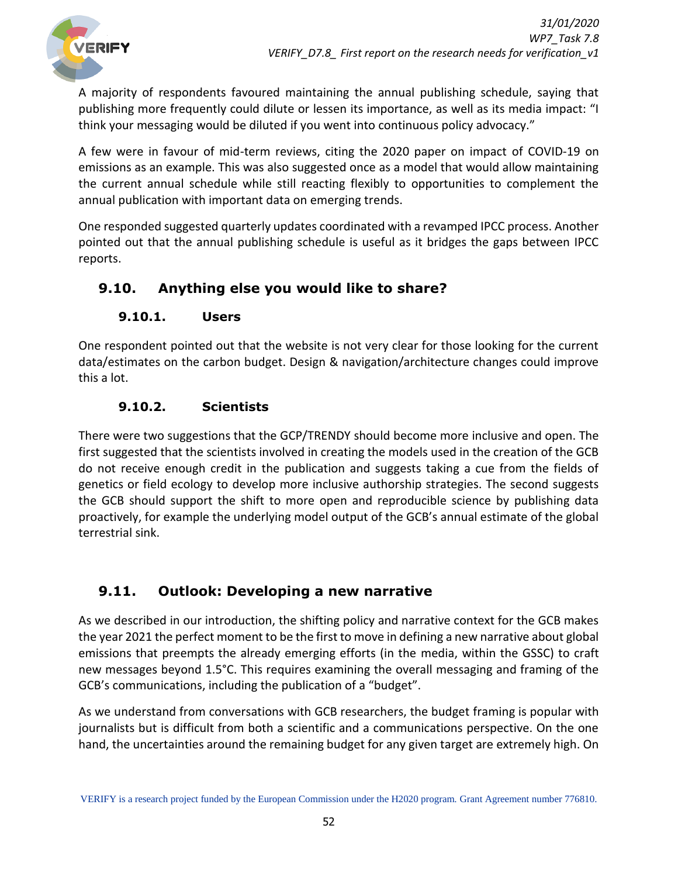A majority of respondents favoured maintaining the annual publishing schedule, saying that publishing more frequently could dilute or lessen its importance, as well as its media impact: "I think your messaging would be diluted if you went into continuous policy advocacy."

A few were in favour of mid-term reviews, citing the 2020 paper on impact of COVID-19 on emissions as an example. This was also suggested once as a model that would allow maintaining the current annual schedule while still reacting flexibly to opportunities to complement the annual publication with important data on emerging trends.

One responded suggested quarterly updates coordinated with a revamped IPCC process. Another pointed out that the annual publishing schedule is useful as it bridges the gaps between IPCC reports.

## 9.10. Anything else you would like to share?

### 9.10.1. Users

One respondent pointed out that the website is not very clear for those looking for the current data/estimates on the carbon budget. Design & navigation/architecture changes could improve this a lot.

### 9.10.2. Scientists

There were two suggestions that the GCP/TRENDY should become more inclusive and open. The first suggested that the scientists involved in creating the models used in the creation of the GCB do not receive enough credit in the publication and suggests taking a cue from the fields of genetics or field ecology to develop more inclusive authorship strategies. The second suggests the GCB should support the shift to more open and reproducible science by publishing data proactively, for example the underlying model output of the GCB's annual estimate of the global terrestrial sink.

## 9.11. Outlook: Developing a new narrative

As we described in our introduction, the shifting policy and narrative context for the GCB makes the year 2021 the perfect moment to be the first to move in defining a new narrative about global emissions that preempts the already emerging efforts (in the media, within the GSSC) to craft new messages beyond 1.5°C. This requires examining the overall messaging and framing of the GCB's communications, including the publication of a "budget".

As we understand from conversations with GCB researchers, the budget framing is popular with journalists but is difficult from both a scientific and a communications perspective. On the one hand, the uncertainties around the remaining budget for any given target are extremely high. On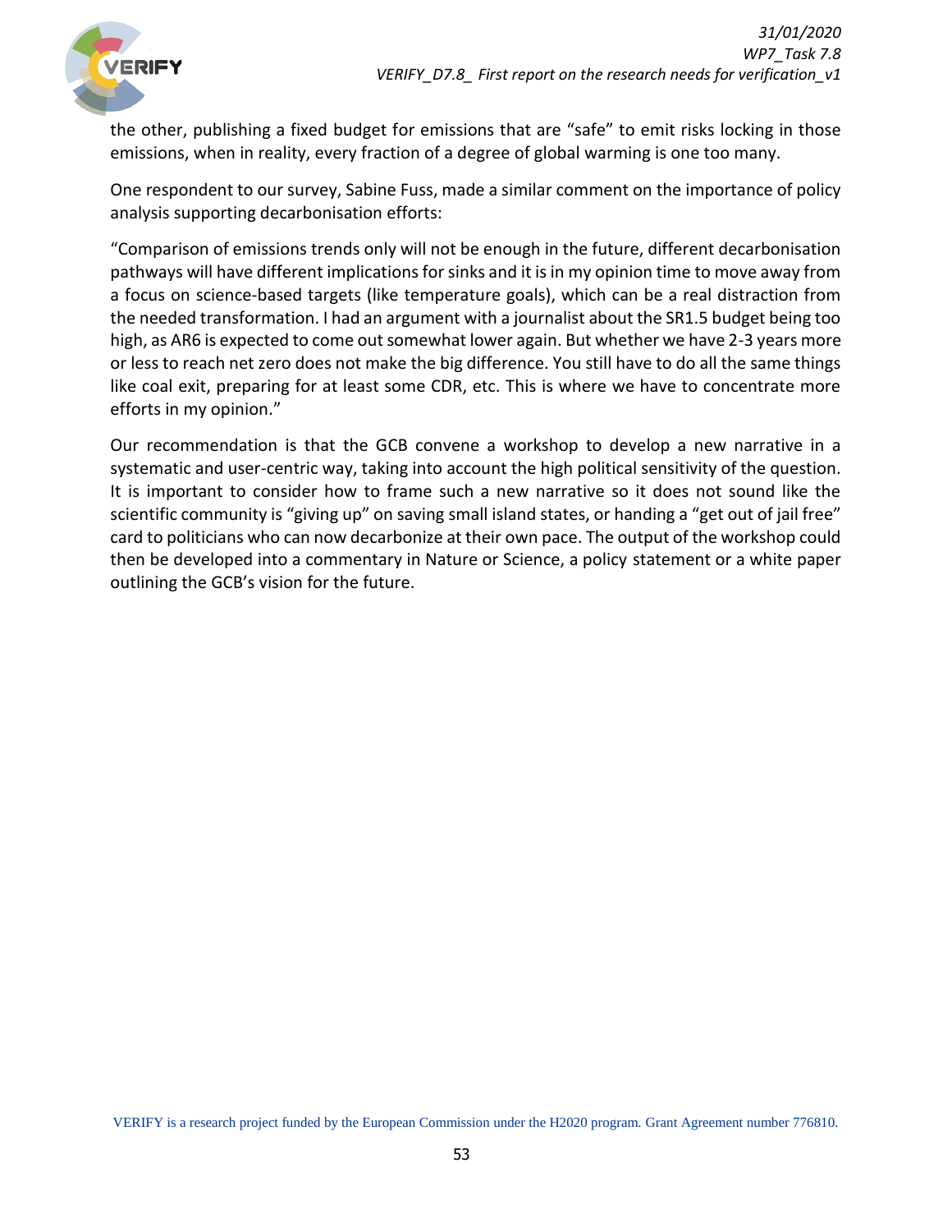the other, publishing a fixed budget for emissions that are "safe" to emit risks locking in those emissions, when in reality, every fraction of a degree of global warming is one too many.

One respondent to our survey, Sabine Fuss, made a similar comment on the importance of policy analysis supporting decarbonisation efforts:

"Comparison of emissions trends only will not be enough in the future, different decarbonisation pathways will have different implications for sinks and it is in my opinion time to move away from a focus on science-based targets (like temperature goals), which can be a real distraction from the needed transformation. I had an argument with a journalist about the SR1.5 budget being too high, as AR6 is expected to come out somewhat lower again. But whether we have 2-3 years more or less to reach net zero does not make the big difference. You still have to do all the same things like coal exit, preparing for at least some CDR, etc. This is where we have to concentrate more efforts in my opinion."

Our recommendation is that the GCB convene a workshop to develop a new narrative in a systematic and user-centric way, taking into account the high political sensitivity of the question. It is important to consider how to frame such a new narrative so it does not sound like the scientific community is "giving up" on saving small island states, or handing a "get out of jail free" card to politicians who can now decarbonize at their own pace. The output of the workshop could then be developed into a commentary in Nature or Science, a policy statement or a white paper outlining the GCB's vision for the future.